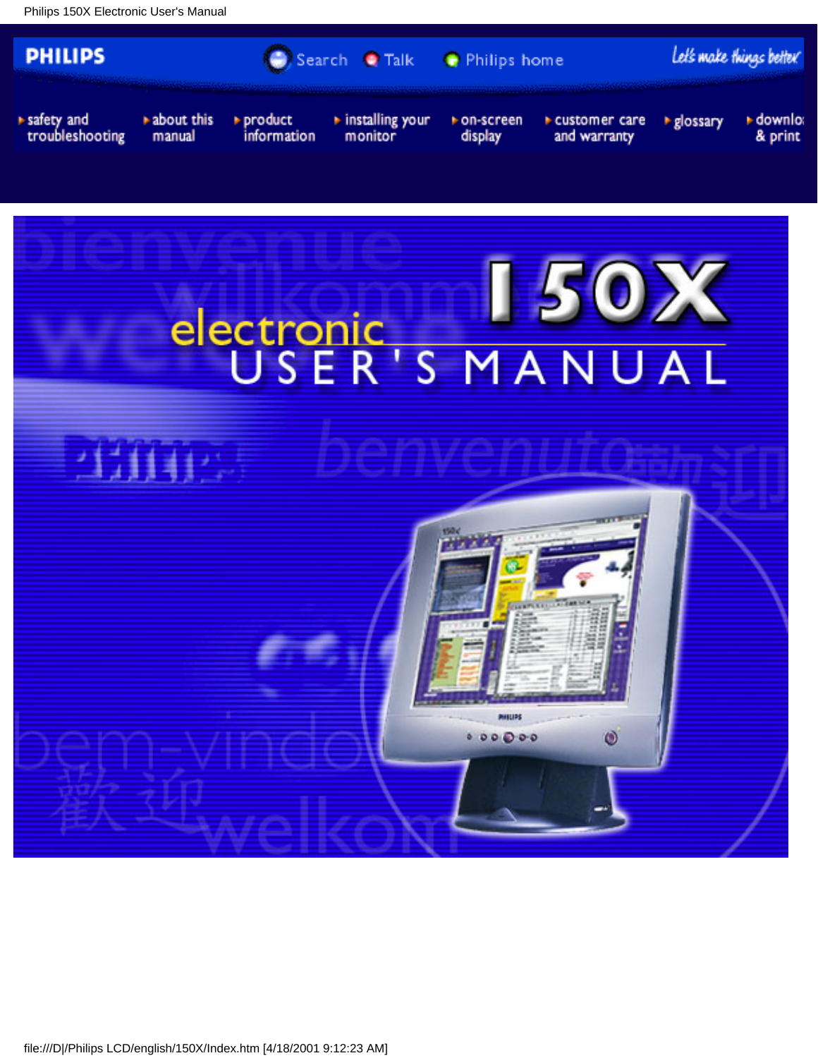PHILIPS

Search Talk Philips home

Let's make things better

- safety and troubleshooting
- about this manual
- product information
- installing your monitor
- on-screen display
- customer care and warranty
- glossary
- download & print

# 150X electronic USER'S MANUAL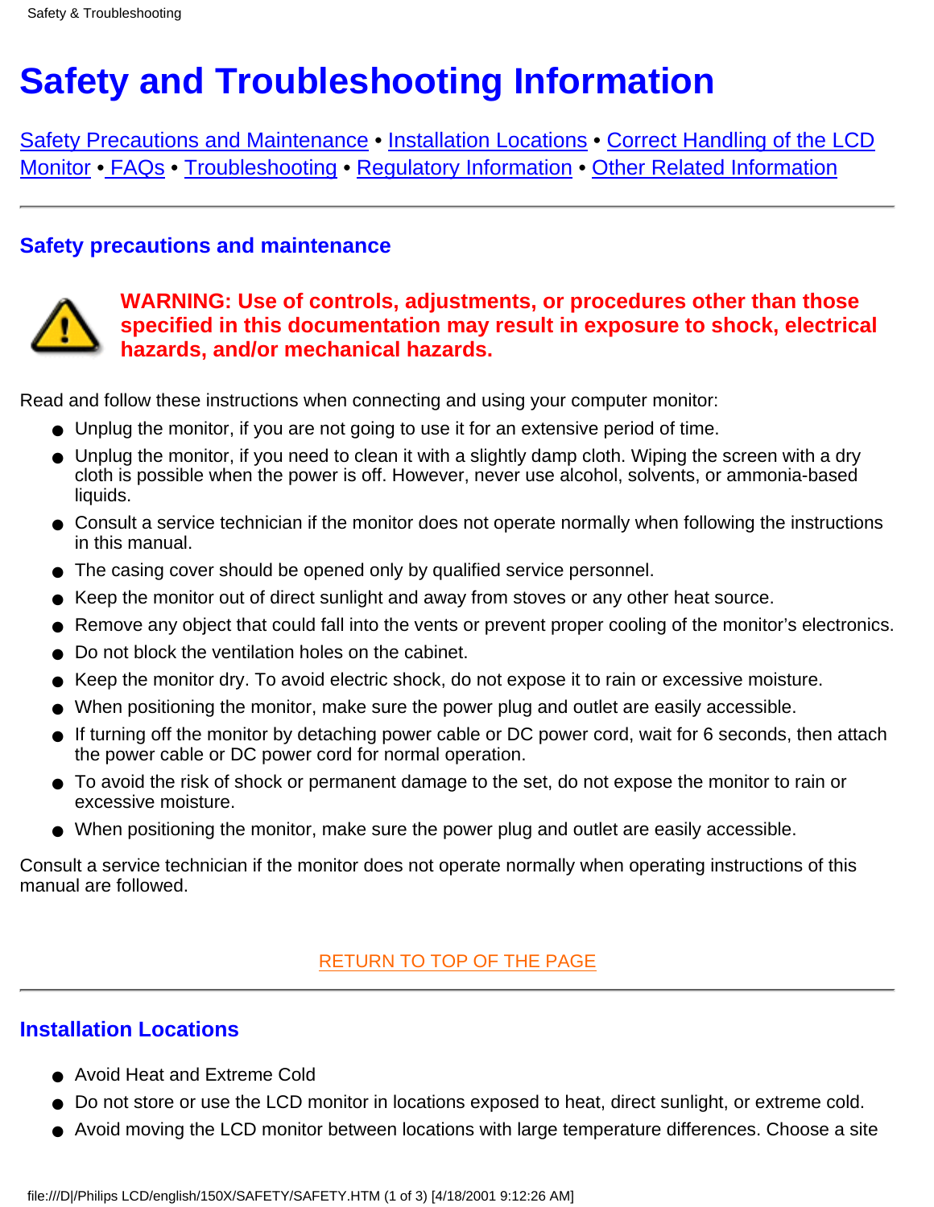# Safety and Troubleshooting Information

Safety Precautions and Maintenance • Installation Locations • Correct Handling of the LCD Monitor • FAQs • Troubleshooting • Regulatory Information • Other Related Information

## Safety precautions and maintenance

**WARNING: Use of controls, adjustments, or procedures other than those specified in this documentation may result in exposure to shock, electrical hazards, and/or mechanical hazards.**

Read and follow these instructions when connecting and using your computer monitor:

- Unplug the monitor, if you are not going to use it for an extensive period of time.
- Unplug the monitor, if you need to clean it with a slightly damp cloth. Wiping the screen with a dry cloth is possible when the power is off. However, never use alcohol, solvents, or ammonia-based liquids.
- Consult a service technician if the monitor does not operate normally when following the instructions in this manual.
- The casing cover should be opened only by qualified service personnel.
- Keep the monitor out of direct sunlight and away from stoves or any other heat source.
- Remove any object that could fall into the vents or prevent proper cooling of the monitor's electronics.
- Do not block the ventilation holes on the cabinet.
- Keep the monitor dry. To avoid electric shock, do not expose it to rain or excessive moisture.
- When positioning the monitor, make sure the power plug and outlet are easily accessible.
- If turning off the monitor by detaching power cable or DC power cord, wait for 6 seconds, then attach the power cable or DC power cord for normal operation.
- To avoid the risk of shock or permanent damage to the set, do not expose the monitor to rain or excessive moisture.
- When positioning the monitor, make sure the power plug and outlet are easily accessible.

Consult a service technician if the monitor does not operate normally when operating instructions of this manual are followed.

RETURN TO TOP OF THE PAGE

## Installation Locations

- Avoid Heat and Extreme Cold
- Do not store or use the LCD monitor in locations exposed to heat, direct sunlight, or extreme cold.
- Avoid moving the LCD monitor between locations with large temperature differences. Choose a site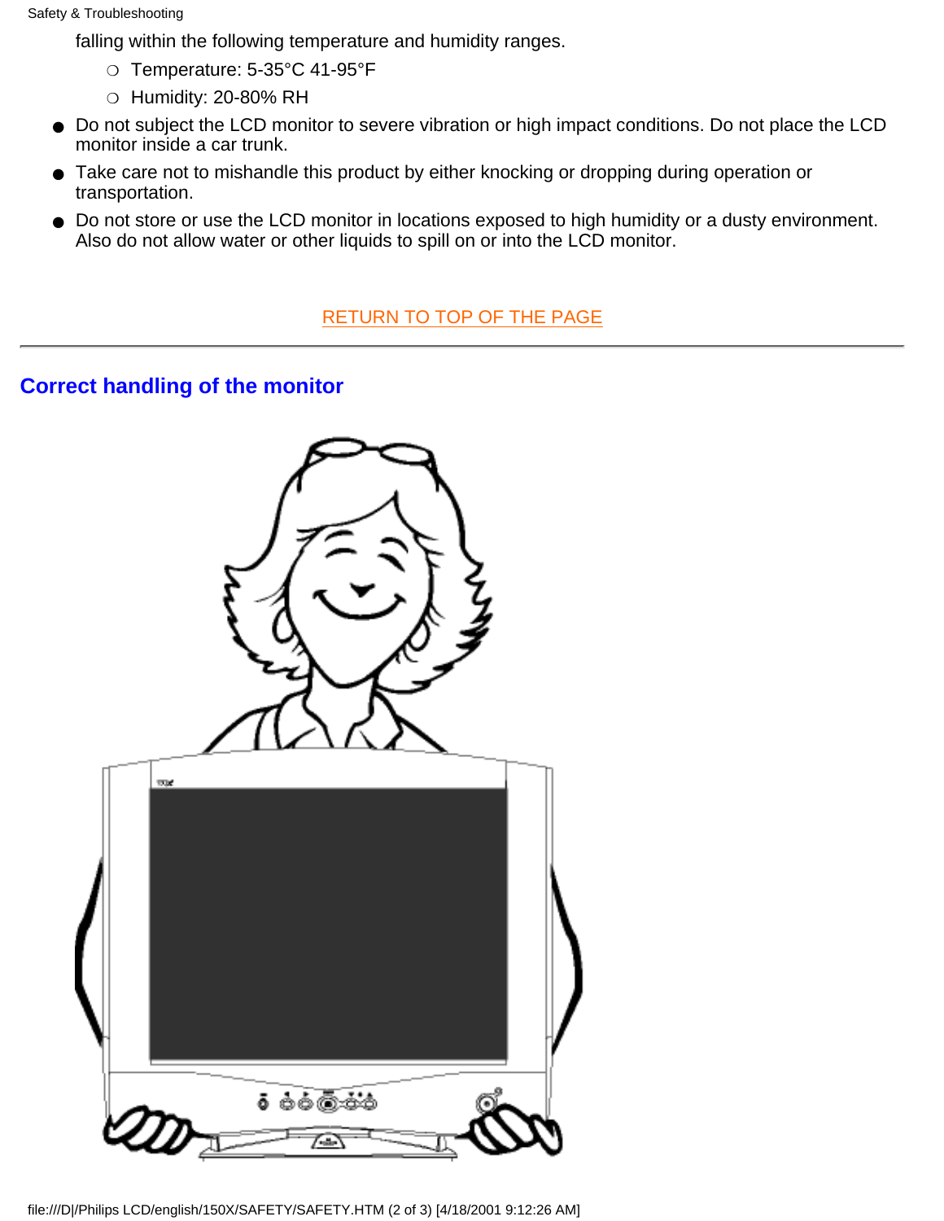falling within the following temperature and humidity ranges.

- Temperature: 5-35°C 41-95°F
- Humidity: 20-80% RH

- Do not subject the LCD monitor to severe vibration or high impact conditions. Do not place the LCD monitor inside a car trunk.
- Take care not to mishandle this product by either knocking or dropping during operation or transportation.
- Do not store or use the LCD monitor in locations exposed to high humidity or a dusty environment. Also do not allow water or other liquids to spill on or into the LCD monitor.

RETURN TO TOP OF THE PAGE

---

## Correct handling of the monitor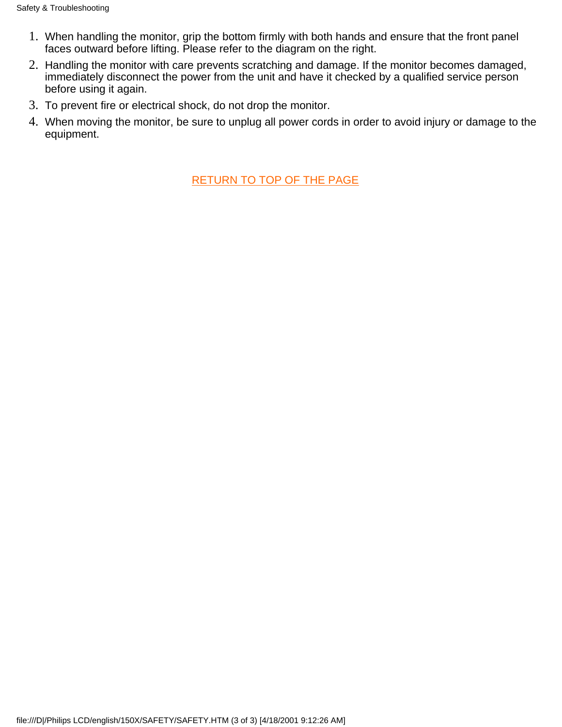1. When handling the monitor, grip the bottom firmly with both hands and ensure that the front panel faces outward before lifting. Please refer to the diagram on the right.
2. Handling the monitor with care prevents scratching and damage. If the monitor becomes damaged, immediately disconnect the power from the unit and have it checked by a qualified service person before using it again.
3. To prevent fire or electrical shock, do not drop the monitor.
4. When moving the monitor, be sure to unplug all power cords in order to avoid injury or damage to the equipment.

RETURN TO TOP OF THE PAGE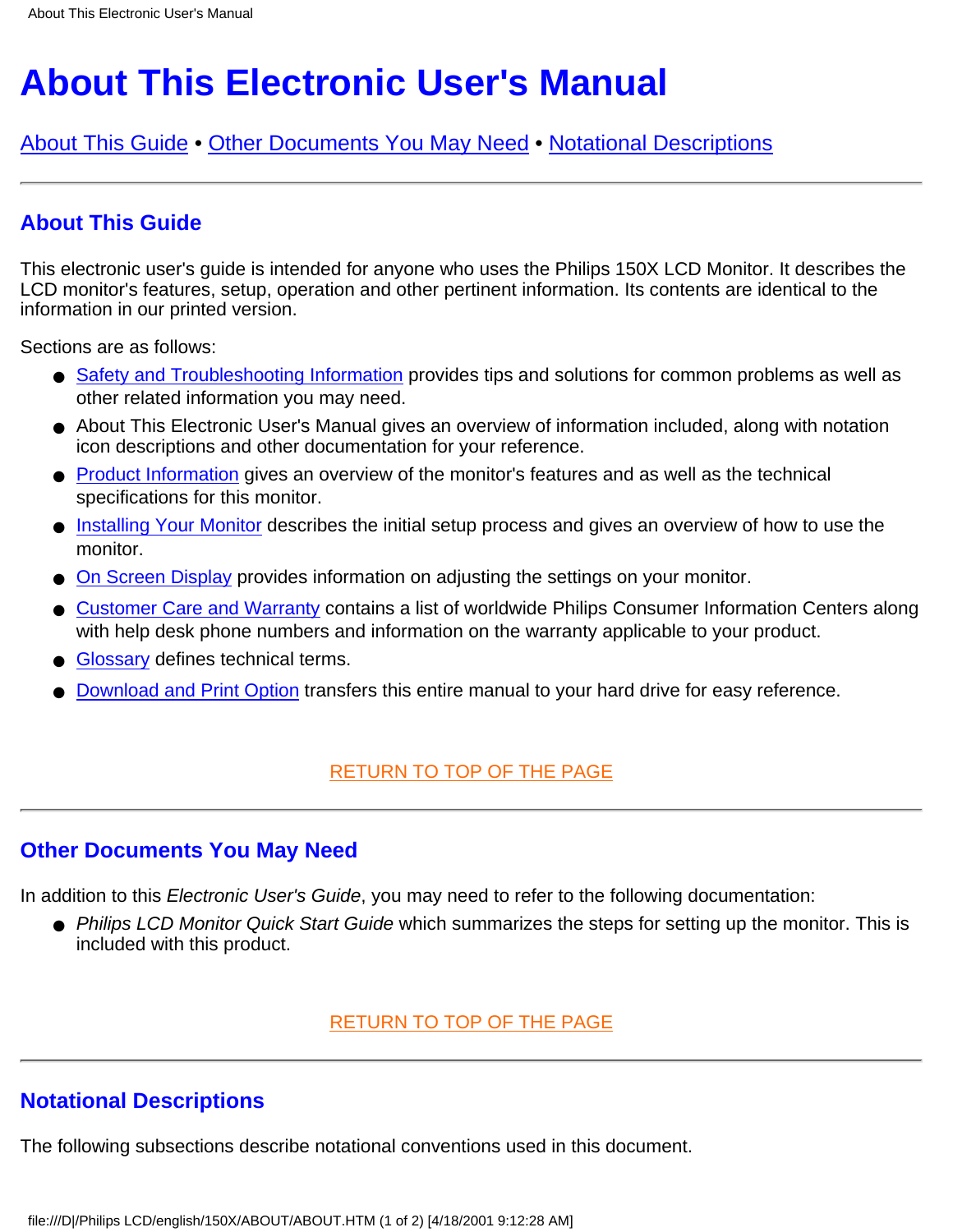# About This Electronic User's Manual

About This Guide • Other Documents You May Need • Notational Descriptions

---

## About This Guide

This electronic user's guide is intended for anyone who uses the Philips 150X LCD Monitor. It describes the LCD monitor's features, setup, operation and other pertinent information. Its contents are identical to the information in our printed version.

Sections are as follows:

- Safety and Troubleshooting Information provides tips and solutions for common problems as well as other related information you may need.
- About This Electronic User's Manual gives an overview of information included, along with notation icon descriptions and other documentation for your reference.
- Product Information gives an overview of the monitor's features and as well as the technical specifications for this monitor.
- Installing Your Monitor describes the initial setup process and gives an overview of how to use the monitor.
- On Screen Display provides information on adjusting the settings on your monitor.
- Customer Care and Warranty contains a list of worldwide Philips Consumer Information Centers along with help desk phone numbers and information on the warranty applicable to your product.
- Glossary defines technical terms.
- Download and Print Option transfers this entire manual to your hard drive for easy reference.

RETURN TO TOP OF THE PAGE

---

## Other Documents You May Need

In addition to this *Electronic User's Guide*, you may need to refer to the following documentation:

- *Philips LCD Monitor Quick Start Guide* which summarizes the steps for setting up the monitor. This is included with this product.

RETURN TO TOP OF THE PAGE

---

## Notational Descriptions

The following subsections describe notational conventions used in this document.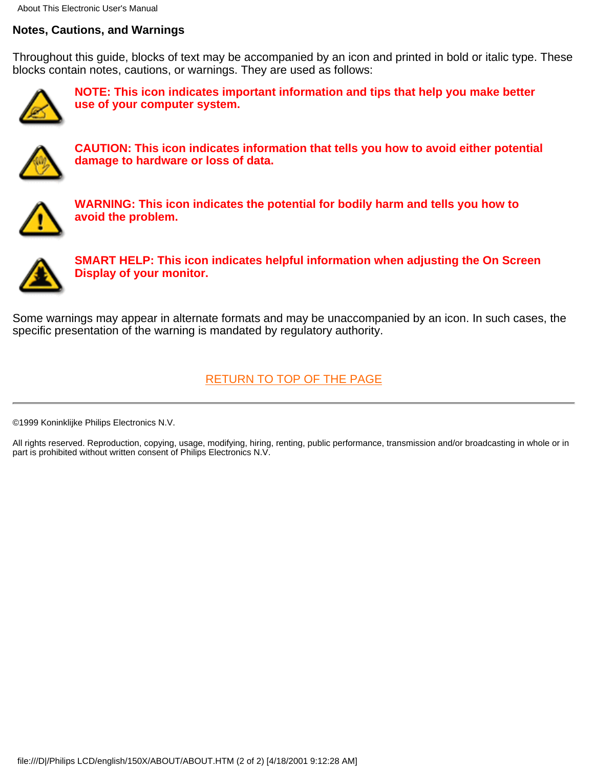## Notes, Cautions, and Warnings

Throughout this guide, blocks of text may be accompanied by an icon and printed in bold or italic type. These blocks contain notes, cautions, or warnings. They are used as follows:

**NOTE: This icon indicates important information and tips that help you make better use of your computer system.**

**CAUTION: This icon indicates information that tells you how to avoid either potential damage to hardware or loss of data.**

**WARNING: This icon indicates the potential for bodily harm and tells you how to avoid the problem.**

**SMART HELP: This icon indicates helpful information when adjusting the On Screen Display of your monitor.**

Some warnings may appear in alternate formats and may be unaccompanied by an icon. In such cases, the specific presentation of the warning is mandated by regulatory authority.

RETURN TO TOP OF THE PAGE

---

©1999 Koninklijke Philips Electronics N.V.

All rights reserved. Reproduction, copying, usage, modifying, hiring, renting, public performance, transmission and/or broadcasting in whole or in part is prohibited without written consent of Philips Electronics N.V.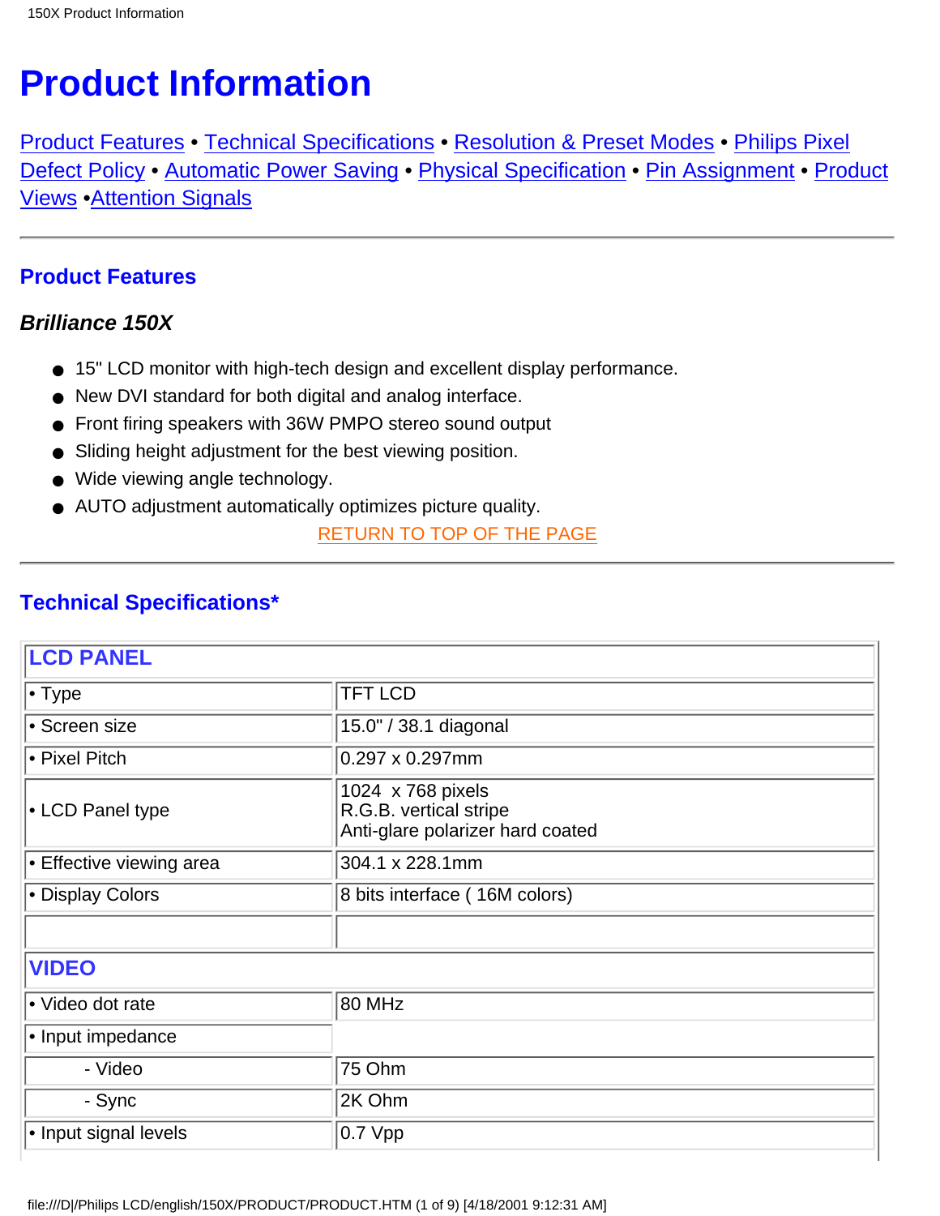# Product Information

Product Features • Technical Specifications • Resolution & Preset Modes • Philips Pixel Defect Policy • Automatic Power Saving • Physical Specification • Pin Assignment • Product Views •Attention Signals

---

## Product Features

### *Brilliance 150X*

- 15" LCD monitor with high-tech design and excellent display performance.
- New DVI standard for both digital and analog interface.
- Front firing speakers with 36W PMPO stereo sound output
- Sliding height adjustment for the best viewing position.
- Wide viewing angle technology.
- AUTO adjustment automatically optimizes picture quality.

RETURN TO TOP OF THE PAGE

---

## Technical Specifications*

| LCD PANEL | |
|---|---|
| • Type | TFT LCD |
| • Screen size | 15.0" / 38.1 diagonal |
| • Pixel Pitch | 0.297 x 0.297mm |
| • LCD Panel type | 1024 x 768 pixels<br>R.G.B. vertical stripe<br>Anti-glare polarizer hard coated |
| • Effective viewing area | 304.1 x 228.1mm |
| • Display Colors | 8 bits interface ( 16M colors) |
| | |
| **VIDEO** | |
| • Video dot rate | 80 MHz |
| • Input impedance | |
| - Video | 75 Ohm |
| - Sync | 2K Ohm |
| • Input signal levels | 0.7 Vpp |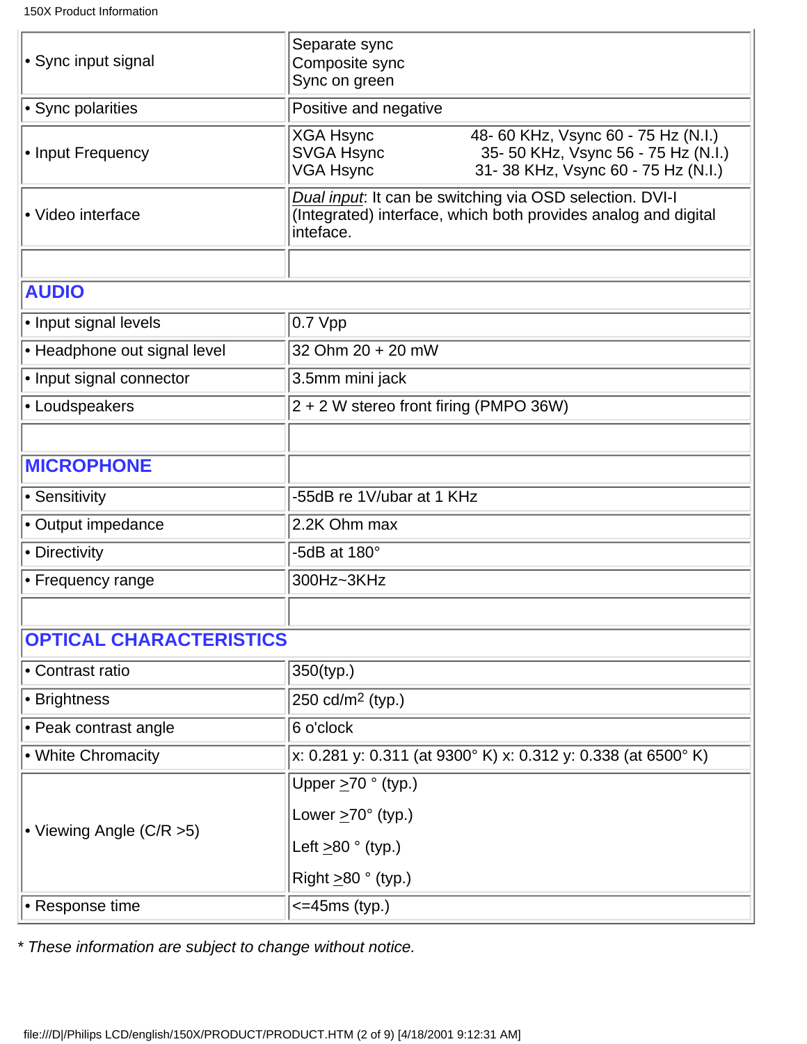| | |
|---|---|
| • Sync input signal | Separate sync<br>Composite sync<br>Sync on green |
| • Sync polarities | Positive and negative |
| • Input Frequency | XGA Hsync 48- 60 KHz, Vsync 60 - 75 Hz (N.I.)<br>SVGA Hsync 35- 50 KHz, Vsync 56 - 75 Hz (N.I.)<br>VGA Hsync 31- 38 KHz, Vsync 60 - 75 Hz (N.I.) |
| • Video interface | *Dual input*: It can be switching via OSD selection. DVI-I (Integrated) interface, which both provides analog and digital inteface. |
| | |
| **AUDIO** | |
| • Input signal levels | 0.7 Vpp |
| • Headphone out signal level | 32 Ohm 20 + 20 mW |
| • Input signal connector | 3.5mm mini jack |
| • Loudspeakers | 2 + 2 W stereo front firing (PMPO 36W) |
| | |
| **MICROPHONE** | |
| • Sensitivity | -55dB re 1V/ubar at 1 KHz |
| • Output impedance | 2.2K Ohm max |
| • Directivity | -5dB at 180° |
| • Frequency range | 300Hz~3KHz |
| | |
| **OPTICAL CHARACTERISTICS** | |
| • Contrast ratio | 350(typ.) |
| • Brightness | 250 cd/m$^2$ (typ.) |
| • Peak contrast angle | 6 o'clock |
| • White Chromacity | x: 0.281 y: 0.311 (at 9300° K) x: 0.312 y: 0.338 (at 6500° K) |
| • Viewing Angle (C/R >5) | Upper ≥70 ° (typ.)<br>Lower ≥70° (typ.)<br>Left ≥80 ° (typ.)<br>Right ≥80 ° (typ.) |
| • Response time | <=45ms (typ.) |

*\* These information are subject to change without notice.*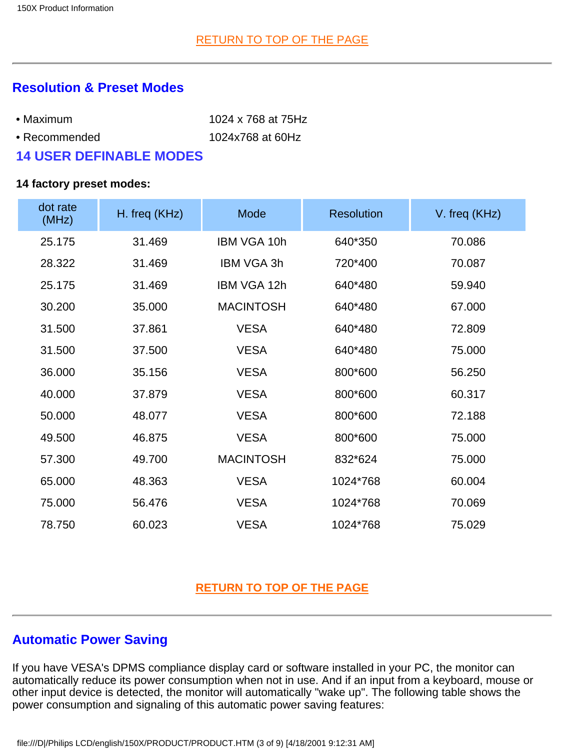RETURN TO TOP OF THE PAGE

---

## Resolution & Preset Modes

- Maximum 1024 x 768 at 75Hz
- Recommended 1024x768 at 60Hz

### 14 USER DEFINABLE MODES

**14 factory preset modes:**

| dot rate (MHz) | H. freq (KHz) | Mode | Resolution | V. freq (KHz) |
|---|---|---|---|---|
| 25.175 | 31.469 | IBM VGA 10h | 640*350 | 70.086 |
| 28.322 | 31.469 | IBM VGA 3h | 720*400 | 70.087 |
| 25.175 | 31.469 | IBM VGA 12h | 640*480 | 59.940 |
| 30.200 | 35.000 | MACINTOSH | 640*480 | 67.000 |
| 31.500 | 37.861 | VESA | 640*480 | 72.809 |
| 31.500 | 37.500 | VESA | 640*480 | 75.000 |
| 36.000 | 35.156 | VESA | 800*600 | 56.250 |
| 40.000 | 37.879 | VESA | 800*600 | 60.317 |
| 50.000 | 48.077 | VESA | 800*600 | 72.188 |
| 49.500 | 46.875 | VESA | 800*600 | 75.000 |
| 57.300 | 49.700 | MACINTOSH | 832*624 | 75.000 |
| 65.000 | 48.363 | VESA | 1024*768 | 60.004 |
| 75.000 | 56.476 | VESA | 1024*768 | 70.069 |
| 78.750 | 60.023 | VESA | 1024*768 | 75.029 |

**RETURN TO TOP OF THE PAGE**

---

## Automatic Power Saving

If you have VESA's DPMS compliance display card or software installed in your PC, the monitor can automatically reduce its power consumption when not in use. And if an input from a keyboard, mouse or other input device is detected, the monitor will automatically "wake up". The following table shows the power consumption and signaling of this automatic power saving features: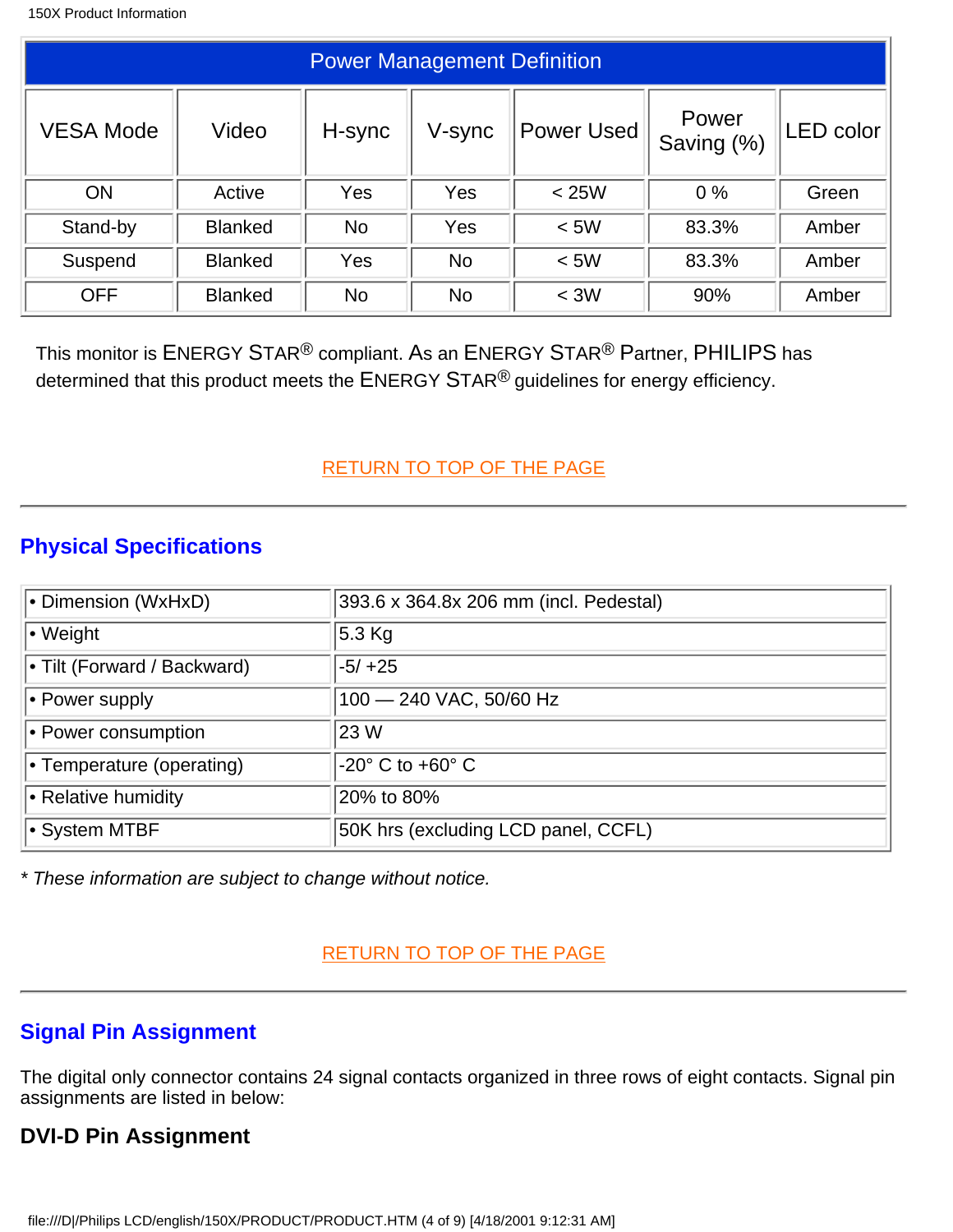| Power Management Definition | | | | | | |
|---|---|---|---|---|---|---|
| VESA Mode | Video | H-sync | V-sync | Power Used | Power Saving (%) | LED color |
| ON | Active | Yes | Yes | < 25W | 0 % | Green |
| Stand-by | Blanked | No | Yes | < 5W | 83.3% | Amber |
| Suspend | Blanked | Yes | No | < 5W | 83.3% | Amber |
| OFF | Blanked | No | No | < 3W | 90% | Amber |

This monitor is ENERGY STAR® compliant. As an ENERGY STAR® Partner, PHILIPS has determined that this product meets the ENERGY STAR® guidelines for energy efficiency.

RETURN TO TOP OF THE PAGE

---

## Physical Specifications

| | |
|---|---|
| • Dimension (WxHxD) | 393.6 x 364.8x 206 mm (incl. Pedestal) |
| • Weight | 5.3 Kg |
| • Tilt (Forward / Backward) | -5/ +25 |
| • Power supply | 100 — 240 VAC, 50/60 Hz |
| • Power consumption | 23 W |
| • Temperature (operating) | -20° C to +60° C |
| • Relative humidity | 20% to 80% |
| • System MTBF | 50K hrs (excluding LCD panel, CCFL) |

*\* These information are subject to change without notice.*

RETURN TO TOP OF THE PAGE

---

## Signal Pin Assignment

The digital only connector contains 24 signal contacts organized in three rows of eight contacts. Signal pin assignments are listed in below:

### DVI-D Pin Assignment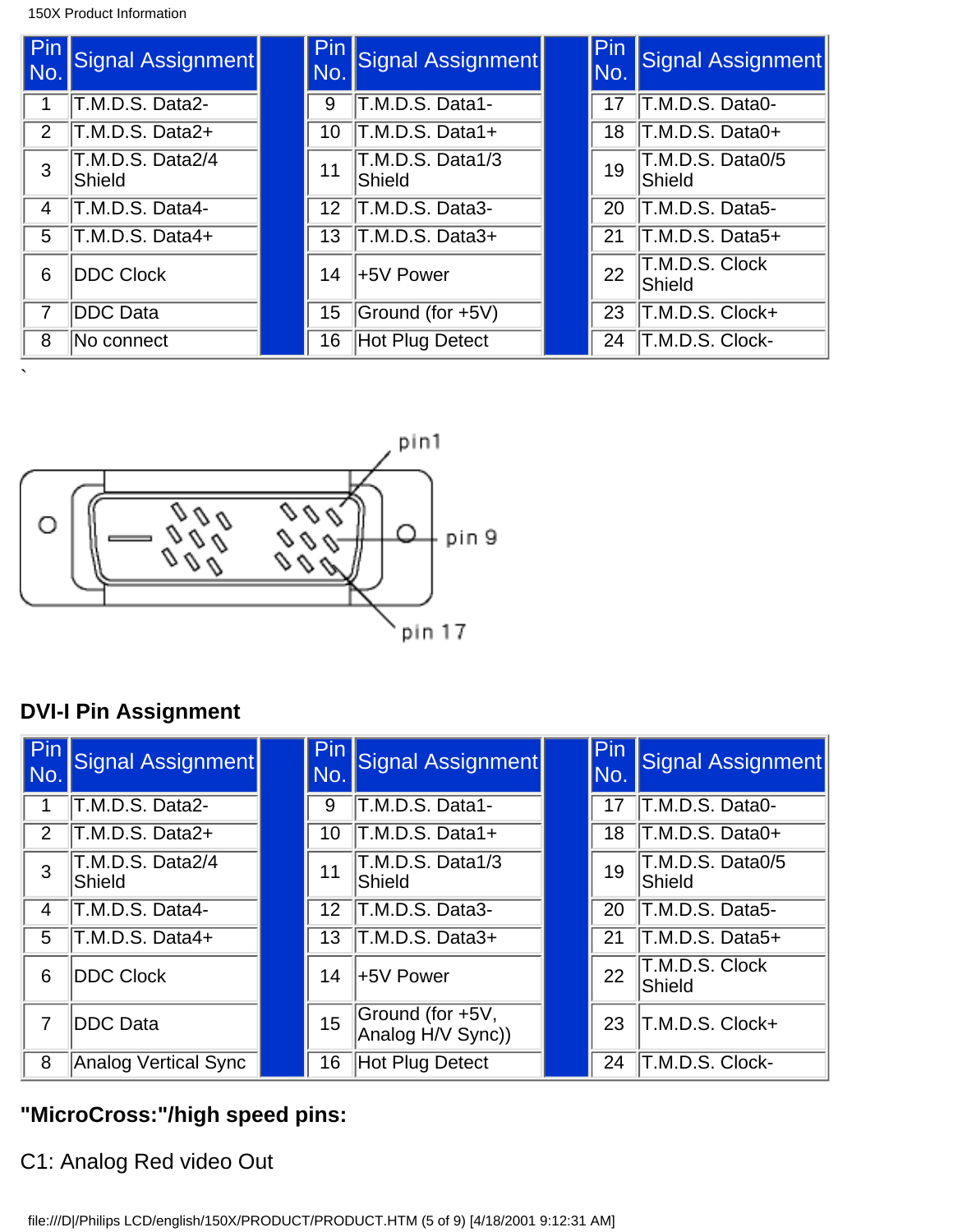| Pin No. | Signal Assignment | | Pin No. | Signal Assignment | | Pin No. | Signal Assignment |
|---|---|---|---|---|---|---|---|
| 1 | T.M.D.S. Data2- | | 9 | T.M.D.S. Data1- | | 17 | T.M.D.S. Data0- |
| 2 | T.M.D.S. Data2+ | | 10 | T.M.D.S. Data1+ | | 18 | T.M.D.S. Data0+ |
| 3 | T.M.D.S. Data2/4 Shield | | 11 | T.M.D.S. Data1/3 Shield | | 19 | T.M.D.S. Data0/5 Shield |
| 4 | T.M.D.S. Data4- | | 12 | T.M.D.S. Data3- | | 20 | T.M.D.S. Data5- |
| 5 | T.M.D.S. Data4+ | | 13 | T.M.D.S. Data3+ | | 21 | T.M.D.S. Data5+ |
| 6 | DDC Clock | | 14 | +5V Power | | 22 | T.M.D.S. Clock Shield |
| 7 | DDC Data | | 15 | Ground (for +5V) | | 23 | T.M.D.S. Clock+ |
| 8 | No connect | | 16 | Hot Plug Detect | | 24 | T.M.D.S. Clock- |

`

pin1

pin 9

pin 17

## DVI-I Pin Assignment

| Pin No. | Signal Assignment | | Pin No. | Signal Assignment | | Pin No. | Signal Assignment |
|---|---|---|---|---|---|---|---|
| 1 | T.M.D.S. Data2- | | 9 | T.M.D.S. Data1- | | 17 | T.M.D.S. Data0- |
| 2 | T.M.D.S. Data2+ | | 10 | T.M.D.S. Data1+ | | 18 | T.M.D.S. Data0+ |
| 3 | T.M.D.S. Data2/4 Shield | | 11 | T.M.D.S. Data1/3 Shield | | 19 | T.M.D.S. Data0/5 Shield |
| 4 | T.M.D.S. Data4- | | 12 | T.M.D.S. Data3- | | 20 | T.M.D.S. Data5- |
| 5 | T.M.D.S. Data4+ | | 13 | T.M.D.S. Data3+ | | 21 | T.M.D.S. Data5+ |
| 6 | DDC Clock | | 14 | +5V Power | | 22 | T.M.D.S. Clock Shield |
| 7 | DDC Data | | 15 | Ground (for +5V, Analog H/V Sync)) | | 23 | T.M.D.S. Clock+ |
| 8 | Analog Vertical Sync | | 16 | Hot Plug Detect | | 24 | T.M.D.S. Clock- |

**"MicroCross:"/high speed pins:**

C1: Analog Red video Out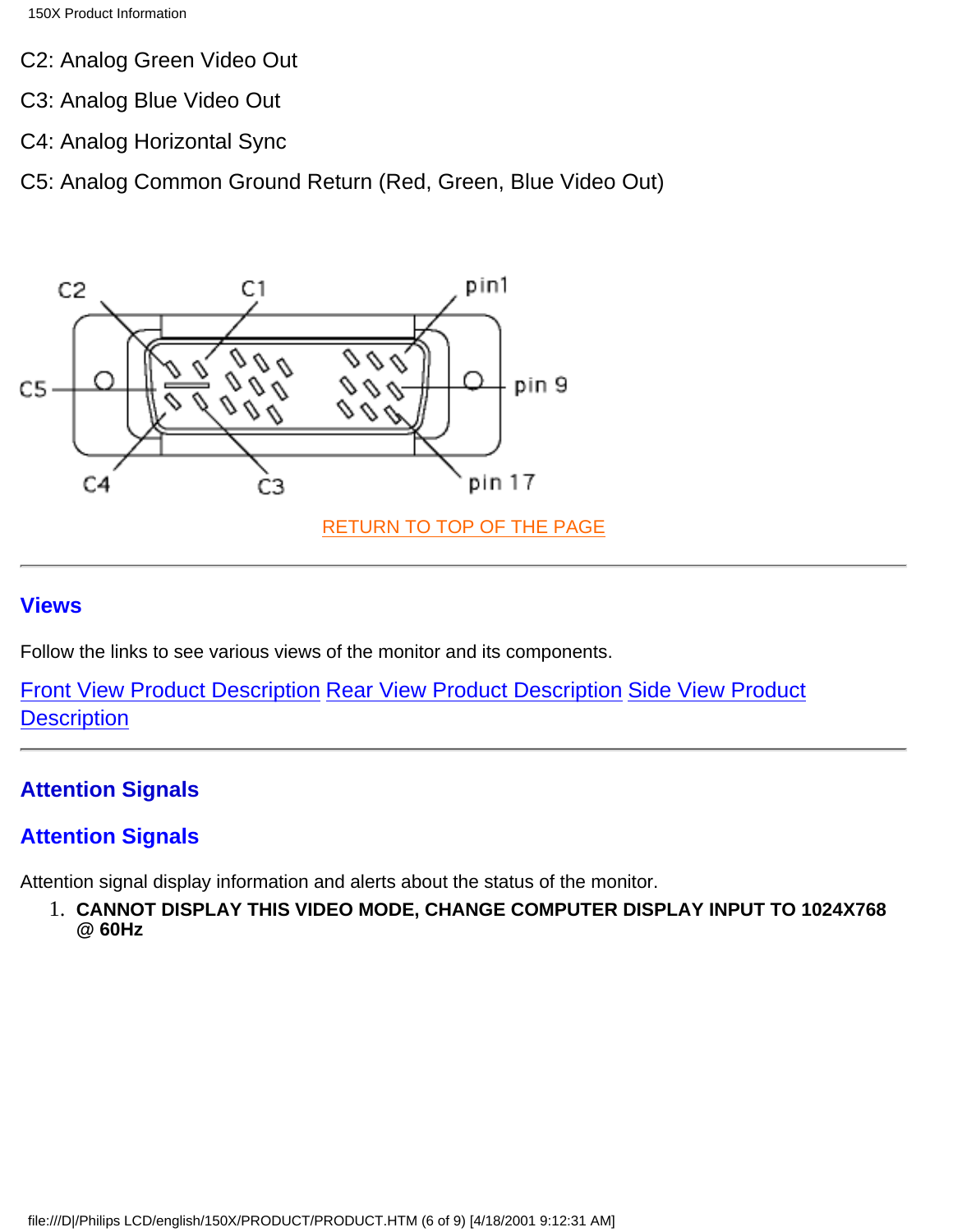C2: Analog Green Video Out

C3: Analog Blue Video Out

C4: Analog Horizontal Sync

C5: Analog Common Ground Return (Red, Green, Blue Video Out)

RETURN TO TOP OF THE PAGE

---

## Views

Follow the links to see various views of the monitor and its components.

Front View Product Description Rear View Product Description Side View Product Description

---

## Attention Signals

## Attention Signals

Attention signal display information and alerts about the status of the monitor.

1. **CANNOT DISPLAY THIS VIDEO MODE, CHANGE COMPUTER DISPLAY INPUT TO 1024X768 @ 60Hz**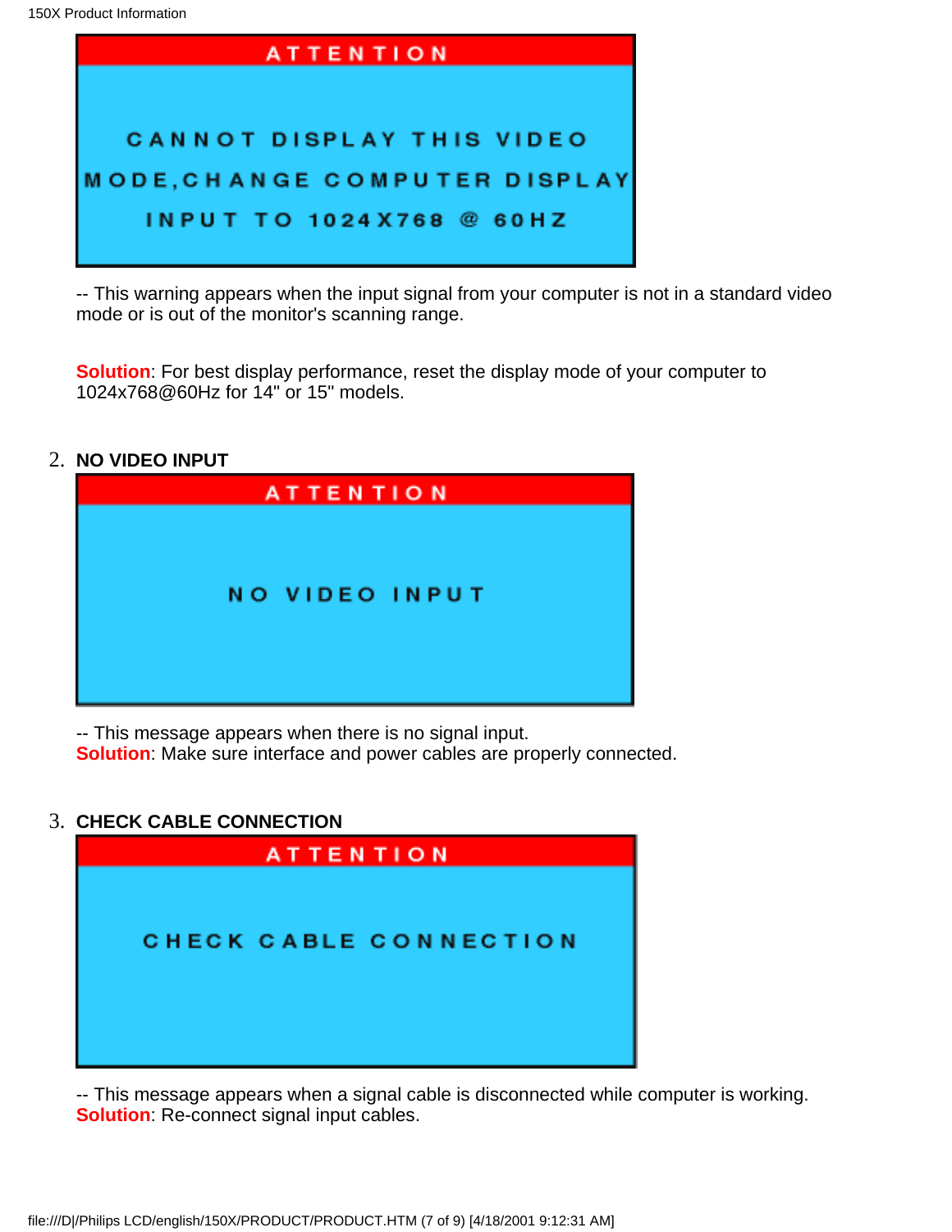**ATTENTION**

**CANNOT DISPLAY THIS VIDEO MODE,CHANGE COMPUTER DISPLAY INPUT TO 1024X768 @ 60HZ**

-- This warning appears when the input signal from your computer is not in a standard video mode or is out of the monitor's scanning range.

**Solution**: For best display performance, reset the display mode of your computer to 1024x768@60Hz for 14" or 15" models.

2. **NO VIDEO INPUT**

**ATTENTION**

**NO VIDEO INPUT**

-- This message appears when there is no signal input.
**Solution**: Make sure interface and power cables are properly connected.

3. **CHECK CABLE CONNECTION**

**ATTENTION**

**CHECK CABLE CONNECTION**

-- This message appears when a signal cable is disconnected while computer is working.
**Solution**: Re-connect signal input cables.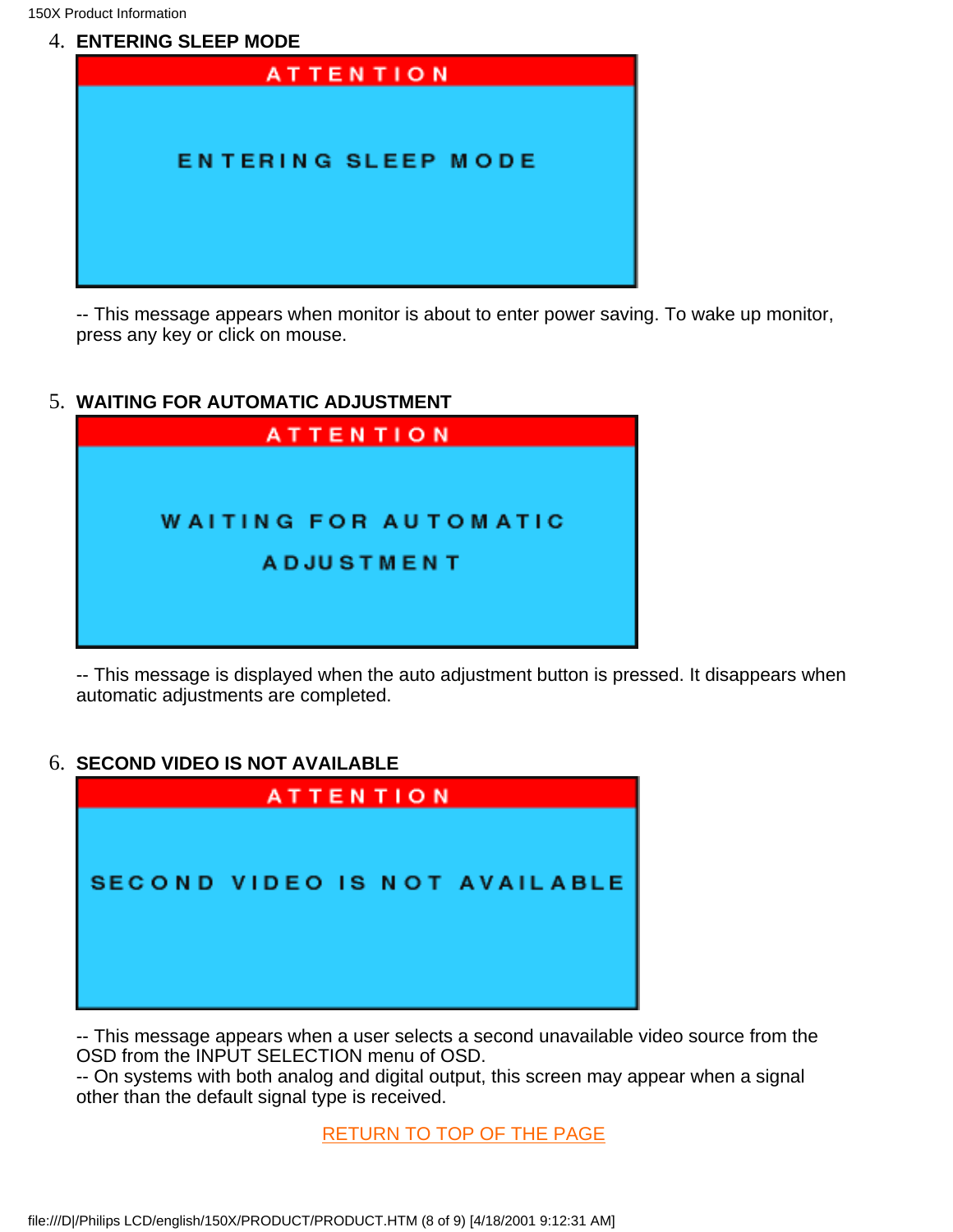4. **ENTERING SLEEP MODE**

ATTENTION

ENTERING SLEEP MODE

-- This message appears when monitor is about to enter power saving. To wake up monitor, press any key or click on mouse.

5. **WAITING FOR AUTOMATIC ADJUSTMENT**

ATTENTION

WAITING FOR AUTOMATIC ADJUSTMENT

-- This message is displayed when the auto adjustment button is pressed. It disappears when automatic adjustments are completed.

6. **SECOND VIDEO IS NOT AVAILABLE**

ATTENTION

SECOND VIDEO IS NOT AVAILABLE

-- This message appears when a user selects a second unavailable video source from the OSD from the INPUT SELECTION menu of OSD.
-- On systems with both analog and digital output, this screen may appear when a signal other than the default signal type is received.

RETURN TO TOP OF THE PAGE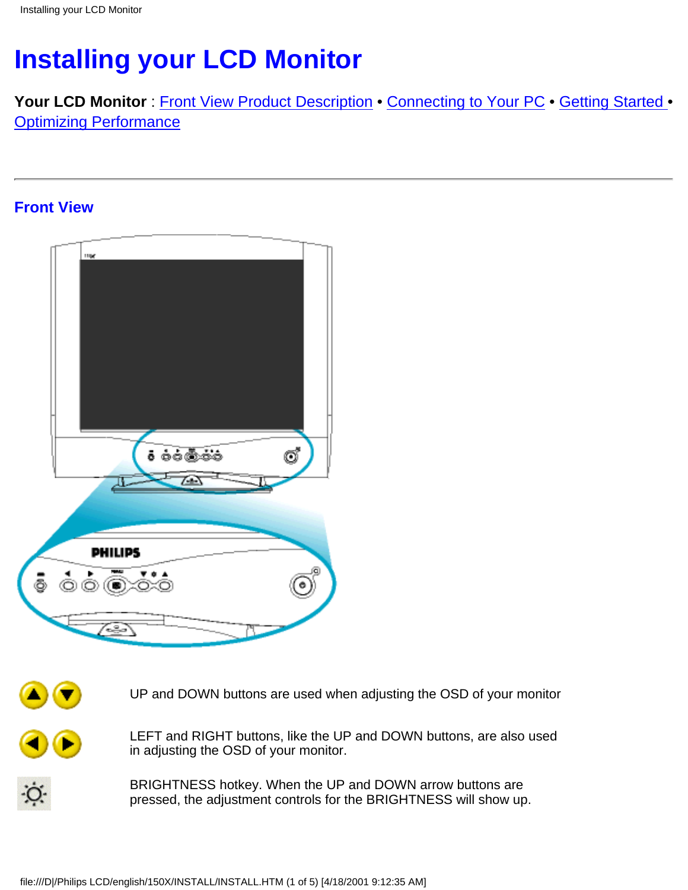# Installing your LCD Monitor

**Your LCD Monitor** : Front View Product Description • Connecting to Your PC • Getting Started • Optimizing Performance

---

## Front View

| | |
|---|---|
| | UP and DOWN buttons are used when adjusting the OSD of your monitor |
| | LEFT and RIGHT buttons, like the UP and DOWN buttons, are also used in adjusting the OSD of your monitor. |
| | BRIGHTNESS hotkey. When the UP and DOWN arrow buttons are pressed, the adjustment controls for the BRIGHTNESS will show up. |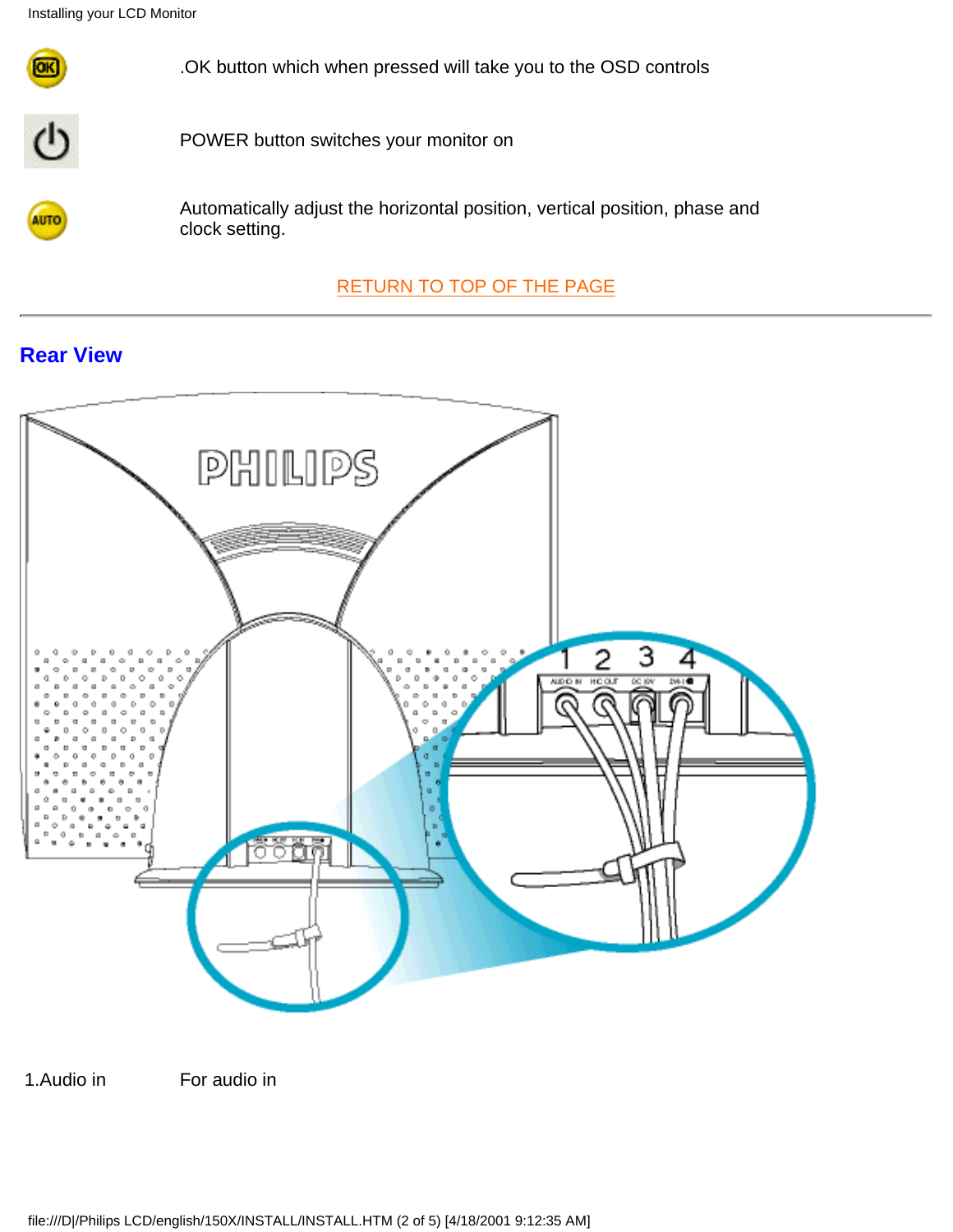| | |
|---|---|
| OK | .OK button which when pressed will take you to the OSD controls |
| ⏻ | POWER button switches your monitor on |
| AUTO | Automatically adjust the horizontal position, vertical position, phase and clock setting. |

RETURN TO TOP OF THE PAGE

---

## Rear View

| | |
|---|---|
| 1.Audio in | For audio in |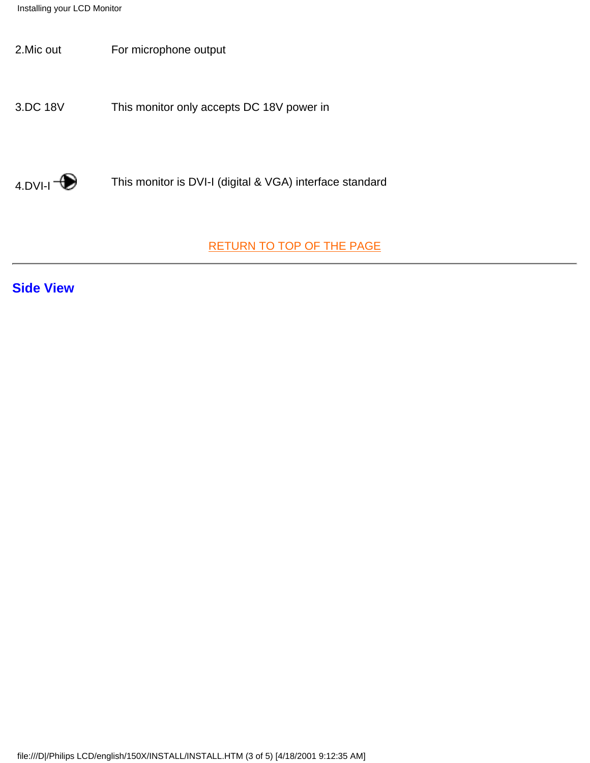| | |
|---|---|
| 2.Mic out | For microphone output |
| 3.DC 18V | This monitor only accepts DC 18V power in |
| 4.DVI-I | This monitor is DVI-I (digital & VGA) interface standard |

RETURN TO TOP OF THE PAGE

---

## Side View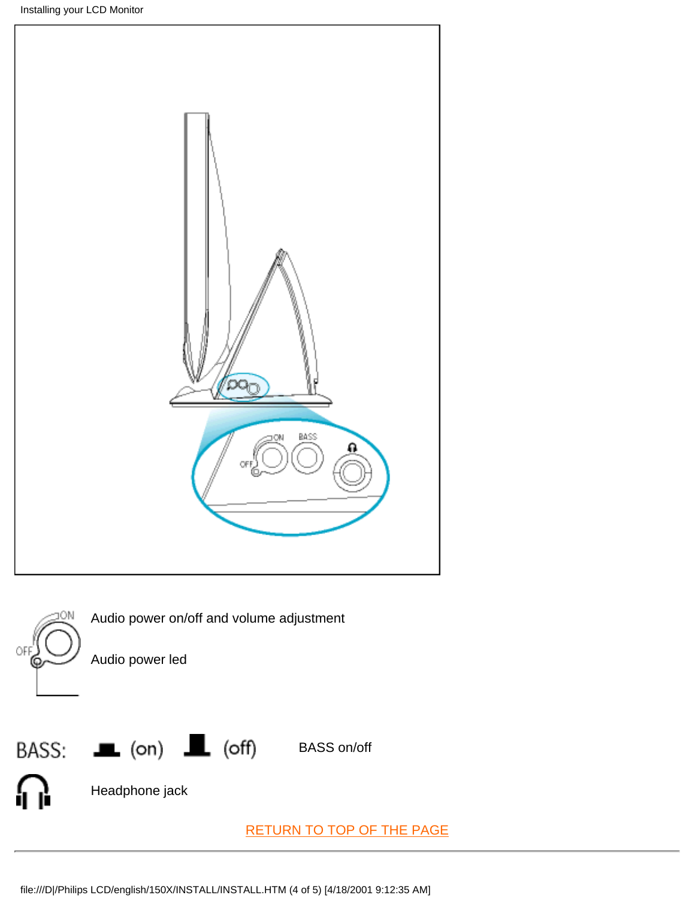Audio power on/off and volume adjustment

Audio power led

BASS: (on) (off) BASS on/off

Headphone jack

RETURN TO TOP OF THE PAGE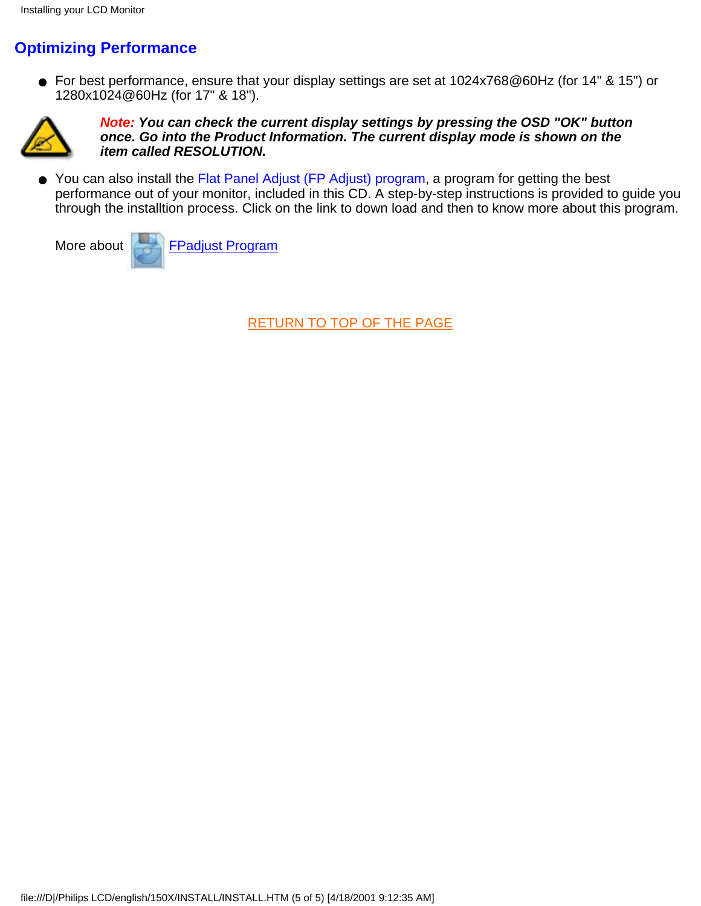## Optimizing Performance

- For best performance, ensure that your display settings are set at 1024x768@60Hz (for 14" & 15") or 1280x1024@60Hz (for 17" & 18").

***Note:** You can check the current display settings by pressing the OSD "OK" button once. Go into the Product Information. The current display mode is shown on the item called RESOLUTION.*

- You can also install the Flat Panel Adjust (FP Adjust) program, a program for getting the best performance out of your monitor, included in this CD. A step-by-step instructions is provided to guide you through the installtion process. Click on the link to down load and then to know more about this program.

More about FPadjust Program

RETURN TO TOP OF THE PAGE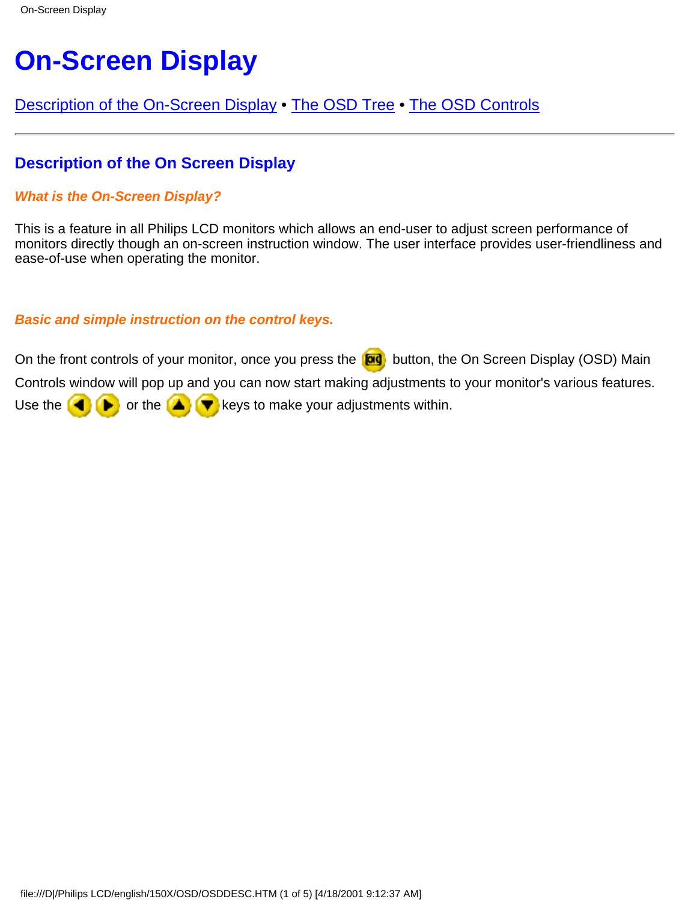# On-Screen Display

Description of the On-Screen Display • The OSD Tree • The OSD Controls

## Description of the On Screen Display

### *What is the On-Screen Display?*

This is a feature in all Philips LCD monitors which allows an end-user to adjust screen performance of monitors directly though an on-screen instruction window. The user interface provides user-friendliness and ease-of-use when operating the monitor.

### *Basic and simple instruction on the control keys.*

On the front controls of your monitor, once you press the button, the On Screen Display (OSD) Main Controls window will pop up and you can now start making adjustments to your monitor's various features. Use the or the keys to make your adjustments within.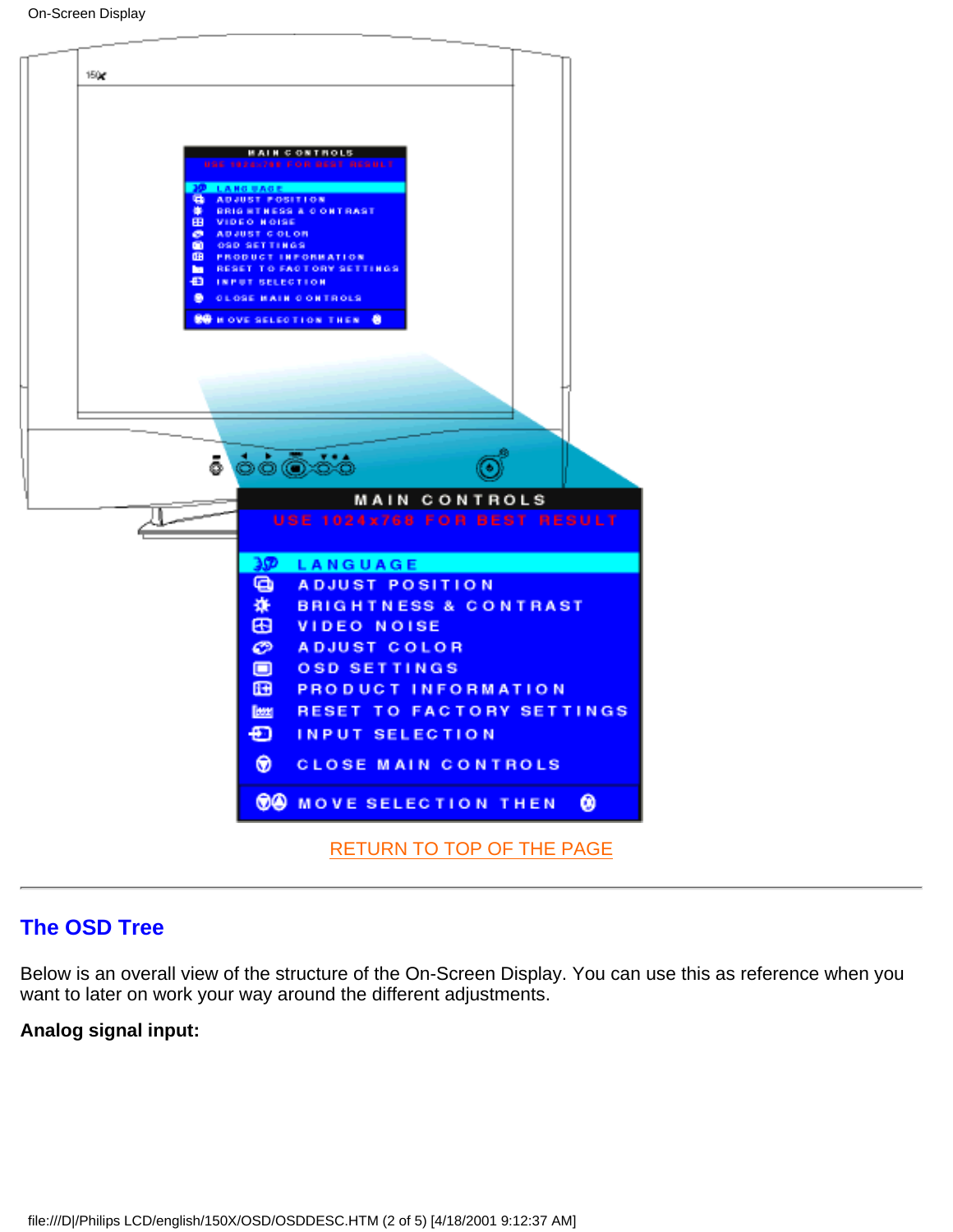RETURN TO TOP OF THE PAGE

---

## The OSD Tree

Below is an overall view of the structure of the On-Screen Display. You can use this as reference when you want to later on work your way around the different adjustments.

**Analog signal input:**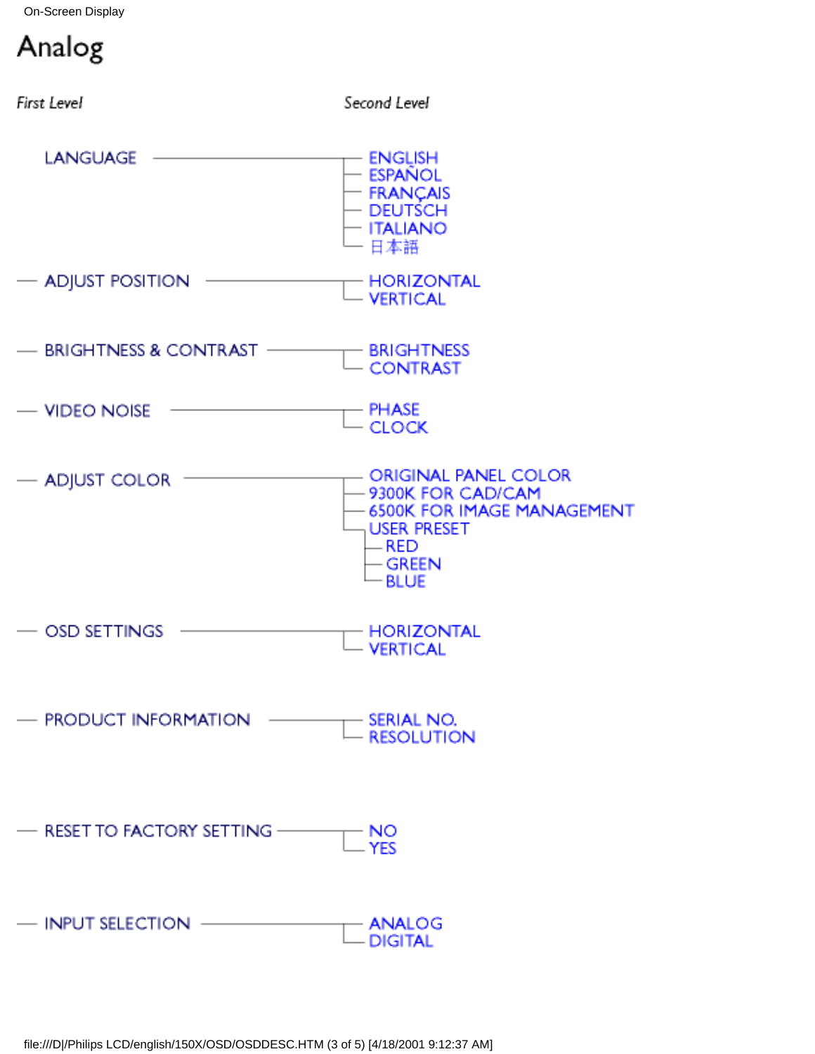# Analog

| *First Level* | *Second Level* |
| --- | --- |
| LANGUAGE | ENGLISH |
| | ESPAÑOL |
| | FRANÇAIS |
| | DEUTSCH |
| | ITALIANO |
| | 日本語 |
| ADJUST POSITION | HORIZONTAL |
| | VERTICAL |
| BRIGHTNESS & CONTRAST | BRIGHTNESS |
| | CONTRAST |
| VIDEO NOISE | PHASE |
| | CLOCK |
| ADJUST COLOR | ORIGINAL PANEL COLOR |
| | 9300K FOR CAD/CAM |
| | 6500K FOR IMAGE MANAGEMENT |
| | USER PRESET |
| | — RED |
| | — GREEN |
| | — BLUE |
| OSD SETTINGS | HORIZONTAL |
| | VERTICAL |
| PRODUCT INFORMATION | SERIAL NO. |
| | RESOLUTION |
| RESET TO FACTORY SETTING | NO |
| | YES |
| INPUT SELECTION | ANALOG |
| | DIGITAL |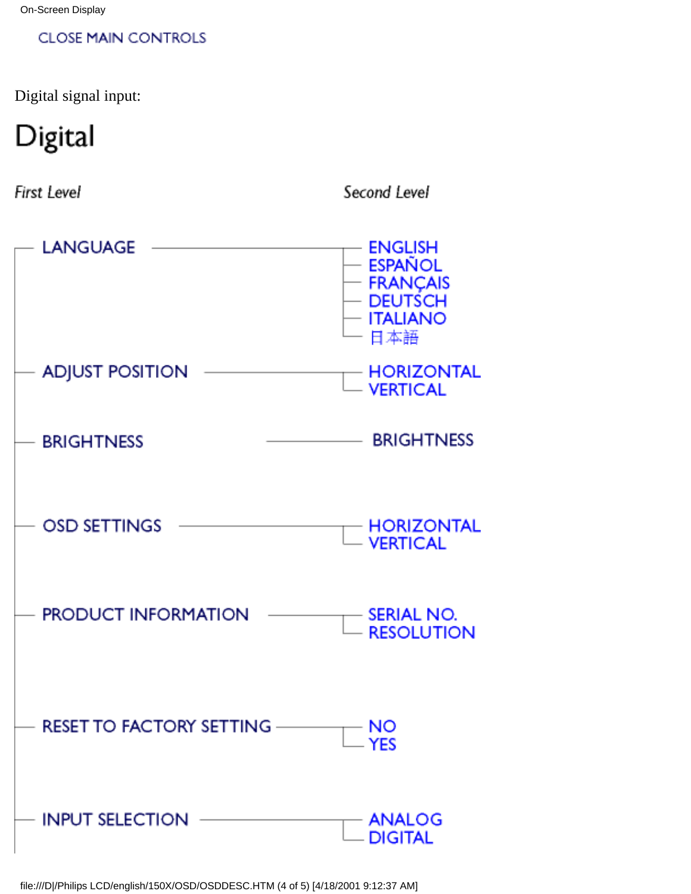CLOSE MAIN CONTROLS

Digital signal input:

# Digital

| *First Level* | *Second Level* |
| --- | --- |
| LANGUAGE | ENGLISH |
| | ESPAÑOL |
| | FRANÇAIS |
| | DEUTSCH |
| | ITALIANO |
| | 日本語 |
| ADJUST POSITION | HORIZONTAL |
| | VERTICAL |
| BRIGHTNESS | BRIGHTNESS |
| OSD SETTINGS | HORIZONTAL |
| | VERTICAL |
| PRODUCT INFORMATION | SERIAL NO. |
| | RESOLUTION |
| RESET TO FACTORY SETTING | NO |
| | YES |
| INPUT SELECTION | ANALOG |
| | DIGITAL |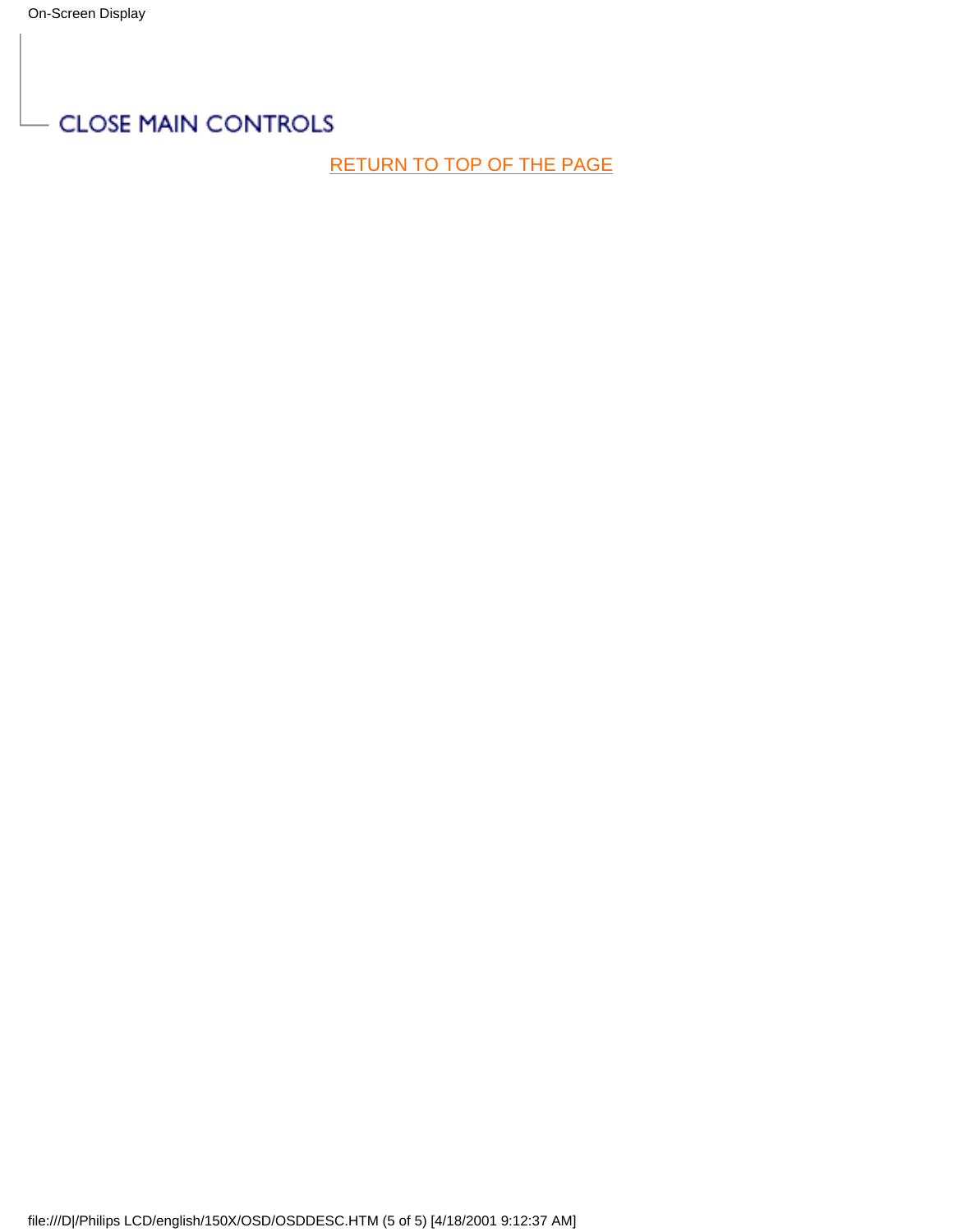CLOSE MAIN CONTROLS

RETURN TO TOP OF THE PAGE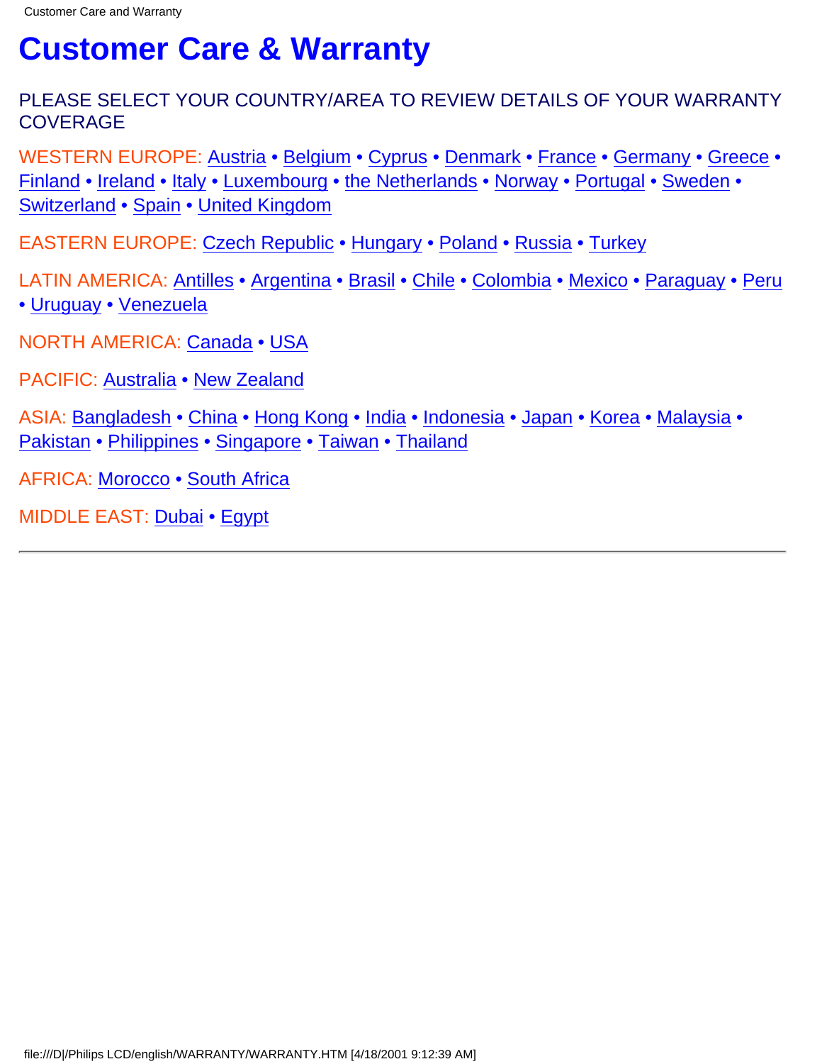# Customer Care & Warranty

PLEASE SELECT YOUR COUNTRY/AREA TO REVIEW DETAILS OF YOUR WARRANTY COVERAGE

WESTERN EUROPE: Austria • Belgium • Cyprus • Denmark • France • Germany • Greece • Finland • Ireland • Italy • Luxembourg • the Netherlands • Norway • Portugal • Sweden • Switzerland • Spain • United Kingdom

EASTERN EUROPE: Czech Republic • Hungary • Poland • Russia • Turkey

LATIN AMERICA: Antilles • Argentina • Brasil • Chile • Colombia • Mexico • Paraguay • Peru • Uruguay • Venezuela

NORTH AMERICA: Canada • USA

PACIFIC: Australia • New Zealand

ASIA: Bangladesh • China • Hong Kong • India • Indonesia • Japan • Korea • Malaysia • Pakistan • Philippines • Singapore • Taiwan • Thailand

AFRICA: Morocco • South Africa

MIDDLE EAST: Dubai • Egypt

---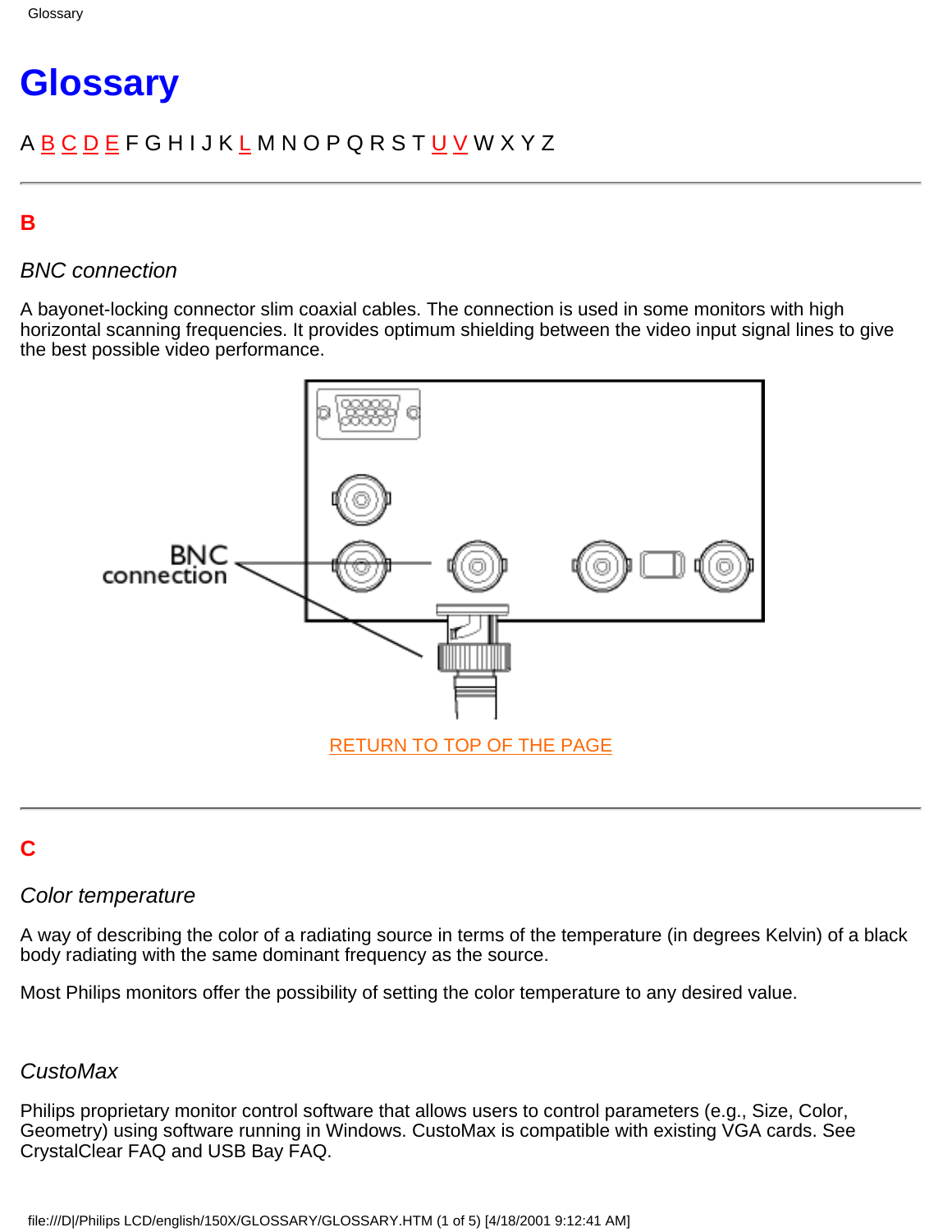# Glossary

A B C D E F G H I J K L M N O P Q R S T U V W X Y Z

---

## B

### *BNC connection*

A bayonet-locking connector slim coaxial cables. The connection is used in some monitors with high horizontal scanning frequencies. It provides optimum shielding between the video input signal lines to give the best possible video performance.

BNC connection

RETURN TO TOP OF THE PAGE

---

## C

### *Color temperature*

A way of describing the color of a radiating source in terms of the temperature (in degrees Kelvin) of a black body radiating with the same dominant frequency as the source.

Most Philips monitors offer the possibility of setting the color temperature to any desired value.

### *CustoMax*

Philips proprietary monitor control software that allows users to control parameters (e.g., Size, Color, Geometry) using software running in Windows. CustoMax is compatible with existing VGA cards. See CrystalClear FAQ and USB Bay FAQ.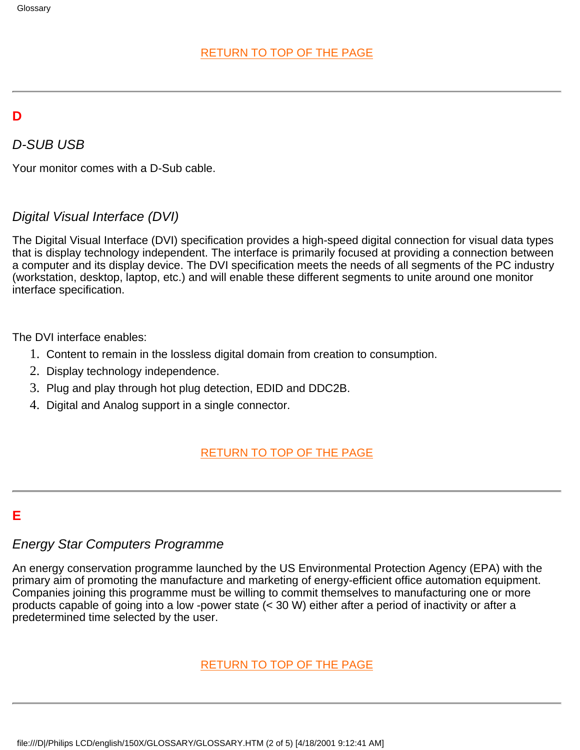RETURN TO TOP OF THE PAGE

---

## D

### *D-SUB USB*

Your monitor comes with a D-Sub cable.

### *Digital Visual Interface (DVI)*

The Digital Visual Interface (DVI) specification provides a high-speed digital connection for visual data types that is display technology independent. The interface is primarily focused at providing a connection between a computer and its display device. The DVI specification meets the needs of all segments of the PC industry (workstation, desktop, laptop, etc.) and will enable these different segments to unite around one monitor interface specification.

The DVI interface enables:

1. Content to remain in the lossless digital domain from creation to consumption.
2. Display technology independence.
3. Plug and play through hot plug detection, EDID and DDC2B.
4. Digital and Analog support in a single connector.

RETURN TO TOP OF THE PAGE

---

## E

### *Energy Star Computers Programme*

An energy conservation programme launched by the US Environmental Protection Agency (EPA) with the primary aim of promoting the manufacture and marketing of energy-efficient office automation equipment. Companies joining this programme must be willing to commit themselves to manufacturing one or more products capable of going into a low -power state (< 30 W) either after a period of inactivity or after a predetermined time selected by the user.

RETURN TO TOP OF THE PAGE

---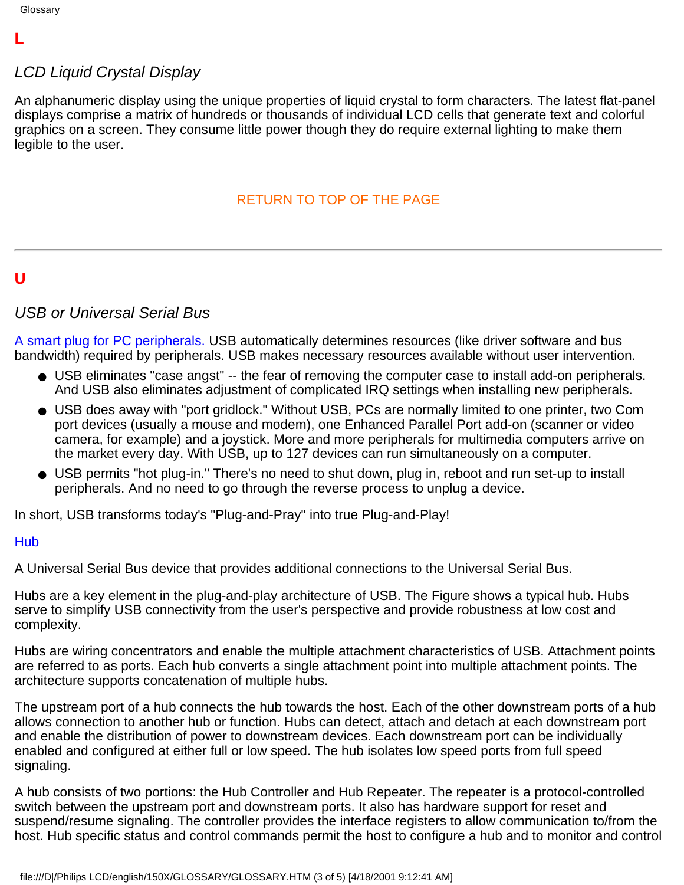## L

### *LCD Liquid Crystal Display*

An alphanumeric display using the unique properties of liquid crystal to form characters. The latest flat-panel displays comprise a matrix of hundreds or thousands of individual LCD cells that generate text and colorful graphics on a screen. They consume little power though they do require external lighting to make them legible to the user.

RETURN TO TOP OF THE PAGE

---

## U

### *USB or Universal Serial Bus*

A smart plug for PC peripherals. USB automatically determines resources (like driver software and bus bandwidth) required by peripherals. USB makes necessary resources available without user intervention.

- USB eliminates "case angst" -- the fear of removing the computer case to install add-on peripherals. And USB also eliminates adjustment of complicated IRQ settings when installing new peripherals.
- USB does away with "port gridlock." Without USB, PCs are normally limited to one printer, two Com port devices (usually a mouse and modem), one Enhanced Parallel Port add-on (scanner or video camera, for example) and a joystick. More and more peripherals for multimedia computers arrive on the market every day. With USB, up to 127 devices can run simultaneously on a computer.
- USB permits "hot plug-in." There's no need to shut down, plug in, reboot and run set-up to install peripherals. And no need to go through the reverse process to unplug a device.

In short, USB transforms today's "Plug-and-Pray" into true Plug-and-Play!

Hub

A Universal Serial Bus device that provides additional connections to the Universal Serial Bus.

Hubs are a key element in the plug-and-play architecture of USB. The Figure shows a typical hub. Hubs serve to simplify USB connectivity from the user's perspective and provide robustness at low cost and complexity.

Hubs are wiring concentrators and enable the multiple attachment characteristics of USB. Attachment points are referred to as ports. Each hub converts a single attachment point into multiple attachment points. The architecture supports concatenation of multiple hubs.

The upstream port of a hub connects the hub towards the host. Each of the other downstream ports of a hub allows connection to another hub or function. Hubs can detect, attach and detach at each downstream port and enable the distribution of power to downstream devices. Each downstream port can be individually enabled and configured at either full or low speed. The hub isolates low speed ports from full speed signaling.

A hub consists of two portions: the Hub Controller and Hub Repeater. The repeater is a protocol-controlled switch between the upstream port and downstream ports. It also has hardware support for reset and suspend/resume signaling. The controller provides the interface registers to allow communication to/from the host. Hub specific status and control commands permit the host to configure a hub and to monitor and control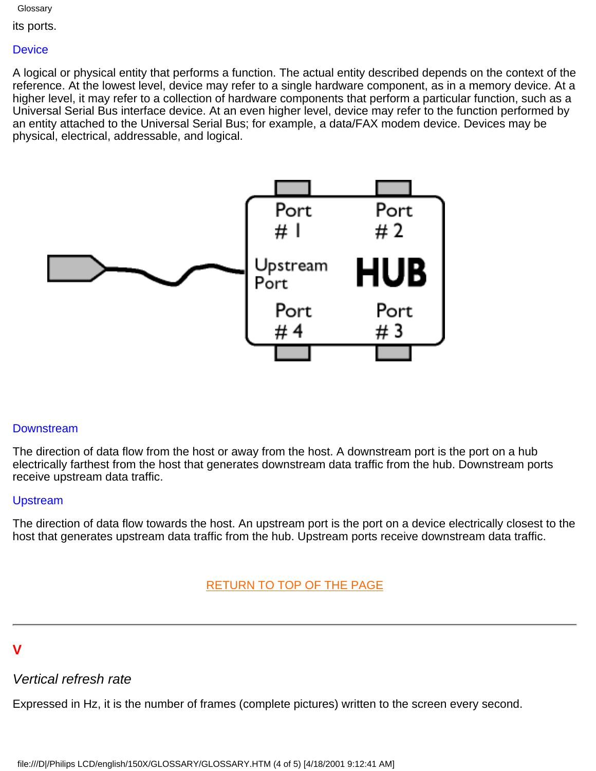its ports.

### Device

A logical or physical entity that performs a function. The actual entity described depends on the context of the reference. At the lowest level, device may refer to a single hardware component, as in a memory device. At a higher level, it may refer to a collection of hardware components that perform a particular function, such as a Universal Serial Bus interface device. At an even higher level, device may refer to the function performed by an entity attached to the Universal Serial Bus; for example, a data/FAX modem device. Devices may be physical, electrical, addressable, and logical.

### Downstream

The direction of data flow from the host or away from the host. A downstream port is the port on a hub electrically farthest from the host that generates downstream data traffic from the hub. Downstream ports receive upstream data traffic.

### Upstream

The direction of data flow towards the host. An upstream port is the port on a device electrically closest to the host that generates upstream data traffic from the hub. Upstream ports receive downstream data traffic.

RETURN TO TOP OF THE PAGE

---

## V

### *Vertical refresh rate*

Expressed in Hz, it is the number of frames (complete pictures) written to the screen every second.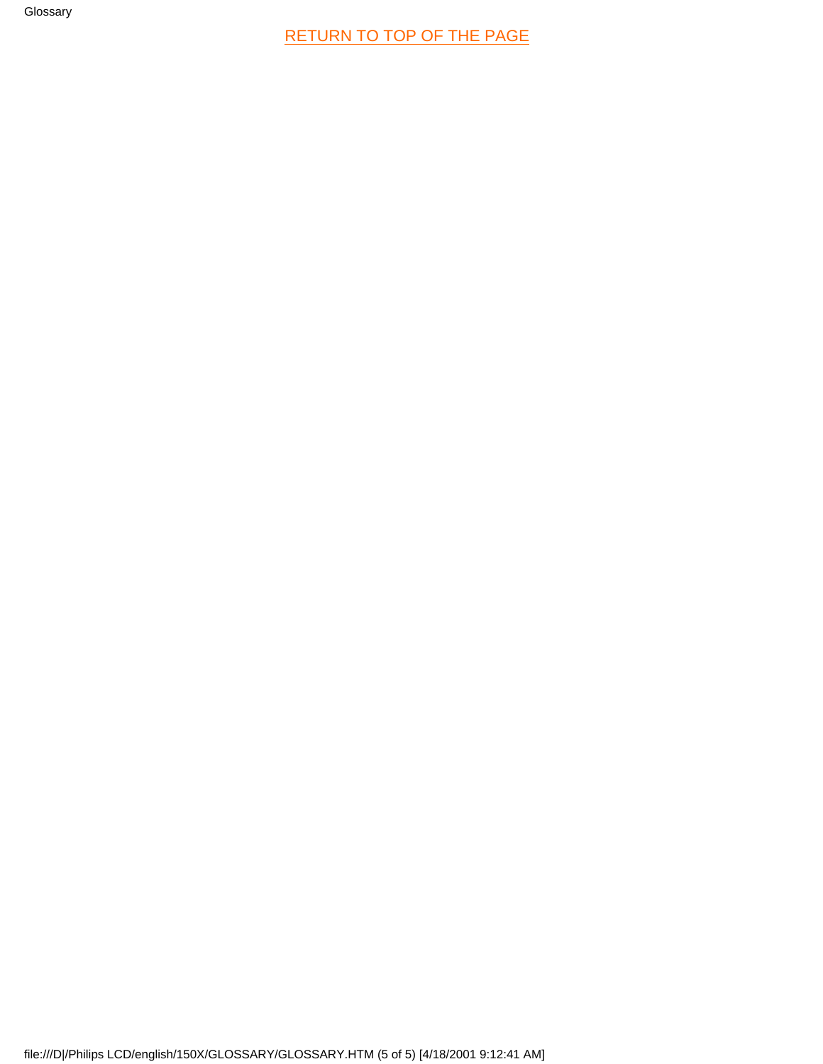RETURN TO TOP OF THE PAGE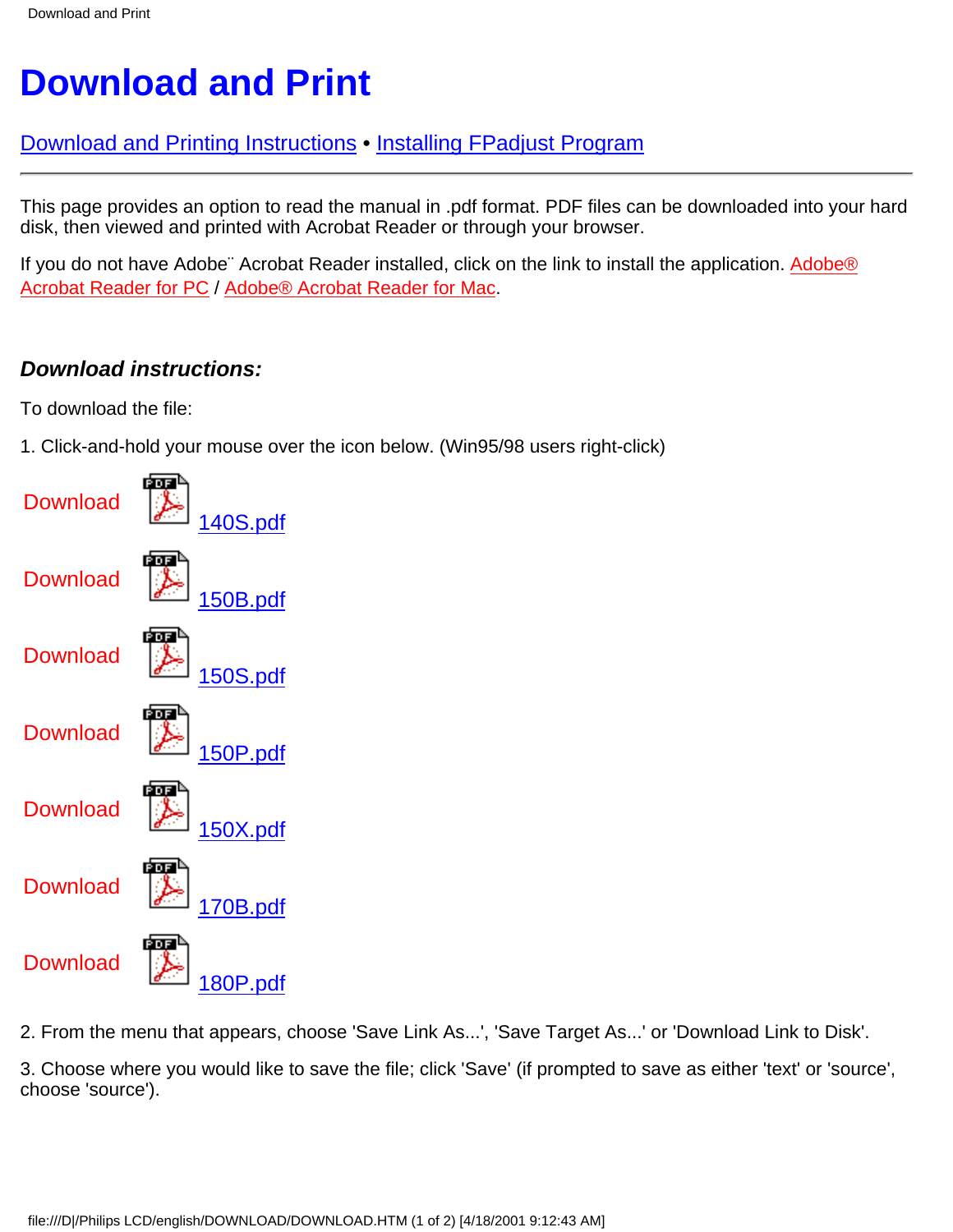# Download and Print

Download and Printing Instructions • Installing FPadjust Program

---

This page provides an option to read the manual in .pdf format. PDF files can be downloaded into your hard disk, then viewed and printed with Acrobat Reader or through your browser.

If you do not have Adobe¨ Acrobat Reader installed, click on the link to install the application. Adobe® Acrobat Reader for PC / Adobe® Acrobat Reader for Mac.

### *Download instructions:*

To download the file:

1. Click-and-hold your mouse over the icon below. (Win95/98 users right-click)

Download 140S.pdf

Download 150B.pdf

Download 150S.pdf

Download 150P.pdf

Download 150X.pdf

Download 170B.pdf

Download 180P.pdf

2. From the menu that appears, choose 'Save Link As...', 'Save Target As...' or 'Download Link to Disk'.

3. Choose where you would like to save the file; click 'Save' (if prompted to save as either 'text' or 'source', choose 'source').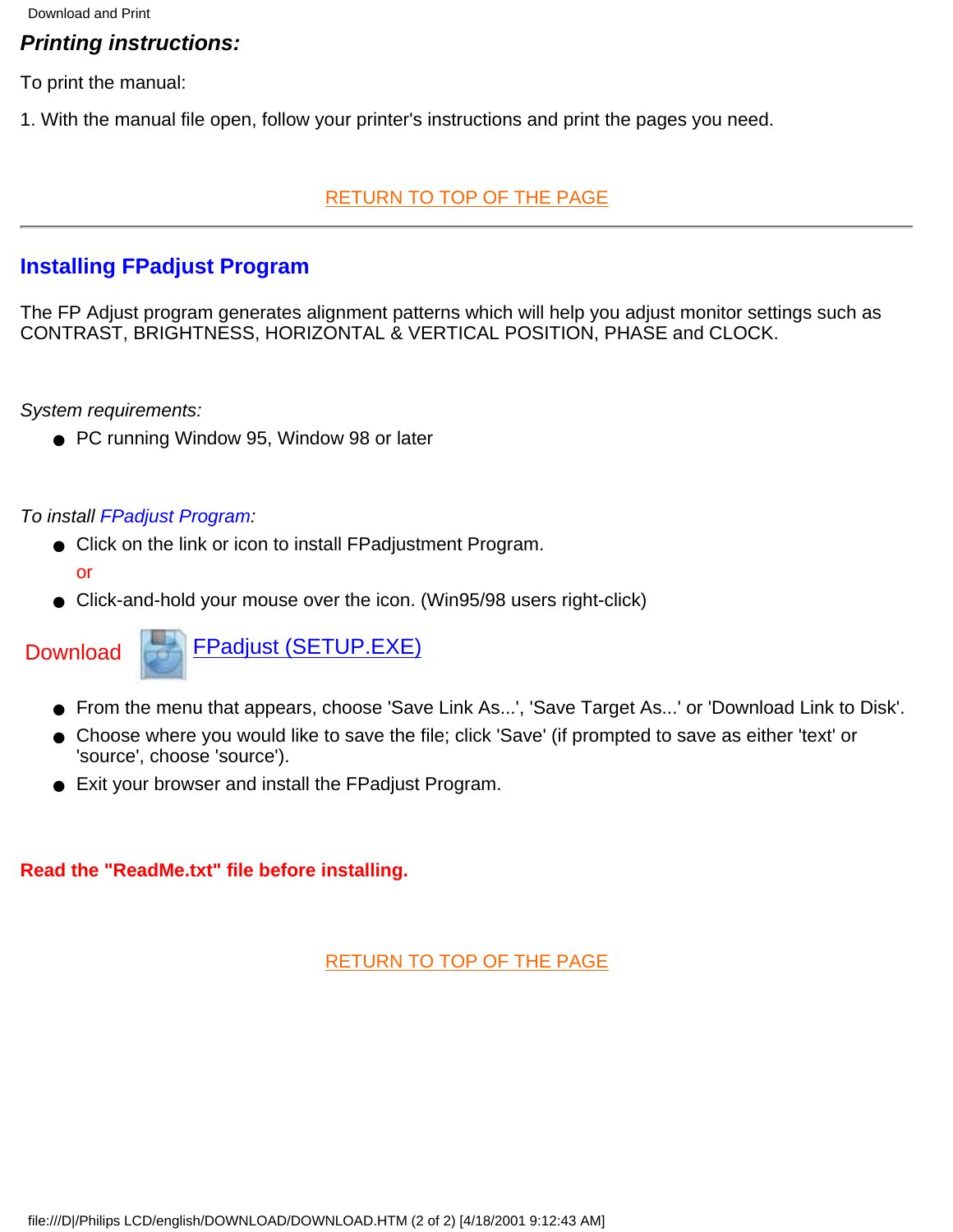### *Printing instructions:*

To print the manual:

1. With the manual file open, follow your printer's instructions and print the pages you need.

RETURN TO TOP OF THE PAGE

---

## Installing FPadjust Program

The FP Adjust program generates alignment patterns which will help you adjust monitor settings such as CONTRAST, BRIGHTNESS, HORIZONTAL & VERTICAL POSITION, PHASE and CLOCK.

*System requirements:*

- PC running Window 95, Window 98 or later

*To install FPadjust Program:*

- Click on the link or icon to install FPadjustment Program.

  or

- Click-and-hold your mouse over the icon. (Win95/98 users right-click)

Download FPadjust (SETUP.EXE)

- From the menu that appears, choose 'Save Link As...', 'Save Target As...' or 'Download Link to Disk'.
- Choose where you would like to save the file; click 'Save' (if prompted to save as either 'text' or 'source', choose 'source').
- Exit your browser and install the FPadjust Program.

**Read the "ReadMe.txt" file before installing.**

RETURN TO TOP OF THE PAGE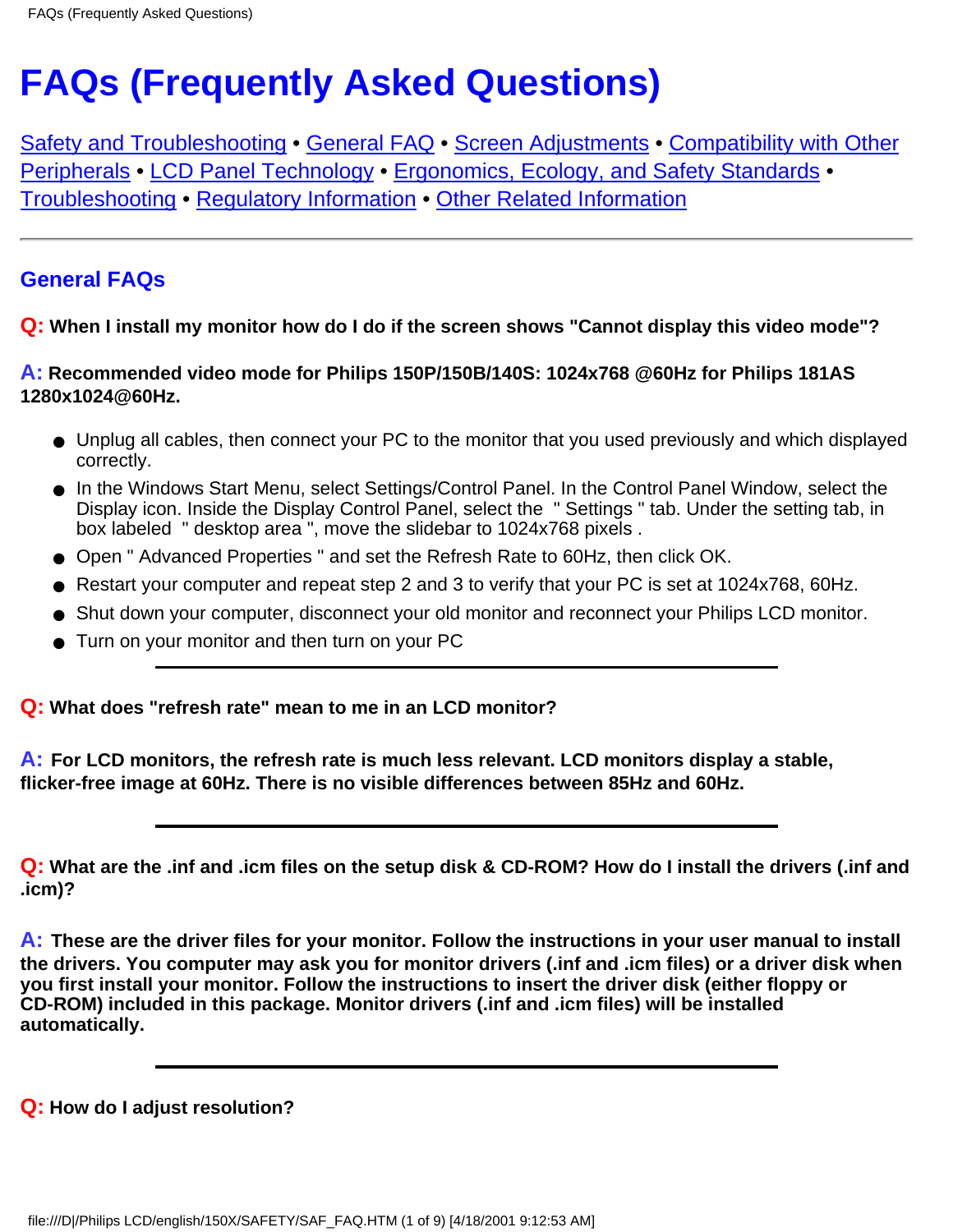# FAQs (Frequently Asked Questions)

Safety and Troubleshooting • General FAQ • Screen Adjustments • Compatibility with Other Peripherals • LCD Panel Technology • Ergonomics, Ecology, and Safety Standards • Troubleshooting • Regulatory Information • Other Related Information

---

## General FAQs

**Q: When I install my monitor how do I do if the screen shows "Cannot display this video mode"?**

**A: Recommended video mode for Philips 150P/150B/140S: 1024x768 @60Hz for Philips 181AS 1280x1024@60Hz.**

- Unplug all cables, then connect your PC to the monitor that you used previously and which displayed correctly.
- In the Windows Start Menu, select Settings/Control Panel. In the Control Panel Window, select the Display icon. Inside the Display Control Panel, select the " Settings " tab. Under the setting tab, in box labeled " desktop area ", move the slidebar to 1024x768 pixels .
- Open " Advanced Properties " and set the Refresh Rate to 60Hz, then click OK.
- Restart your computer and repeat step 2 and 3 to verify that your PC is set at 1024x768, 60Hz.
- Shut down your computer, disconnect your old monitor and reconnect your Philips LCD monitor.
- Turn on your monitor and then turn on your PC

---

**Q: What does "refresh rate" mean to me in an LCD monitor?**

**A: For LCD monitors, the refresh rate is much less relevant. LCD monitors display a stable, flicker-free image at 60Hz. There is no visible differences between 85Hz and 60Hz.**

---

**Q: What are the .inf and .icm files on the setup disk & CD-ROM? How do I install the drivers (.inf and .icm)?**

**A: These are the driver files for your monitor. Follow the instructions in your user manual to install the drivers. You computer may ask you for monitor drivers (.inf and .icm files) or a driver disk when you first install your monitor. Follow the instructions to insert the driver disk (either floppy or CD-ROM) included in this package. Monitor drivers (.inf and .icm files) will be installed automatically.**

---

**Q: How do I adjust resolution?**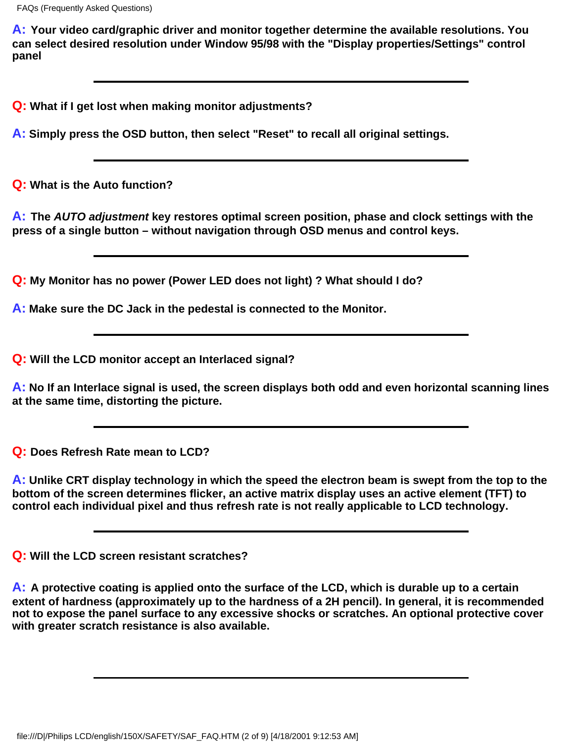**A:** **Your video card/graphic driver and monitor together determine the available resolutions. You can select desired resolution under Window 95/98 with the "Display properties/Settings" control panel**

---

**Q:** **What if I get lost when making monitor adjustments?**

**A:** **Simply press the OSD button, then select "Reset" to recall all original settings.**

---

**Q:** **What is the Auto function?**

**A:** **The *AUTO adjustment* key restores optimal screen position, phase and clock settings with the press of a single button – without navigation through OSD menus and control keys.**

---

**Q:** **My Monitor has no power (Power LED does not light) ? What should I do?**

**A:** **Make sure the DC Jack in the pedestal is connected to the Monitor.**

---

**Q:** **Will the LCD monitor accept an Interlaced signal?**

**A:** **No If an Interlace signal is used, the screen displays both odd and even horizontal scanning lines at the same time, distorting the picture.**

---

**Q:** **Does Refresh Rate mean to LCD?**

**A:** **Unlike CRT display technology in which the speed the electron beam is swept from the top to the bottom of the screen determines flicker, an active matrix display uses an active element (TFT) to control each individual pixel and thus refresh rate is not really applicable to LCD technology.**

---

**Q:** **Will the LCD screen resistant scratches?**

**A:** **A protective coating is applied onto the surface of the LCD, which is durable up to a certain extent of hardness (approximately up to the hardness of a 2H pencil). In general, it is recommended not to expose the panel surface to any excessive shocks or scratches. An optional protective cover with greater scratch resistance is also available.**

---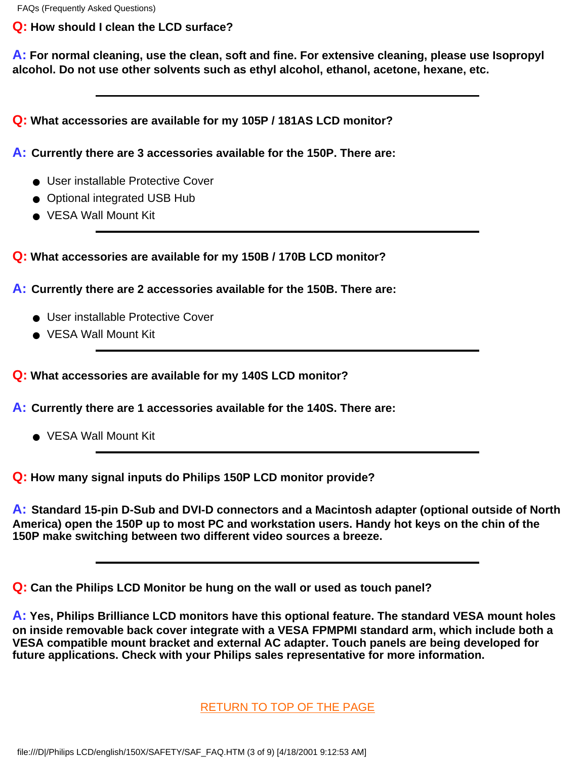**Q: How should I clean the LCD surface?**

**A: For normal cleaning, use the clean, soft and fine. For extensive cleaning, please use Isopropyl alcohol. Do not use other solvents such as ethyl alcohol, ethanol, acetone, hexane, etc.**

---

**Q: What accessories are available for my 105P / 181AS LCD monitor?**

**A: Currently there are 3 accessories available for the 150P. There are:**

- User installable Protective Cover
- Optional integrated USB Hub
- VESA Wall Mount Kit

---

**Q: What accessories are available for my 150B / 170B LCD monitor?**

**A: Currently there are 2 accessories available for the 150B. There are:**

- User installable Protective Cover
- VESA Wall Mount Kit

---

**Q: What accessories are available for my 140S LCD monitor?**

**A: Currently there are 1 accessories available for the 140S. There are:**

- VESA Wall Mount Kit

---

**Q: How many signal inputs do Philips 150P LCD monitor provide?**

**A: Standard 15-pin D-Sub and DVI-D connectors and a Macintosh adapter (optional outside of North America) open the 150P up to most PC and workstation users. Handy hot keys on the chin of the 150P make switching between two different video sources a breeze.**

---

**Q: Can the Philips LCD Monitor be hung on the wall or used as touch panel?**

**A: Yes, Philips Brilliance LCD monitors have this optional feature. The standard VESA mount holes on inside removable back cover integrate with a VESA FPMPMI standard arm, which include both a VESA compatible mount bracket and external AC adapter. Touch panels are being developed for future applications. Check with your Philips sales representative for more information.**

RETURN TO TOP OF THE PAGE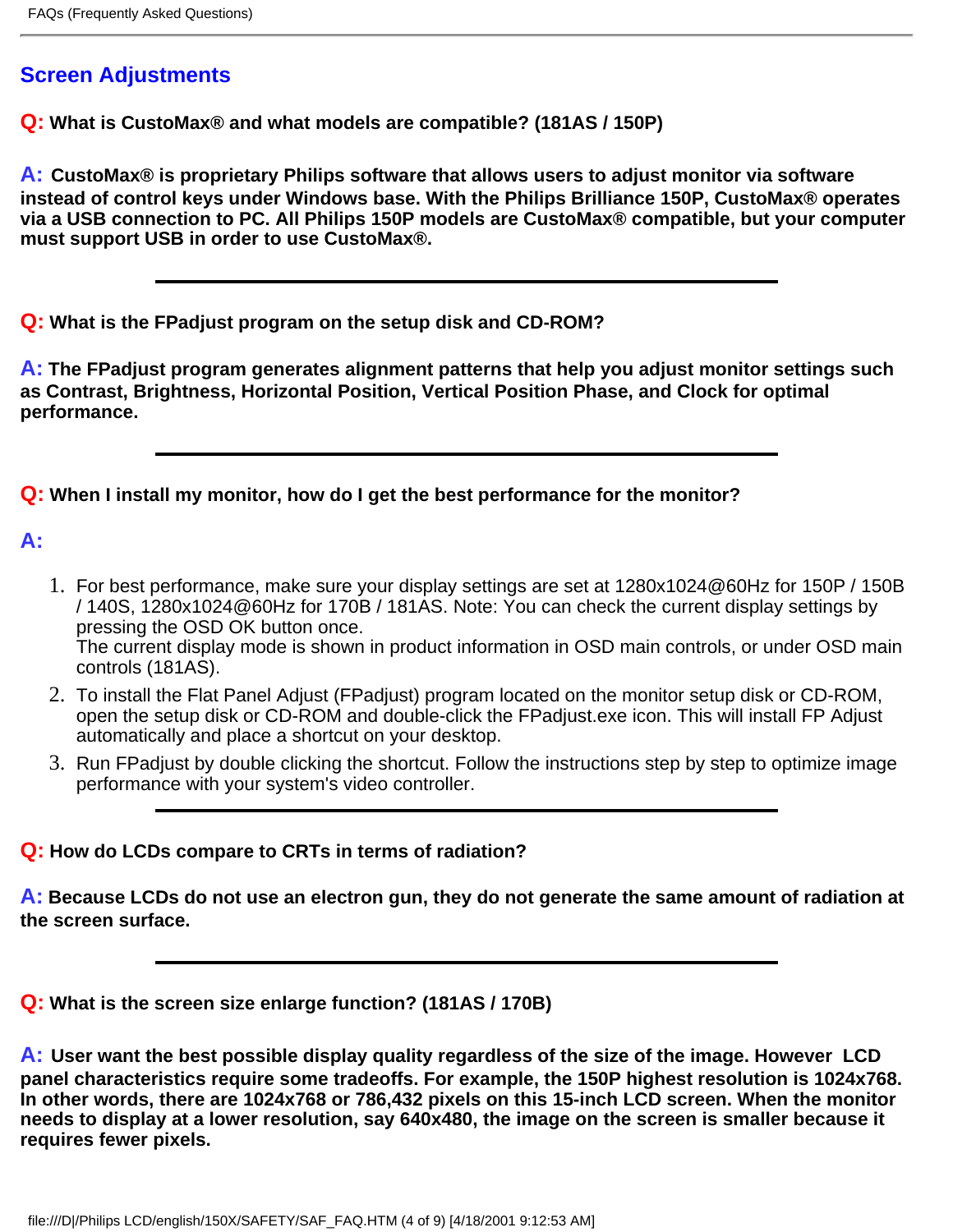## Screen Adjustments

**Q: What is CustoMax® and what models are compatible? (181AS / 150P)**

**A: CustoMax® is proprietary Philips software that allows users to adjust monitor via software instead of control keys under Windows base. With the Philips Brilliance 150P, CustoMax® operates via a USB connection to PC. All Philips 150P models are CustoMax® compatible, but your computer must support USB in order to use CustoMax®.**

---

**Q: What is the FPadjust program on the setup disk and CD-ROM?**

**A: The FPadjust program generates alignment patterns that help you adjust monitor settings such as Contrast, Brightness, Horizontal Position, Vertical Position Phase, and Clock for optimal performance.**

---

**Q: When I install my monitor, how do I get the best performance for the monitor?**

**A:**

1. For best performance, make sure your display settings are set at 1280x1024@60Hz for 150P / 150B / 140S, 1280x1024@60Hz for 170B / 181AS. Note: You can check the current display settings by pressing the OSD OK button once.
   The current display mode is shown in product information in OSD main controls, or under OSD main controls (181AS).
2. To install the Flat Panel Adjust (FPadjust) program located on the monitor setup disk or CD-ROM, open the setup disk or CD-ROM and double-click the FPadjust.exe icon. This will install FP Adjust automatically and place a shortcut on your desktop.
3. Run FPadjust by double clicking the shortcut. Follow the instructions step by step to optimize image performance with your system's video controller.

---

**Q: How do LCDs compare to CRTs in terms of radiation?**

**A: Because LCDs do not use an electron gun, they do not generate the same amount of radiation at the screen surface.**

---

**Q: What is the screen size enlarge function? (181AS / 170B)**

**A: User want the best possible display quality regardless of the size of the image. However LCD panel characteristics require some tradeoffs. For example, the 150P highest resolution is 1024x768. In other words, there are 1024x768 or 786,432 pixels on this 15-inch LCD screen. When the monitor needs to display at a lower resolution, say 640x480, the image on the screen is smaller because it requires fewer pixels.**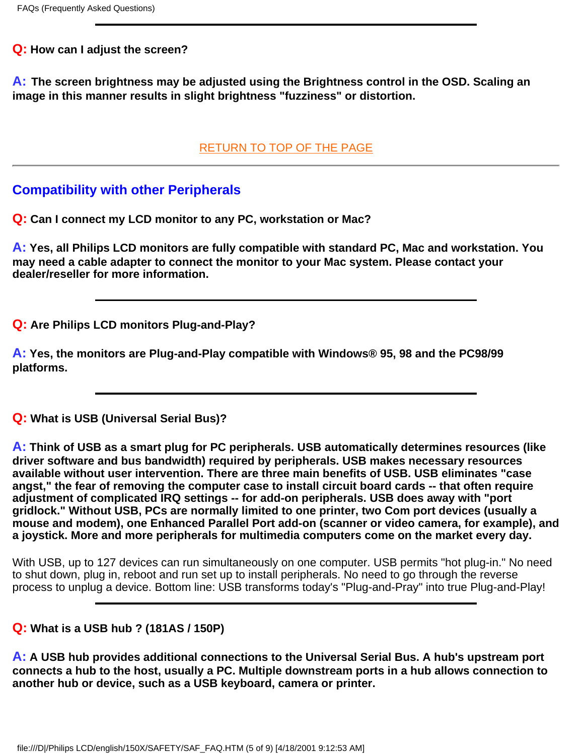**Q:** **How can I adjust the screen?**

**A:** **The screen brightness may be adjusted using the Brightness control in the OSD. Scaling an image in this manner results in slight brightness "fuzziness" or distortion.**

RETURN TO TOP OF THE PAGE

---

## Compatibility with other Peripherals

**Q:** **Can I connect my LCD monitor to any PC, workstation or Mac?**

**A:** **Yes, all Philips LCD monitors are fully compatible with standard PC, Mac and workstation. You may need a cable adapter to connect the monitor to your Mac system. Please contact your dealer/reseller for more information.**

---

**Q:** **Are Philips LCD monitors Plug-and-Play?**

**A:** **Yes, the monitors are Plug-and-Play compatible with Windows® 95, 98 and the PC98/99 platforms.**

---

**Q:** **What is USB (Universal Serial Bus)?**

**A:** **Think of USB as a smart plug for PC peripherals. USB automatically determines resources (like driver software and bus bandwidth) required by peripherals. USB makes necessary resources available without user intervention. There are three main benefits of USB. USB eliminates "case angst," the fear of removing the computer case to install circuit board cards -- that often require adjustment of complicated IRQ settings -- for add-on peripherals. USB does away with "port gridlock." Without USB, PCs are normally limited to one printer, two Com port devices (usually a mouse and modem), one Enhanced Parallel Port add-on (scanner or video camera, for example), and a joystick. More and more peripherals for multimedia computers come on the market every day.**

With USB, up to 127 devices can run simultaneously on one computer. USB permits "hot plug-in." No need to shut down, plug in, reboot and run set up to install peripherals. No need to go through the reverse process to unplug a device. Bottom line: USB transforms today's "Plug-and-Pray" into true Plug-and-Play!

---

**Q:** **What is a USB hub ? (181AS / 150P)**

**A:** **A USB hub provides additional connections to the Universal Serial Bus. A hub's upstream port connects a hub to the host, usually a PC. Multiple downstream ports in a hub allows connection to another hub or device, such as a USB keyboard, camera or printer.**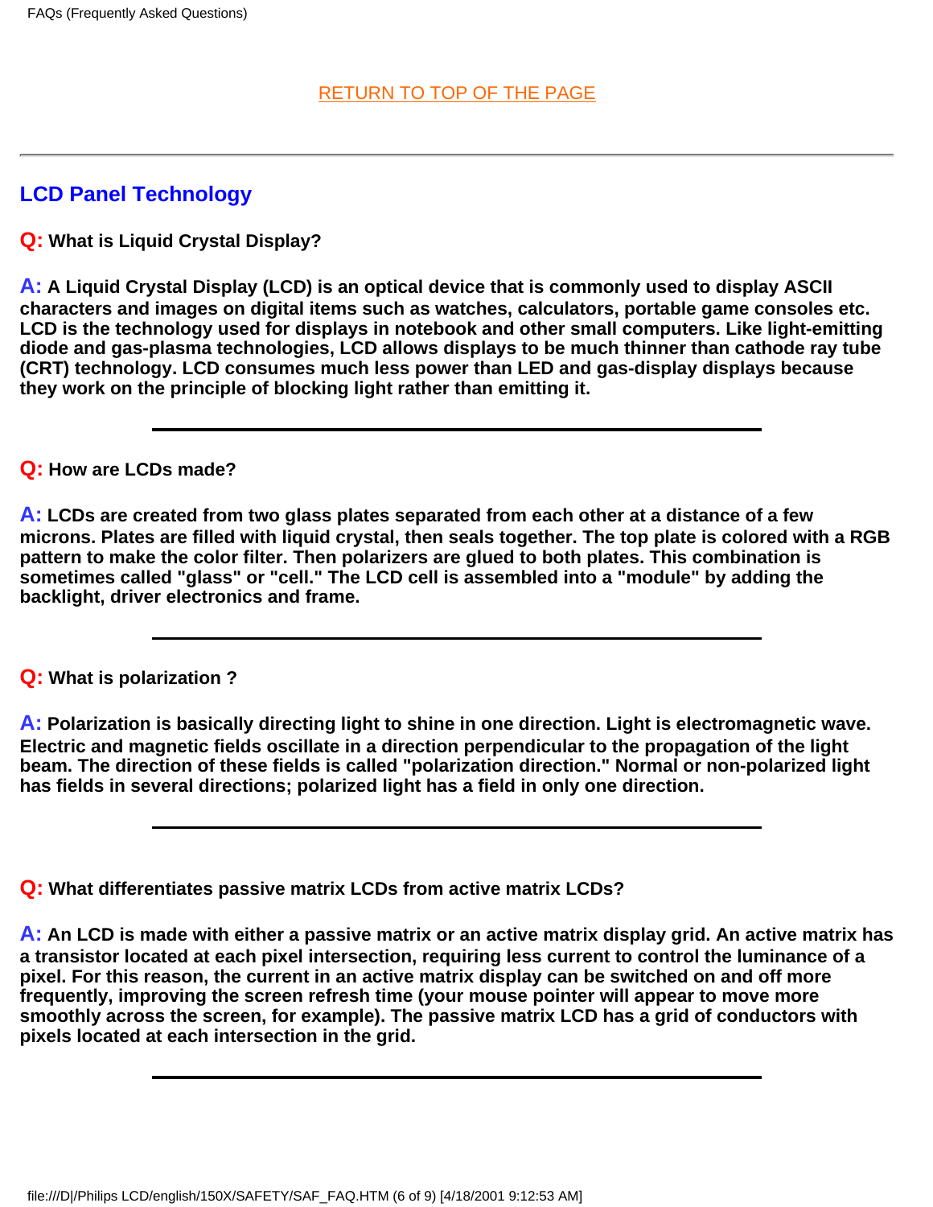RETURN TO TOP OF THE PAGE

---

## LCD Panel Technology

**Q: What is Liquid Crystal Display?**

**A: A Liquid Crystal Display (LCD) is an optical device that is commonly used to display ASCII characters and images on digital items such as watches, calculators, portable game consoles etc. LCD is the technology used for displays in notebook and other small computers. Like light-emitting diode and gas-plasma technologies, LCD allows displays to be much thinner than cathode ray tube (CRT) technology. LCD consumes much less power than LED and gas-display displays because they work on the principle of blocking light rather than emitting it.**

---

**Q: How are LCDs made?**

**A: LCDs are created from two glass plates separated from each other at a distance of a few microns. Plates are filled with liquid crystal, then seals together. The top plate is colored with a RGB pattern to make the color filter. Then polarizers are glued to both plates. This combination is sometimes called "glass" or "cell." The LCD cell is assembled into a "module" by adding the backlight, driver electronics and frame.**

---

**Q: What is polarization ?**

**A: Polarization is basically directing light to shine in one direction. Light is electromagnetic wave. Electric and magnetic fields oscillate in a direction perpendicular to the propagation of the light beam. The direction of these fields is called "polarization direction." Normal or non-polarized light has fields in several directions; polarized light has a field in only one direction.**

---

**Q: What differentiates passive matrix LCDs from active matrix LCDs?**

**A: An LCD is made with either a passive matrix or an active matrix display grid. An active matrix has a transistor located at each pixel intersection, requiring less current to control the luminance of a pixel. For this reason, the current in an active matrix display can be switched on and off more frequently, improving the screen refresh time (your mouse pointer will appear to move more smoothly across the screen, for example). The passive matrix LCD has a grid of conductors with pixels located at each intersection in the grid.**

---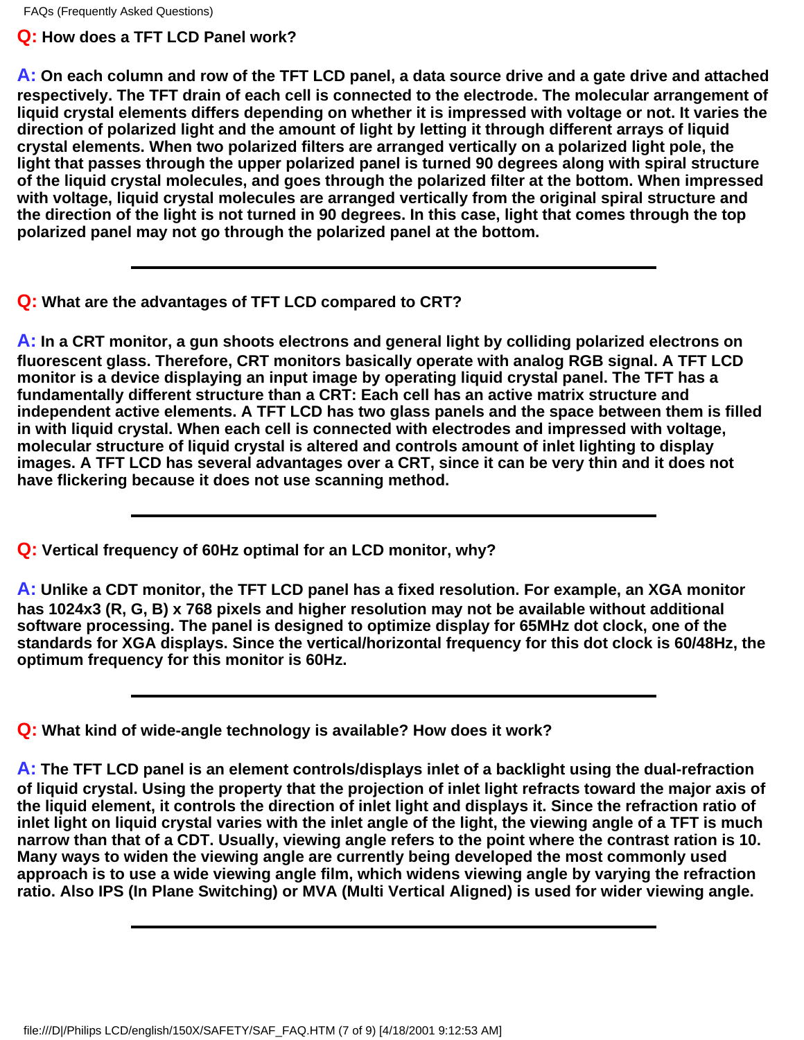**Q:** **How does a TFT LCD Panel work?**

**A:** **On each column and row of the TFT LCD panel, a data source drive and a gate drive and attached respectively. The TFT drain of each cell is connected to the electrode. The molecular arrangement of liquid crystal elements differs depending on whether it is impressed with voltage or not. It varies the direction of polarized light and the amount of light by letting it through different arrays of liquid crystal elements. When two polarized filters are arranged vertically on a polarized light pole, the light that passes through the upper polarized panel is turned 90 degrees along with spiral structure of the liquid crystal molecules, and goes through the polarized filter at the bottom. When impressed with voltage, liquid crystal molecules are arranged vertically from the original spiral structure and the direction of the light is not turned in 90 degrees. In this case, light that comes through the top polarized panel may not go through the polarized panel at the bottom.**

---

**Q:** **What are the advantages of TFT LCD compared to CRT?**

**A:** **In a CRT monitor, a gun shoots electrons and general light by colliding polarized electrons on fluorescent glass. Therefore, CRT monitors basically operate with analog RGB signal. A TFT LCD monitor is a device displaying an input image by operating liquid crystal panel. The TFT has a fundamentally different structure than a CRT: Each cell has an active matrix structure and independent active elements. A TFT LCD has two glass panels and the space between them is filled in with liquid crystal. When each cell is connected with electrodes and impressed with voltage, molecular structure of liquid crystal is altered and controls amount of inlet lighting to display images. A TFT LCD has several advantages over a CRT, since it can be very thin and it does not have flickering because it does not use scanning method.**

---

**Q:** **Vertical frequency of 60Hz optimal for an LCD monitor, why?**

**A:** **Unlike a CDT monitor, the TFT LCD panel has a fixed resolution. For example, an XGA monitor has 1024x3 (R, G, B) x 768 pixels and higher resolution may not be available without additional software processing. The panel is designed to optimize display for 65MHz dot clock, one of the standards for XGA displays. Since the vertical/horizontal frequency for this dot clock is 60/48Hz, the optimum frequency for this monitor is 60Hz.**

---

**Q:** **What kind of wide-angle technology is available? How does it work?**

**A:** **The TFT LCD panel is an element controls/displays inlet of a backlight using the dual-refraction of liquid crystal. Using the property that the projection of inlet light refracts toward the major axis of the liquid element, it controls the direction of inlet light and displays it. Since the refraction ratio of inlet light on liquid crystal varies with the inlet angle of the light, the viewing angle of a TFT is much narrow than that of a CDT. Usually, viewing angle refers to the point where the contrast ration is 10. Many ways to widen the viewing angle are currently being developed the most commonly used approach is to use a wide viewing angle film, which widens viewing angle by varying the refraction ratio. Also IPS (In Plane Switching) or MVA (Multi Vertical Aligned) is used for wider viewing angle.**

---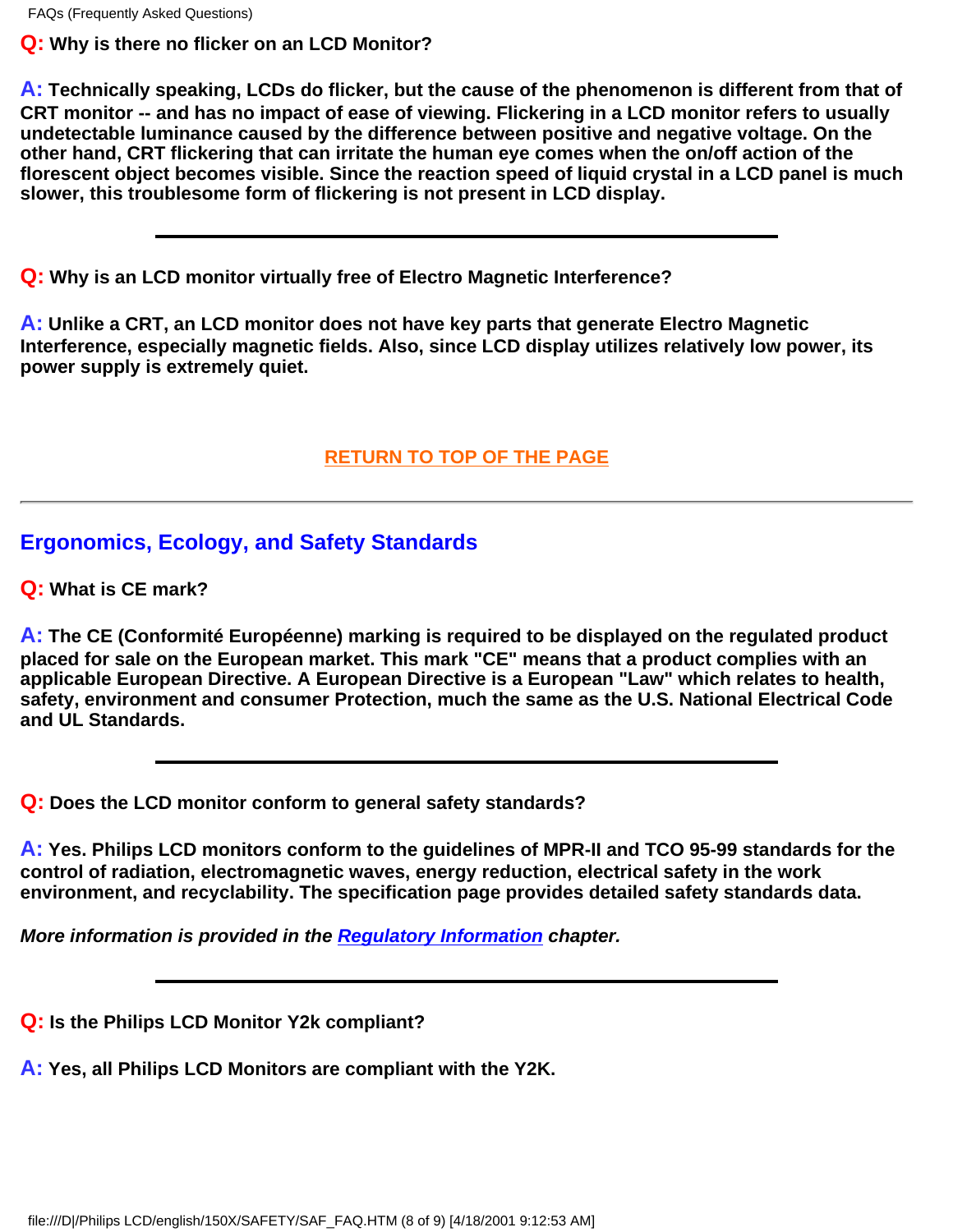**Q: Why is there no flicker on an LCD Monitor?**

**A: Technically speaking, LCDs do flicker, but the cause of the phenomenon is different from that of CRT monitor -- and has no impact of ease of viewing. Flickering in a LCD monitor refers to usually undetectable luminance caused by the difference between positive and negative voltage. On the other hand, CRT flickering that can irritate the human eye comes when the on/off action of the florescent object becomes visible. Since the reaction speed of liquid crystal in a LCD panel is much slower, this troublesome form of flickering is not present in LCD display.**

---

**Q: Why is an LCD monitor virtually free of Electro Magnetic Interference?**

**A: Unlike a CRT, an LCD monitor does not have key parts that generate Electro Magnetic Interference, especially magnetic fields. Also, since LCD display utilizes relatively low power, its power supply is extremely quiet.**

**RETURN TO TOP OF THE PAGE**

---

## Ergonomics, Ecology, and Safety Standards

**Q: What is CE mark?**

**A: The CE (Conformité Européenne) marking is required to be displayed on the regulated product placed for sale on the European market. This mark "CE" means that a product complies with an applicable European Directive. A European Directive is a European "Law" which relates to health, safety, environment and consumer Protection, much the same as the U.S. National Electrical Code and UL Standards.**

---

**Q: Does the LCD monitor conform to general safety standards?**

**A: Yes. Philips LCD monitors conform to the guidelines of MPR-II and TCO 95-99 standards for the control of radiation, electromagnetic waves, energy reduction, electrical safety in the work environment, and recyclability. The specification page provides detailed safety standards data.**

***More information is provided in the Regulatory Information chapter.***

---

**Q: Is the Philips LCD Monitor Y2k compliant?**

**A: Yes, all Philips LCD Monitors are compliant with the Y2K.**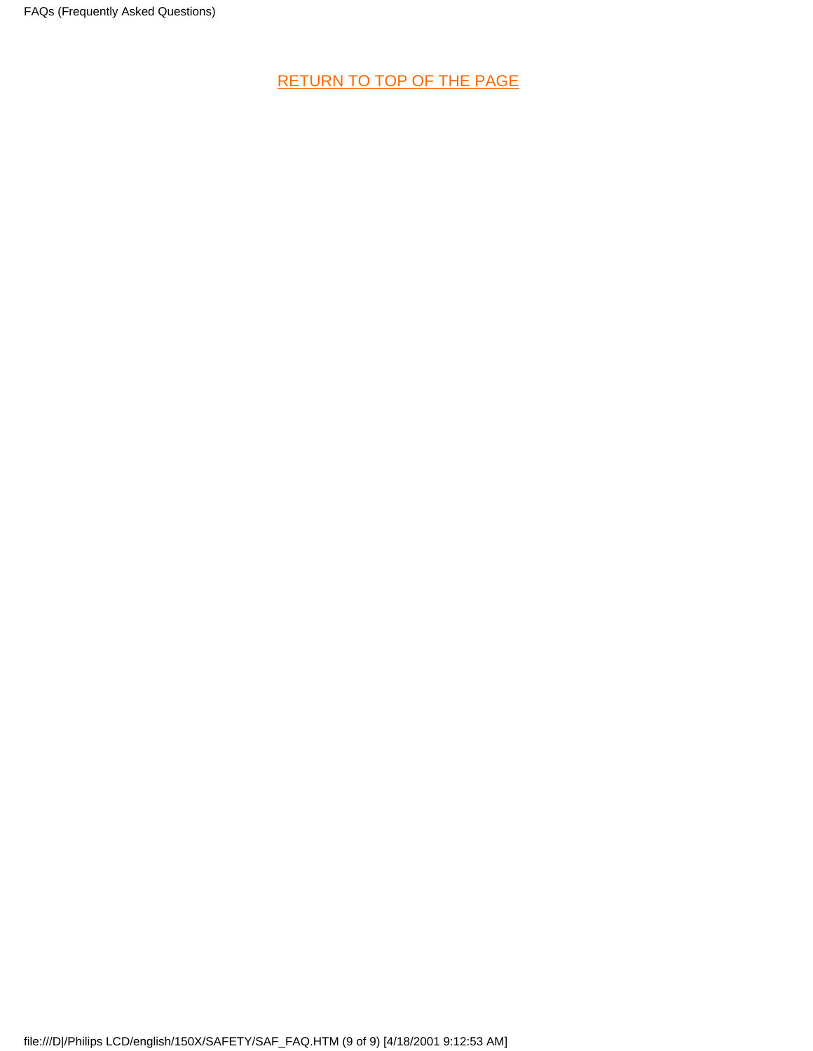RETURN TO TOP OF THE PAGE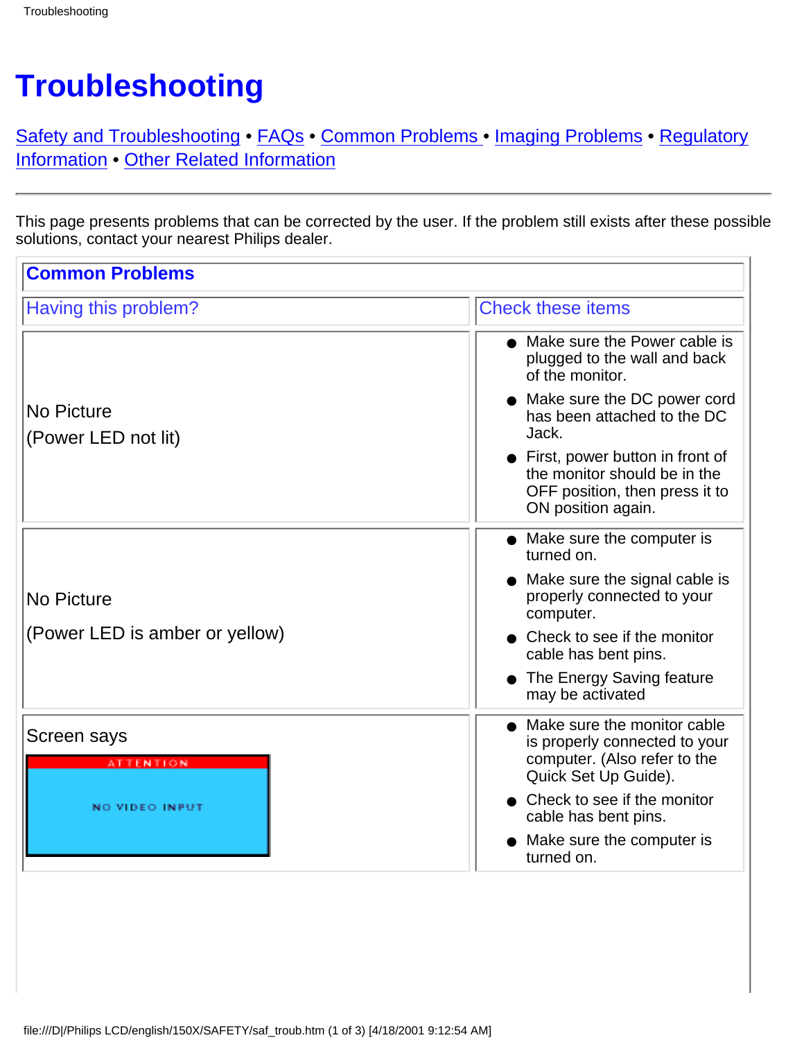# Troubleshooting

Safety and Troubleshooting • FAQs • Common Problems • Imaging Problems • Regulatory Information • Other Related Information

---

This page presents problems that can be corrected by the user. If the problem still exists after these possible solutions, contact your nearest Philips dealer.

## Common Problems

| Having this problem? | Check these items |
|---|---|
| No Picture<br>(Power LED not lit) | • Make sure the Power cable is plugged to the wall and back of the monitor.<br>• Make sure the DC power cord has been attached to the DC Jack.<br>• First, power button in front of the monitor should be in the OFF position, then press it to ON position again. |
| No Picture<br>(Power LED is amber or yellow) | • Make sure the computer is turned on.<br>• Make sure the signal cable is properly connected to your computer.<br>• Check to see if the monitor cable has bent pins.<br>• The Energy Saving feature may be activated |
| Screen says<br>ATTENTION<br>NO VIDEO INPUT | • Make sure the monitor cable is properly connected to your computer. (Also refer to the Quick Set Up Guide).<br>• Check to see if the monitor cable has bent pins.<br>• Make sure the computer is turned on. |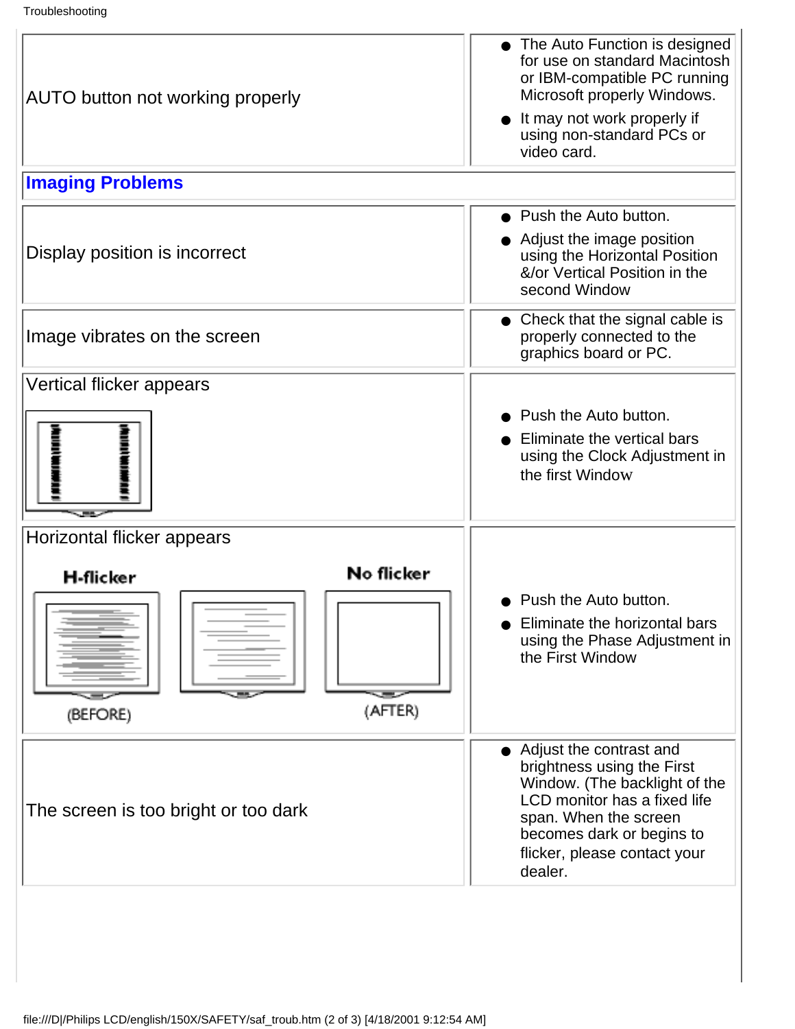| | |
|---|---|
| AUTO button not working properly | • The Auto Function is designed for use on standard Macintosh or IBM-compatible PC running Microsoft properly Windows.<br>• It may not work properly if using non-standard PCs or video card. |

## Imaging Problems

| | |
|---|---|
| Display position is incorrect | • Push the Auto button.<br>• Adjust the image position using the Horizontal Position &/or Vertical Position in the second Window |
| Image vibrates on the screen | • Check that the signal cable is properly connected to the graphics board or PC. |
| Vertical flicker appears | • Push the Auto button.<br>• Eliminate the vertical bars using the Clock Adjustment in the first Window |
| Horizontal flicker appears<br><br>H-flicker (BEFORE) — No flicker (AFTER) | • Push the Auto button.<br>• Eliminate the horizontal bars using the Phase Adjustment in the First Window |
| The screen is too bright or too dark | • Adjust the contrast and brightness using the First Window. (The backlight of the LCD monitor has a fixed life span. When the screen becomes dark or begins to flicker, please contact your dealer. |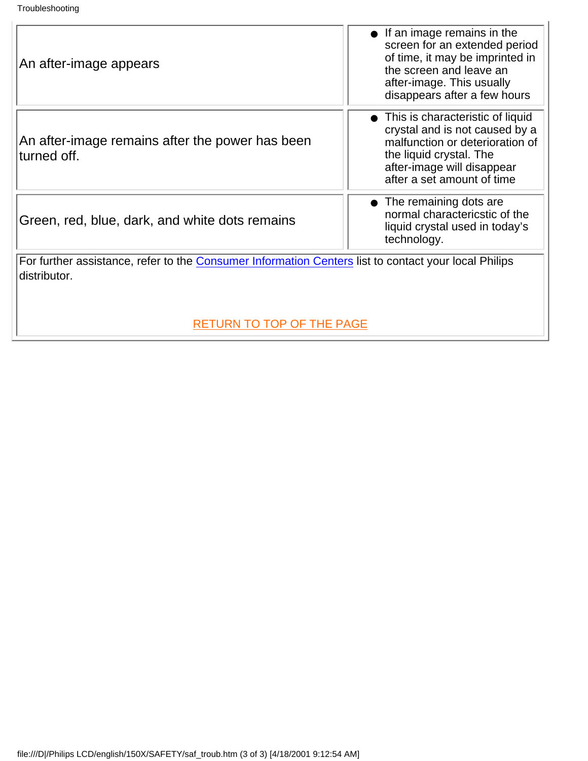| | |
|---|---|
| An after-image appears | • If an image remains in the screen for an extended period of time, it may be imprinted in the screen and leave an after-image. This usually disappears after a few hours |
| An after-image remains after the power has been turned off. | • This is characteristic of liquid crystal and is not caused by a malfunction or deterioration of the liquid crystal. The after-image will disappear after a set amount of time |
| Green, red, blue, dark, and white dots remains | • The remaining dots are normal charactericstic of the liquid crystal used in today's technology. |

For further assistance, refer to the Consumer Information Centers list to contact your local Philips distributor.

RETURN TO TOP OF THE PAGE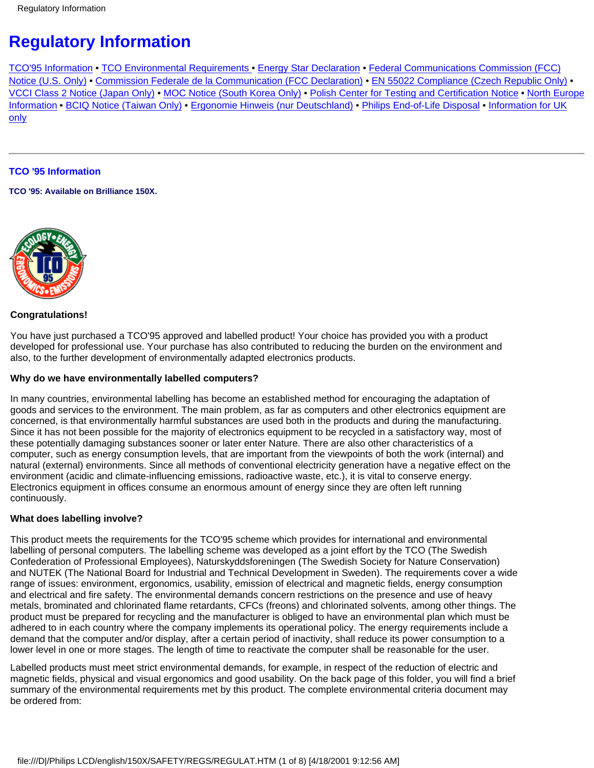# Regulatory Information

TCO'95 Information • TCO Environmental Requirements • Energy Star Declaration • Federal Communications Commission (FCC) Notice (U.S. Only) • Commission Federale de la Communication (FCC Declaration) • EN 55022 Compliance (Czech Republic Only) • VCCI Class 2 Notice (Japan Only) • MOC Notice (South Korea Only) • Polish Center for Testing and Certification Notice • North Europe Information • BCIQ Notice (Taiwan Only) • Ergonomie Hinweis (nur Deutschland) • Philips End-of-Life Disposal • Information for UK only

---

## TCO '95 Information

**TCO '95: Available on Brilliance 150X.**

**Congratulations!**

You have just purchased a TCO'95 approved and labelled product! Your choice has provided you with a product developed for professional use. Your purchase has also contributed to reducing the burden on the environment and also, to the further development of environmentally adapted electronics products.

**Why do we have environmentally labelled computers?**

In many countries, environmental labelling has become an established method for encouraging the adaptation of goods and services to the environment. The main problem, as far as computers and other electronics equipment are concerned, is that environmentally harmful substances are used both in the products and during the manufacturing. Since it has not been possible for the majority of electronics equipment to be recycled in a satisfactory way, most of these potentially damaging substances sooner or later enter Nature. There are also other characteristics of a computer, such as energy consumption levels, that are important from the viewpoints of both the work (internal) and natural (external) environments. Since all methods of conventional electricity generation have a negative effect on the environment (acidic and climate-influencing emissions, radioactive waste, etc.), it is vital to conserve energy. Electronics equipment in offices consume an enormous amount of energy since they are often left running continuously.

**What does labelling involve?**

This product meets the requirements for the TCO'95 scheme which provides for international and environmental labelling of personal computers. The labelling scheme was developed as a joint effort by the TCO (The Swedish Confederation of Professional Employees), Naturskyddsforeningen (The Swedish Society for Nature Conservation) and NUTEK (The National Board for Industrial and Technical Development in Sweden). The requirements cover a wide range of issues: environment, ergonomics, usability, emission of electrical and magnetic fields, energy consumption and electrical and fire safety. The environmental demands concern restrictions on the presence and use of heavy metals, brominated and chlorinated flame retardants, CFCs (freons) and chlorinated solvents, among other things. The product must be prepared for recycling and the manufacturer is obliged to have an environmental plan which must be adhered to in each country where the company implements its operational policy. The energy requirements include a demand that the computer and/or display, after a certain period of inactivity, shall reduce its power consumption to a lower level in one or more stages. The length of time to reactivate the computer shall be reasonable for the user.

Labelled products must meet strict environmental demands, for example, in respect of the reduction of electric and magnetic fields, physical and visual ergonomics and good usability. On the back page of this folder, you will find a brief summary of the environmental requirements met by this product. The complete environmental criteria document may be ordered from: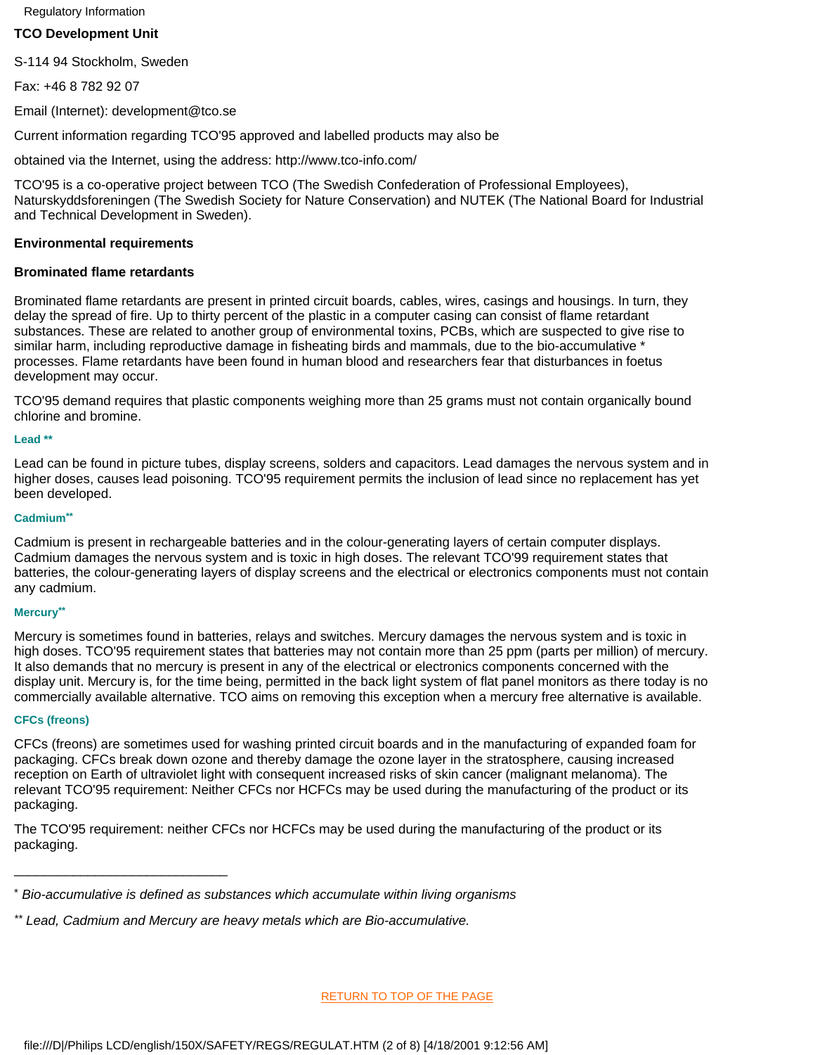**TCO Development Unit**

S-114 94 Stockholm, Sweden

Fax: +46 8 782 92 07

Email (Internet): development@tco.se

Current information regarding TCO'95 approved and labelled products may also be

obtained via the Internet, using the address: http://www.tco-info.com/

TCO'95 is a co-operative project between TCO (The Swedish Confederation of Professional Employees), Naturskyddsforeningen (The Swedish Society for Nature Conservation) and NUTEK (The National Board for Industrial and Technical Development in Sweden).

**Environmental requirements**

**Brominated flame retardants**

Brominated flame retardants are present in printed circuit boards, cables, wires, casings and housings. In turn, they delay the spread of fire. Up to thirty percent of the plastic in a computer casing can consist of flame retardant substances. These are related to another group of environmental toxins, PCBs, which are suspected to give rise to similar harm, including reproductive damage in fisheating birds and mammals, due to the bio-accumulative * processes. Flame retardants have been found in human blood and researchers fear that disturbances in foetus development may occur.

TCO'95 demand requires that plastic components weighing more than 25 grams must not contain organically bound chlorine and bromine.

**Lead \*\***

Lead can be found in picture tubes, display screens, solders and capacitors. Lead damages the nervous system and in higher doses, causes lead poisoning. TCO'95 requirement permits the inclusion of lead since no replacement has yet been developed.

**Cadmium\*\***

Cadmium is present in rechargeable batteries and in the colour-generating layers of certain computer displays. Cadmium damages the nervous system and is toxic in high doses. The relevant TCO'99 requirement states that batteries, the colour-generating layers of display screens and the electrical or electronics components must not contain any cadmium.

**Mercury\*\***

Mercury is sometimes found in batteries, relays and switches. Mercury damages the nervous system and is toxic in high doses. TCO'95 requirement states that batteries may not contain more than 25 ppm (parts per million) of mercury. It also demands that no mercury is present in any of the electrical or electronics components concerned with the display unit. Mercury is, for the time being, permitted in the back light system of flat panel monitors as there today is no commercially available alternative. TCO aims on removing this exception when a mercury free alternative is available.

**CFCs (freons)**

CFCs (freons) are sometimes used for washing printed circuit boards and in the manufacturing of expanded foam for packaging. CFCs break down ozone and thereby damage the ozone layer in the stratosphere, causing increased reception on Earth of ultraviolet light with consequent increased risks of skin cancer (malignant melanoma). The relevant TCO'95 requirement: Neither CFCs nor HCFCs may be used during the manufacturing of the product or its packaging.

The TCO'95 requirement: neither CFCs nor HCFCs may be used during the manufacturing of the product or its packaging.

---

\* *Bio-accumulative is defined as substances which accumulate within living organisms*

\*\* *Lead, Cadmium and Mercury are heavy metals which are Bio-accumulative.*

RETURN TO TOP OF THE PAGE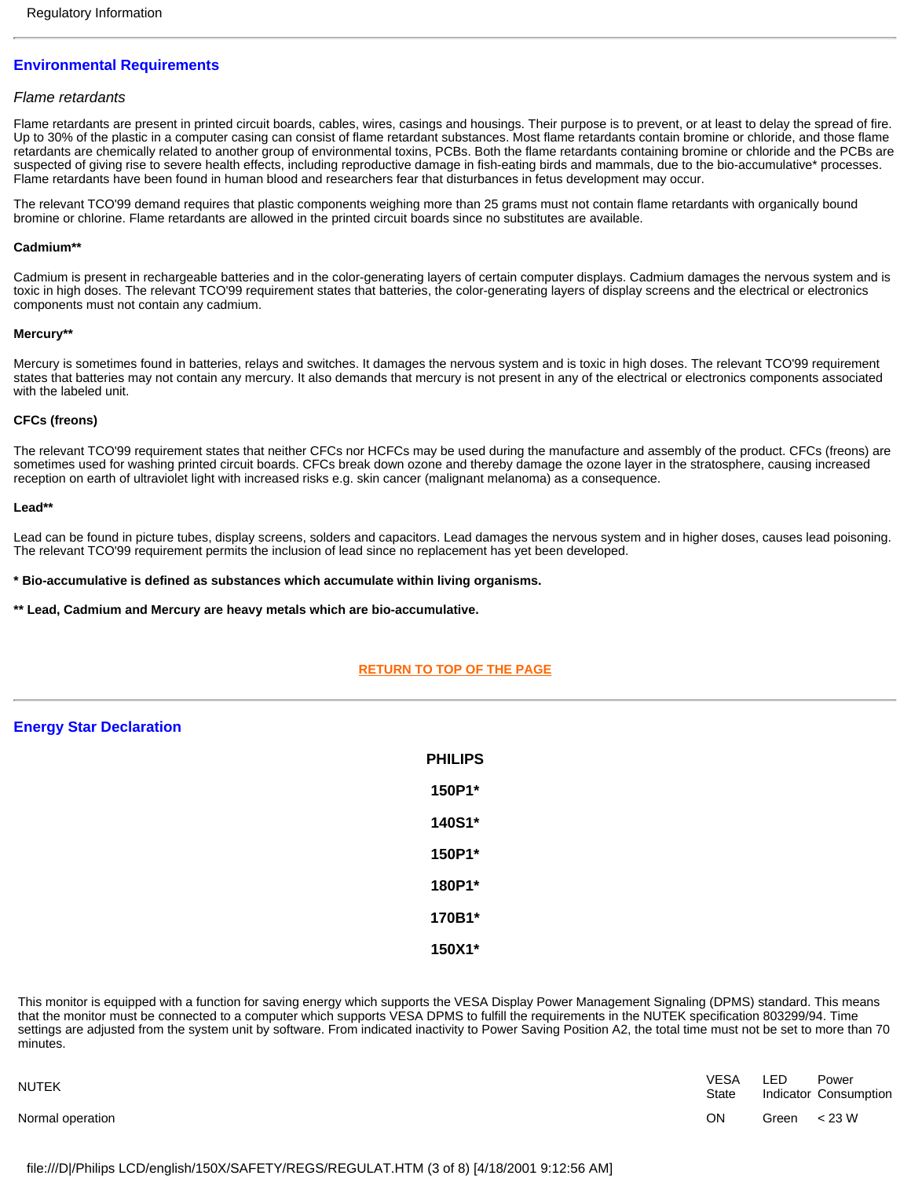## Environmental Requirements

*Flame retardants*

Flame retardants are present in printed circuit boards, cables, wires, casings and housings. Their purpose is to prevent, or at least to delay the spread of fire. Up to 30% of the plastic in a computer casing can consist of flame retardant substances. Most flame retardants contain bromine or chloride, and those flame retardants are chemically related to another group of environmental toxins, PCBs. Both the flame retardants containing bromine or chloride and the PCBs are suspected of giving rise to severe health effects, including reproductive damage in fish-eating birds and mammals, due to the bio-accumulative* processes. Flame retardants have been found in human blood and researchers fear that disturbances in fetus development may occur.

The relevant TCO'99 demand requires that plastic components weighing more than 25 grams must not contain flame retardants with organically bound bromine or chlorine. Flame retardants are allowed in the printed circuit boards since no substitutes are available.

**Cadmium****

Cadmium is present in rechargeable batteries and in the color-generating layers of certain computer displays. Cadmium damages the nervous system and is toxic in high doses. The relevant TCO'99 requirement states that batteries, the color-generating layers of display screens and the electrical or electronics components must not contain any cadmium.

**Mercury****

Mercury is sometimes found in batteries, relays and switches. It damages the nervous system and is toxic in high doses. The relevant TCO'99 requirement states that batteries may not contain any mercury. It also demands that mercury is not present in any of the electrical or electronics components associated with the labeled unit.

**CFCs (freons)**

The relevant TCO'99 requirement states that neither CFCs nor HCFCs may be used during the manufacture and assembly of the product. CFCs (freons) are sometimes used for washing printed circuit boards. CFCs break down ozone and thereby damage the ozone layer in the stratosphere, causing increased reception on earth of ultraviolet light with increased risks e.g. skin cancer (malignant melanoma) as a consequence.

**Lead****

Lead can be found in picture tubes, display screens, solders and capacitors. Lead damages the nervous system and in higher doses, causes lead poisoning. The relevant TCO'99 requirement permits the inclusion of lead since no replacement has yet been developed.

*** Bio-accumulative is defined as substances which accumulate within living organisms.**

**** Lead, Cadmium and Mercury are heavy metals which are bio-accumulative.**

RETURN TO TOP OF THE PAGE

## Energy Star Declaration

**PHILIPS**

**150P1***

**140S1***

**150P1***

**180P1***

**170B1***

**150X1***

This monitor is equipped with a function for saving energy which supports the VESA Display Power Management Signaling (DPMS) standard. This means that the monitor must be connected to a computer which supports VESA DPMS to fulfill the requirements in the NUTEK specification 803299/94. Time settings are adjusted from the system unit by software. From indicated inactivity to Power Saving Position A2, the total time must not be set to more than 70 minutes.

| NUTEK | VESA State | LED Indicator | Power Consumption |
|---|---|---|---|
| Normal operation | ON | Green | < 23 W |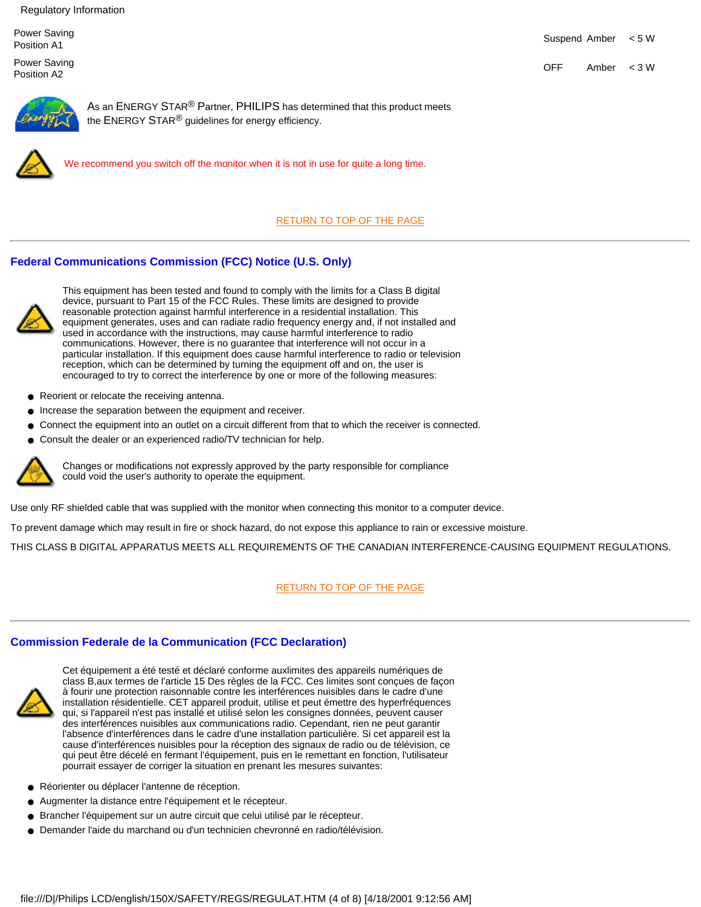| | | | |
|---|---|---|---|
| Power Saving Position A1 | Suspend | Amber | < 5 W |
| Power Saving Position A2 | OFF | Amber | < 3 W |

As an ENERGY STAR® Partner, PHILIPS has determined that this product meets the ENERGY STAR® guidelines for energy efficiency.

We recommend you switch off the monitor when it is not in use for quite a long time.

RETURN TO TOP OF THE PAGE

---

## Federal Communications Commission (FCC) Notice (U.S. Only)

This equipment has been tested and found to comply with the limits for a Class B digital device, pursuant to Part 15 of the FCC Rules. These limits are designed to provide reasonable protection against harmful interference in a residential installation. This equipment generates, uses and can radiate radio frequency energy and, if not installed and used in accordance with the instructions, may cause harmful interference to radio communications. However, there is no guarantee that interference will not occur in a particular installation. If this equipment does cause harmful interference to radio or television reception, which can be determined by turning the equipment off and on, the user is encouraged to try to correct the interference by one or more of the following measures:

- Reorient or relocate the receiving antenna.
- Increase the separation between the equipment and receiver.
- Connect the equipment into an outlet on a circuit different from that to which the receiver is connected.
- Consult the dealer or an experienced radio/TV technician for help.

Changes or modifications not expressly approved by the party responsible for compliance could void the user's authority to operate the equipment.

Use only RF shielded cable that was supplied with the monitor when connecting this monitor to a computer device.

To prevent damage which may result in fire or shock hazard, do not expose this appliance to rain or excessive moisture.

THIS CLASS B DIGITAL APPARATUS MEETS ALL REQUIREMENTS OF THE CANADIAN INTERFERENCE-CAUSING EQUIPMENT REGULATIONS.

RETURN TO TOP OF THE PAGE

---

## Commission Federale de la Communication (FCC Declaration)

Cet équipement a été testé et déclaré conforme auxlimites des appareils numériques de class B,aux termes de l'article 15 Des règles de la FCC. Ces limites sont conçues de façon à fourir une protection raisonnable contre les interférences nuisibles dans le cadre d'une installation résidentielle. CET appareil produit, utilise et peut émettre des hyperfréquences qui, si l'appareil n'est pas installé et utilisé selon les consignes données, peuvent causer des interférences nuisibles aux communications radio. Cependant, rien ne peut garantir l'absence d'interférences dans le cadre d'une installation particulière. Si cet appareil est la cause d'interférences nuisibles pour la réception des signaux de radio ou de télévision, ce qui peut être décelé en fermant l'équipement, puis en le remettant en fonction, l'utilisateur pourrait essayer de corriger la situation en prenant les mesures suivantes:

- Réorienter ou déplacer l'antenne de réception.
- Augmenter la distance entre l'équipement et le récepteur.
- Brancher l'équipement sur un autre circuit que celui utilisé par le récepteur.
- Demander l'aide du marchand ou d'un technicien chevronné en radio/télévision.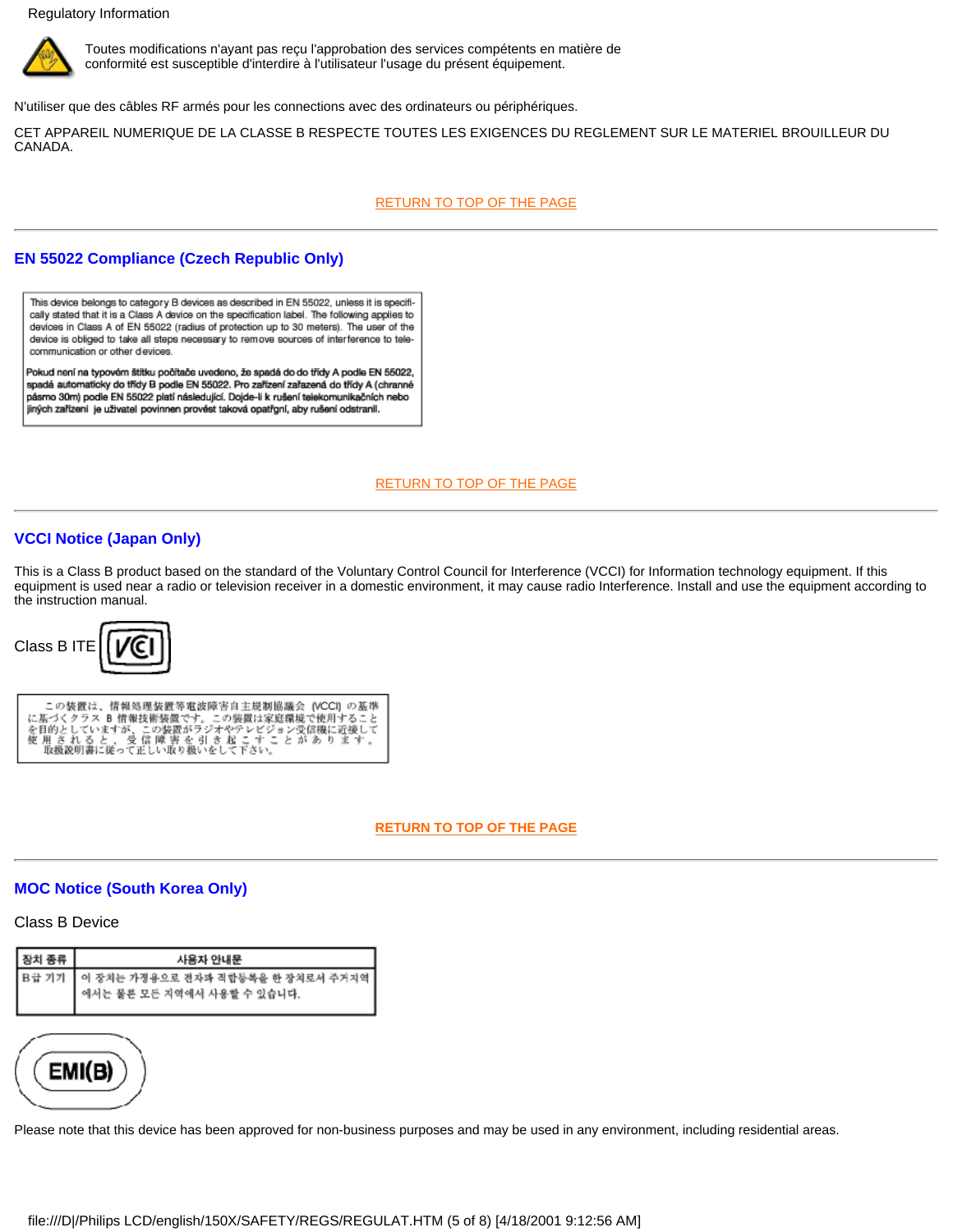Toutes modifications n'ayant pas reçu l'approbation des services compétents en matière de conformité est susceptible d'interdire à l'utilisateur l'usage du présent équipement.

N'utiliser que des câbles RF armés pour les connections avec des ordinateurs ou périphériques.

CET APPAREIL NUMERIQUE DE LA CLASSE B RESPECTE TOUTES LES EXIGENCES DU REGLEMENT SUR LE MATERIEL BROUILLEUR DU CANADA.

RETURN TO TOP OF THE PAGE

---

## EN 55022 Compliance (Czech Republic Only)

This device belongs to category B devices as described in EN 55022, unless it is specifically stated that it is a Class A device on the specification label. The following applies to devices in Class A of EN 55022 (radius of protection up to 30 meters). The user of the device is obliged to take all steps necessary to remove sources of interference to telecommunication or other devices.

Pokud není na typovém štítku počítače uvedeno, že spadá do do třídy A podle EN 55022, spadá automaticky do třídy B podle EN 55022. Pro zařízení zařazená do třídy A (chranné pásmo 30m) podle EN 55022 platí následující. Dojde-li k rušení telekomunikačních nebo jiných zařízení je uživatel povinnen provést taková opatřgní, aby rušení odstranil.

RETURN TO TOP OF THE PAGE

---

## VCCI Notice (Japan Only)

This is a Class B product based on the standard of the Voluntary Control Council for Interference (VCCI) for Information technology equipment. If this equipment is used near a radio or television receiver in a domestic environment, it may cause radio Interference. Install and use the equipment according to the instruction manual.

Class B ITE

この装置は、情報処理装置等電波障害自主規制協議会 (VCCI) の基準に基づくクラス B 情報技術装置です。この装置は家庭環境で使用することを目的としていますが、この装置がラジオやテレビジョン受信機に近接して使用されると、受信障害を引き起こすことがあります。取扱説明書に従って正しい取り扱いをして下さい。

RETURN TO TOP OF THE PAGE

---

## MOC Notice (South Korea Only)

Class B Device

| 장치 종류 | 사용자 안내문 |
| --- | --- |
| B급 기기 | 이 장치는 가정용으로 전자파 적합등록을 한 장치로서 주거지역에서는 물론 모든 지역에서 사용할 수 있습니다. |

EMI(B)

Please note that this device has been approved for non-business purposes and may be used in any environment, including residential areas.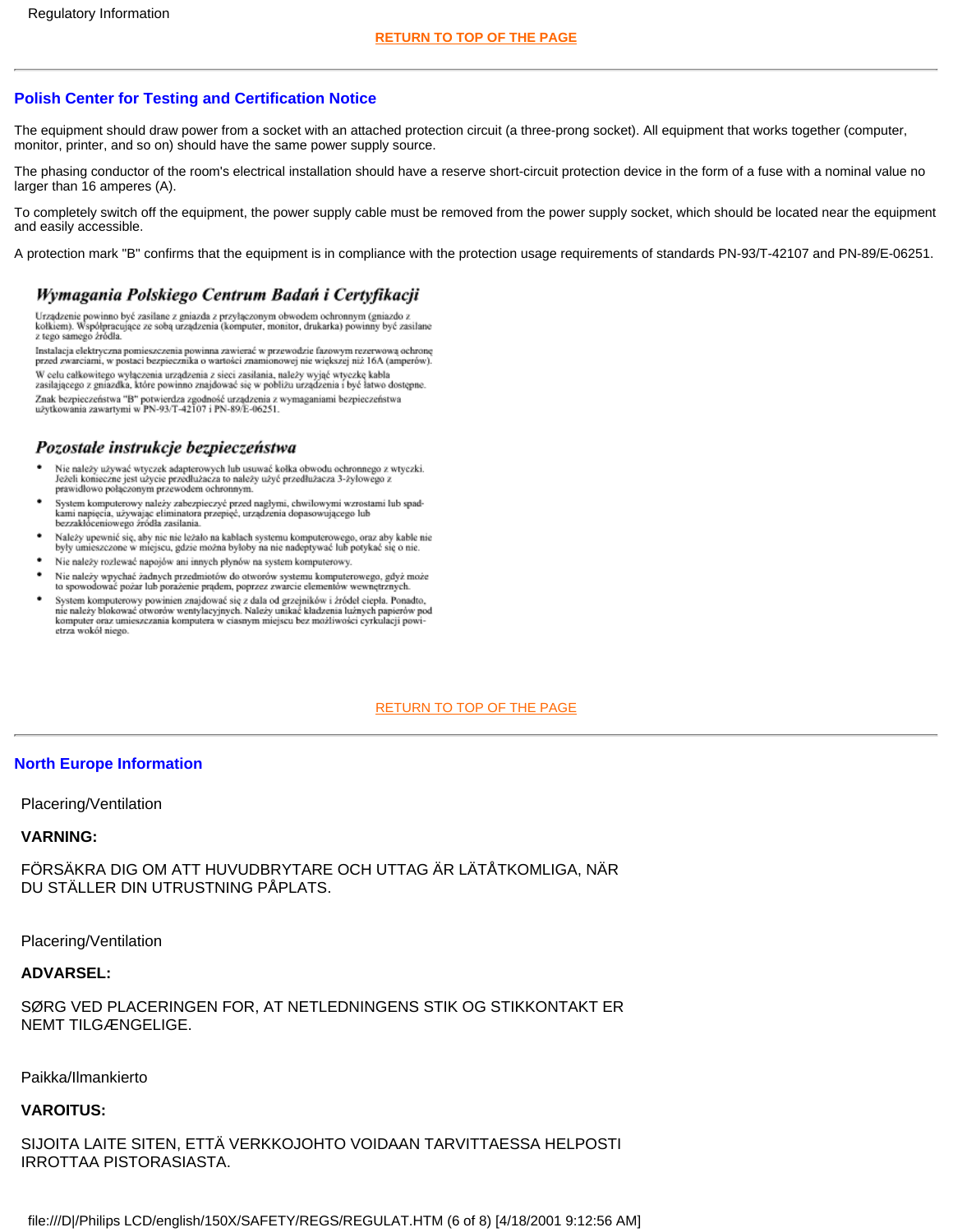RETURN TO TOP OF THE PAGE

---

## Polish Center for Testing and Certification Notice

The equipment should draw power from a socket with an attached protection circuit (a three-prong socket). All equipment that works together (computer, monitor, printer, and so on) should have the same power supply source.

The phasing conductor of the room's electrical installation should have a reserve short-circuit protection device in the form of a fuse with a nominal value no larger than 16 amperes (A).

To completely switch off the equipment, the power supply cable must be removed from the power supply socket, which should be located near the equipment and easily accessible.

A protection mark "B" confirms that the equipment is in compliance with the protection usage requirements of standards PN-93/T-42107 and PN-89/E-06251.

### *Wymagania Polskiego Centrum Badań i Certyfikacji*

Urządzenie powinno być zasilane z gniazda z przyłączonym obwodem ochronnym (gniazdo z kołkiem). Współpracujące ze sobą urządzenia (komputer, monitor, drukarka) powinny być zasilane z tego samego źródła.

Instalacja elektryczna pomieszczenia powinna zawierać w przewodzie fazowym rezerwową ochronę przed zwarciami, w postaci bezpiecznika o wartości znamionowej nie większej niż 16A (amperów).

W celu całkowitego wyłączenia urządzenia z sieci zasilania, należy wyjąć wtyczkę kabla zasilającego z gniazdka, które powinno znajdować się w pobliżu urządzenia i być łatwo dostępne.

Znak bezpieczeństwa "B" potwierdza zgodność urządzenia z wymaganiami bezpieczeństwa użytkowania zawartymi w PN-93/T-42107 i PN-89/E-06251.

### *Pozostałe instrukcje bezpieczeństwa*

- Nie należy używać wtyczek adapterowych lub usuwać kołka obwodu ochronnego z wtyczki. Jeżeli konieczne jest użycie przedłużacza to należy użyć przedłużacza 3-żyłowego z prawidłowo połączonym przewodem ochronnym.
- System komputerowy należy zabezpieczyć przed nagłymi, chwilowymi wzrostami lub spadkami napięcia, używając eliminatora przepięć, urządzenia dopasowującego lub bezzakłóceniowego źródła zasilania.
- Należy upewnić się, aby nic nie leżało na kablach systemu komputerowego, oraz aby kable nie były umieszczone w miejscu, gdzie można byłoby na nie nadeptywać lub potykać się o nie.
- Nie należy rozlewać napojów ani innych płynów na system komputerowy.
- Nie należy wpychać żadnych przedmiotów do otworów systemu komputerowego, gdyż może to spowodować pożar lub porażenie prądem, poprzez zwarcie elementów wewnętrznych.
- System komputerowy powinien znajdować się z dala od grzejników i źródeł ciepła. Ponadto, nie należy blokować otworów wentylacyjnych. Należy unikać kładzenia luźnych papierów pod komputer oraz umieszczania komputera w ciasnym miejscu bez możliwości cyrkulacji powietrza wokół niego.

RETURN TO TOP OF THE PAGE

---

## North Europe Information

Placering/Ventilation

**VARNING:**

FÖRSÄKRA DIG OM ATT HUVUDBRYTARE OCH UTTAG ÄR LÄTÅTKOMLIGA, NÄR DU STÄLLER DIN UTRUSTNING PÅPLATS.

Placering/Ventilation

**ADVARSEL:**

SØRG VED PLACERINGEN FOR, AT NETLEDNINGENS STIK OG STIKKONTAKT ER NEMT TILGÆNGELIGE.

Paikka/Ilmankierto

**VAROITUS:**

SIJOITA LAITE SITEN, ETTÄ VERKKOJOHTO VOIDAAN TARVITTAESSA HELPOSTI IRROTTAA PISTORASIASTA.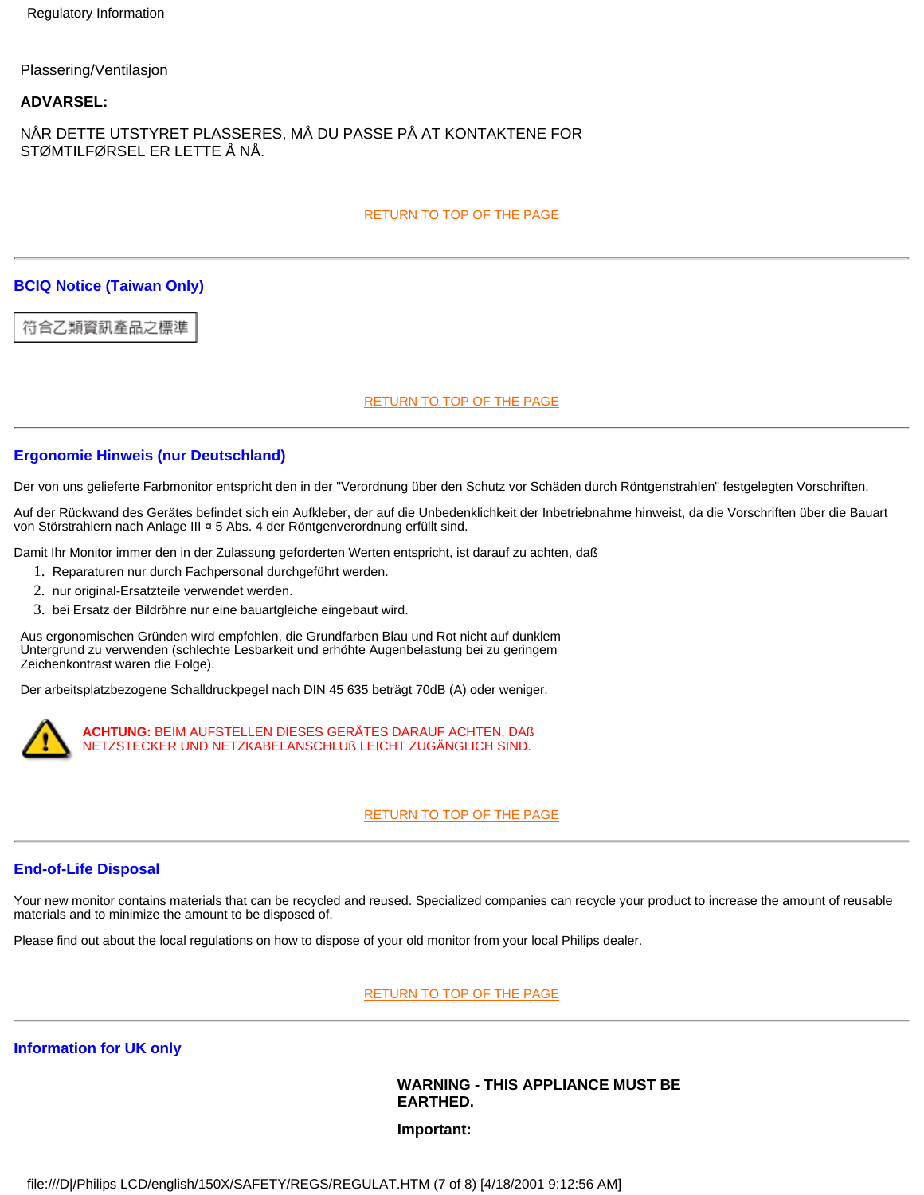Plassering/Ventilasjon

**ADVARSEL:**

NÅR DETTE UTSTYRET PLASSERES, MÅ DU PASSE PÅ AT KONTAKTENE FOR STØMTILFØRSEL ER LETTE Å NÅ.

RETURN TO TOP OF THE PAGE

## BCIQ Notice (Taiwan Only)

符合乙類資訊產品之標準

RETURN TO TOP OF THE PAGE

## Ergonomie Hinweis (nur Deutschland)

Der von uns gelieferte Farbmonitor entspricht den in der "Verordnung über den Schutz vor Schäden durch Röntgenstrahlen" festgelegten Vorschriften.

Auf der Rückwand des Gerätes befindet sich ein Aufkleber, der auf die Unbedenklichkeit der Inbetriebnahme hinweist, da die Vorschriften über die Bauart von Störstrahlern nach Anlage III ¤ 5 Abs. 4 der Röntgenverordnung erfüllt sind.

Damit Ihr Monitor immer den in der Zulassung geforderten Werten entspricht, ist darauf zu achten, daß

1. Reparaturen nur durch Fachpersonal durchgeführt werden.
2. nur original-Ersatzteile verwendet werden.
3. bei Ersatz der Bildröhre nur eine bauartgleiche eingebaut wird.

Aus ergonomischen Gründen wird empfohlen, die Grundfarben Blau und Rot nicht auf dunklem Untergrund zu verwenden (schlechte Lesbarkeit und erhöhte Augenbelastung bei zu geringem Zeichenkontrast wären die Folge).

Der arbeitsplatzbezogene Schalldruckpegel nach DIN 45 635 beträgt 70dB (A) oder weniger.

**ACHTUNG:** BEIM AUFSTELLEN DIESES GERÄTES DARAUF ACHTEN, DAß NETZSTECKER UND NETZKABELANSCHLUß LEICHT ZUGÄNGLICH SIND.

RETURN TO TOP OF THE PAGE

## End-of-Life Disposal

Your new monitor contains materials that can be recycled and reused. Specialized companies can recycle your product to increase the amount of reusable materials and to minimize the amount to be disposed of.

Please find out about the local regulations on how to dispose of your old monitor from your local Philips dealer.

RETURN TO TOP OF THE PAGE

## Information for UK only

**WARNING - THIS APPLIANCE MUST BE EARTHED.**

**Important:**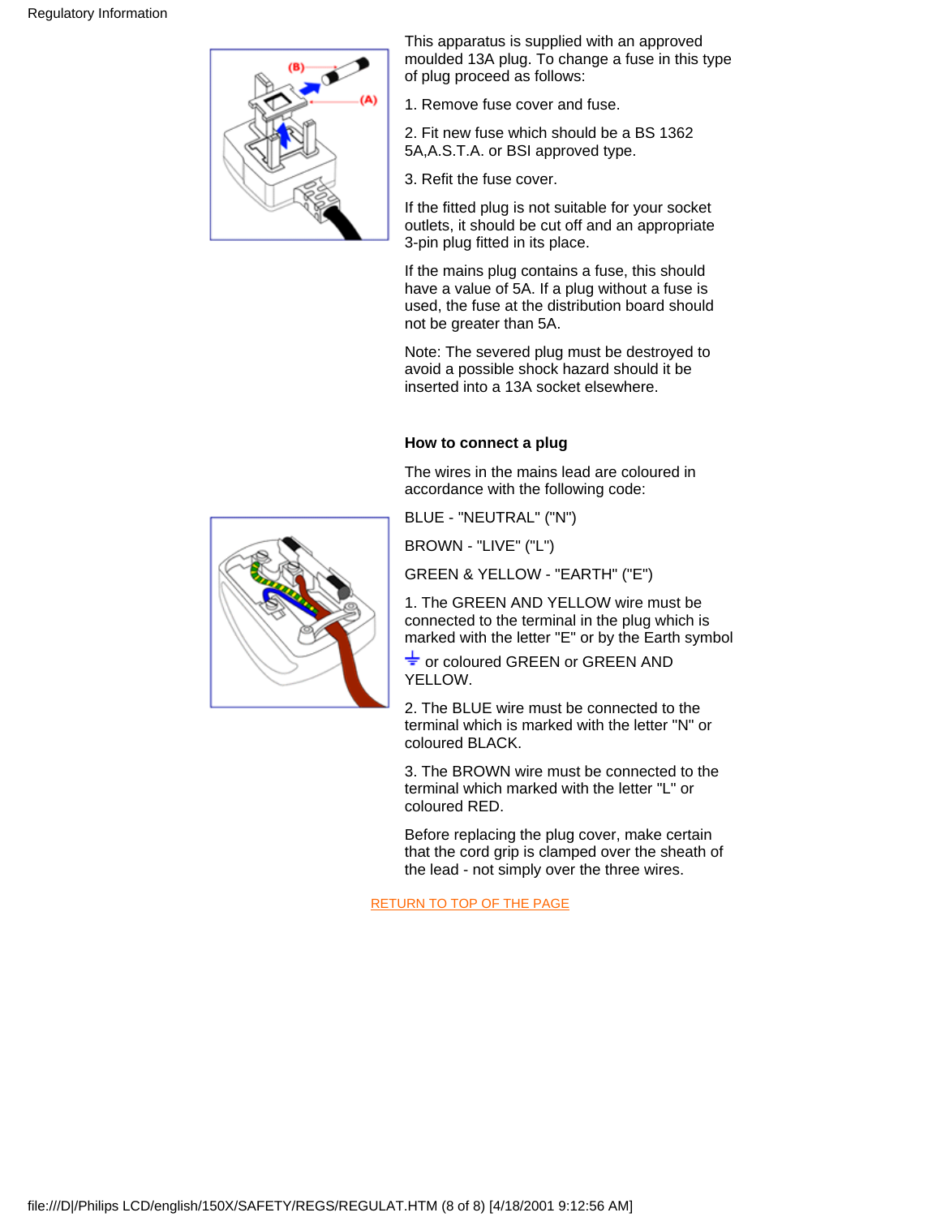This apparatus is supplied with an approved moulded 13A plug. To change a fuse in this type of plug proceed as follows:

1. Remove fuse cover and fuse.

2. Fit new fuse which should be a BS 1362 5A,A.S.T.A. or BSI approved type.

3. Refit the fuse cover.

If the fitted plug is not suitable for your socket outlets, it should be cut off and an appropriate 3-pin plug fitted in its place.

If the mains plug contains a fuse, this should have a value of 5A. If a plug without a fuse is used, the fuse at the distribution board should not be greater than 5A.

Note: The severed plug must be destroyed to avoid a possible shock hazard should it be inserted into a 13A socket elsewhere.

**How to connect a plug**

The wires in the mains lead are coloured in accordance with the following code:

BLUE - "NEUTRAL" ("N")

BROWN - "LIVE" ("L")

GREEN & YELLOW - "EARTH" ("E")

1. The GREEN AND YELLOW wire must be connected to the terminal in the plug which is marked with the letter "E" or by the Earth symbol ⏚ or coloured GREEN or GREEN AND YELLOW.

2. The BLUE wire must be connected to the terminal which is marked with the letter "N" or coloured BLACK.

3. The BROWN wire must be connected to the terminal which marked with the letter "L" or coloured RED.

Before replacing the plug cover, make certain that the cord grip is clamped over the sheath of the lead - not simply over the three wires.

RETURN TO TOP OF THE PAGE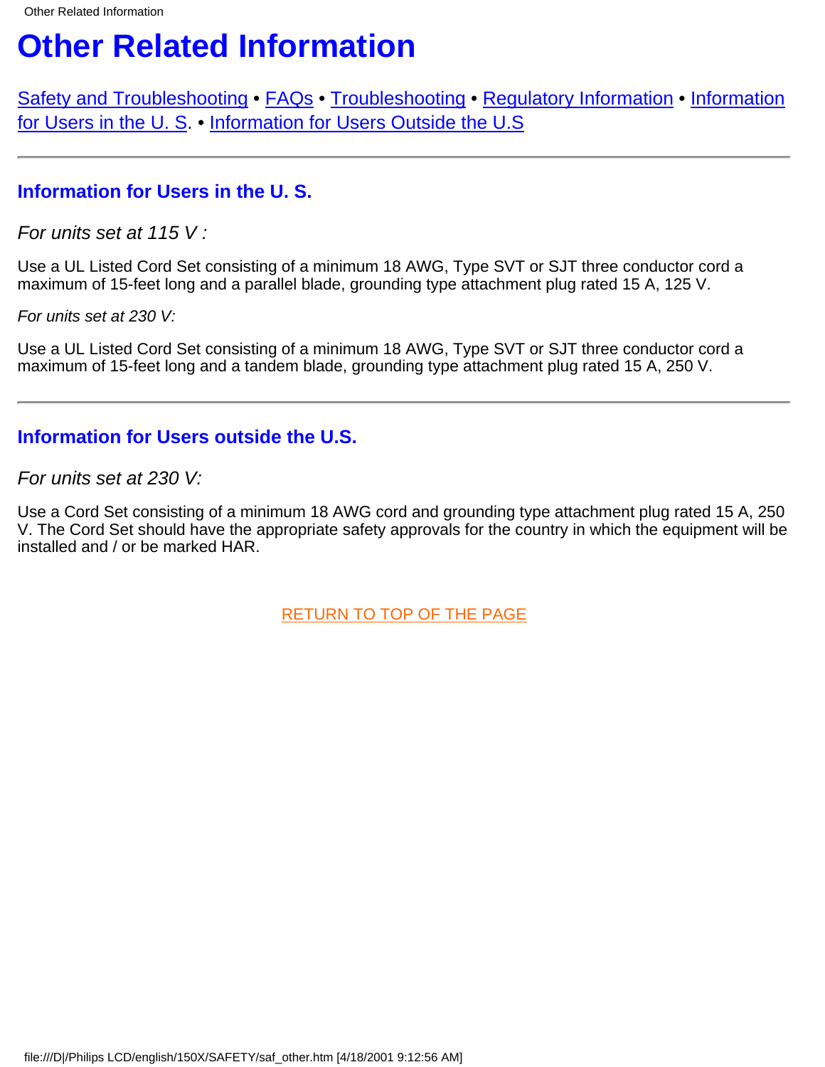# Other Related Information

Safety and Troubleshooting • FAQs • Troubleshooting • Regulatory Information • Information for Users in the U. S. • Information for Users Outside the U.S

---

### Information for Users in the U. S.

*For units set at 115 V :*

Use a UL Listed Cord Set consisting of a minimum 18 AWG, Type SVT or SJT three conductor cord a maximum of 15-feet long and a parallel blade, grounding type attachment plug rated 15 A, 125 V.

*For units set at 230 V:*

Use a UL Listed Cord Set consisting of a minimum 18 AWG, Type SVT or SJT three conductor cord a maximum of 15-feet long and a tandem blade, grounding type attachment plug rated 15 A, 250 V.

---

### Information for Users outside the U.S.

*For units set at 230 V:*

Use a Cord Set consisting of a minimum 18 AWG cord and grounding type attachment plug rated 15 A, 250 V. The Cord Set should have the appropriate safety approvals for the country in which the equipment will be installed and / or be marked HAR.

RETURN TO TOP OF THE PAGE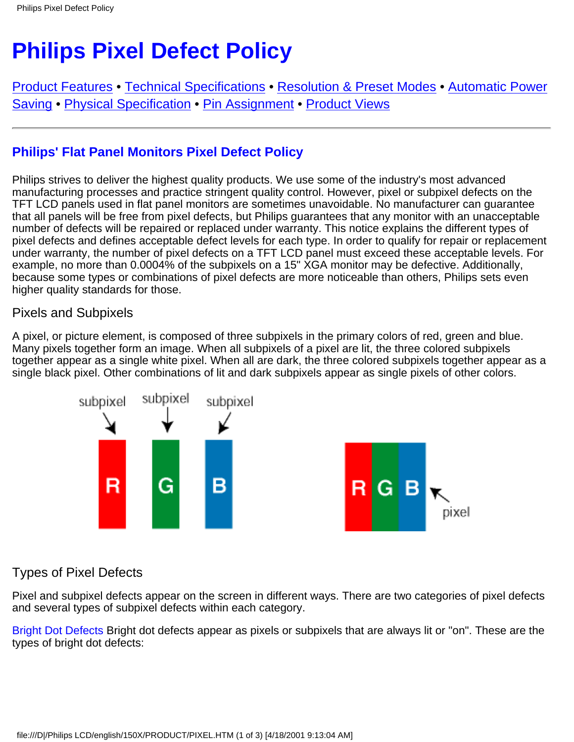# Philips Pixel Defect Policy

Product Features • Technical Specifications • Resolution & Preset Modes • Automatic Power Saving • Physical Specification • Pin Assignment • Product Views

---

## Philips' Flat Panel Monitors Pixel Defect Policy

Philips strives to deliver the highest quality products. We use some of the industry's most advanced manufacturing processes and practice stringent quality control. However, pixel or subpixel defects on the TFT LCD panels used in flat panel monitors are sometimes unavoidable. No manufacturer can guarantee that all panels will be free from pixel defects, but Philips guarantees that any monitor with an unacceptable number of defects will be repaired or replaced under warranty. This notice explains the different types of pixel defects and defines acceptable defect levels for each type. In order to qualify for repair or replacement under warranty, the number of pixel defects on a TFT LCD panel must exceed these acceptable levels. For example, no more than 0.0004% of the subpixels on a 15" XGA monitor may be defective. Additionally, because some types or combinations of pixel defects are more noticeable than others, Philips sets even higher quality standards for those.

### Pixels and Subpixels

A pixel, or picture element, is composed of three subpixels in the primary colors of red, green and blue. Many pixels together form an image. When all subpixels of a pixel are lit, the three colored subpixels together appear as a single white pixel. When all are dark, the three colored subpixels together appear as a single black pixel. Other combinations of lit and dark subpixels appear as single pixels of other colors.

### Types of Pixel Defects

Pixel and subpixel defects appear on the screen in different ways. There are two categories of pixel defects and several types of subpixel defects within each category.

Bright Dot Defects Bright dot defects appear as pixels or subpixels that are always lit or "on". These are the types of bright dot defects: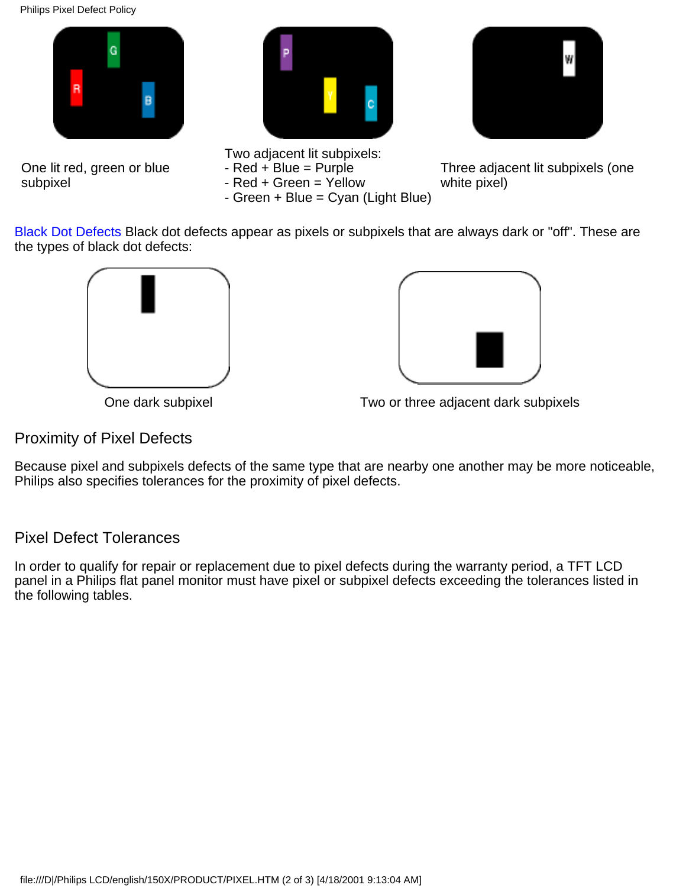One lit red, green or blue subpixel

Two adjacent lit subpixels:
- Red + Blue = Purple
- Red + Green = Yellow
- Green + Blue = Cyan (Light Blue)

Three adjacent lit subpixels (one white pixel)

Black Dot Defects Black dot defects appear as pixels or subpixels that are always dark or "off". These are the types of black dot defects:

One dark subpixel

Two or three adjacent dark subpixels

## Proximity of Pixel Defects

Because pixel and subpixels defects of the same type that are nearby one another may be more noticeable, Philips also specifies tolerances for the proximity of pixel defects.

## Pixel Defect Tolerances

In order to qualify for repair or replacement due to pixel defects during the warranty period, a TFT LCD panel in a Philips flat panel monitor must have pixel or subpixel defects exceeding the tolerances listed in the following tables.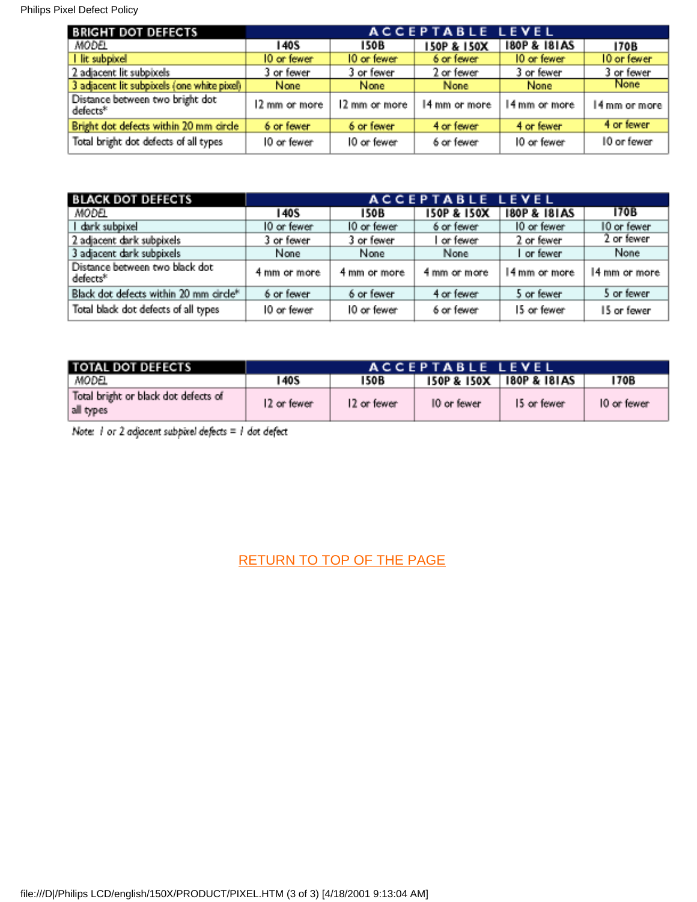| BRIGHT DOT DEFECTS | ACCEPTABLE LEVEL | | | | |
|---|---|---|---|---|---|
| MODEL | 140S | 150B | 150P & 150X | 180P & 181AS | 170B |
| 1 lit subpixel | 10 or fewer | 10 or fewer | 6 or fewer | 10 or fewer | 10 or fewer |
| 2 adjacent lit subpixels | 3 or fewer | 3 or fewer | 2 or fewer | 3 or fewer | 3 or fewer |
| 3 adjacent lit subpixels (one white pixel) | None | None | None | None | None |
| Distance between two bright dot defects* | 12 mm or more | 12 mm or more | 14 mm or more | 14 mm or more | 14 mm or more |
| Bright dot defects within 20 mm circle | 6 or fewer | 6 or fewer | 4 or fewer | 4 or fewer | 4 or fewer |
| Total bright dot defects of all types | 10 or fewer | 10 or fewer | 6 or fewer | 10 or fewer | 10 or fewer |

| BLACK DOT DEFECTS | ACCEPTABLE LEVEL | | | | |
|---|---|---|---|---|---|
| MODEL | 140S | 150B | 150P & 150X | 180P & 181AS | 170B |
| 1 dark subpixel | 10 or fewer | 10 or fewer | 6 or fewer | 10 or fewer | 10 or fewer |
| 2 adjacent dark subpixels | 3 or fewer | 3 or fewer | 1 or fewer | 2 or fewer | 2 or fewer |
| 3 adjacent dark subpixels | None | None | None | 1 or fewer | None |
| Distance between two black dot defects* | 4 mm or more | 4 mm or more | 4 mm or more | 14 mm or more | 14 mm or more |
| Black dot defects within 20 mm circle* | 6 or fewer | 6 or fewer | 4 or fewer | 5 or fewer | 5 or fewer |
| Total black dot defects of all types | 10 or fewer | 10 or fewer | 6 or fewer | 15 or fewer | 15 or fewer |

| TOTAL DOT DEFECTS | ACCEPTABLE LEVEL | | | | |
|---|---|---|---|---|---|
| MODEL | 140S | 150B | 150P & 150X | 180P & 181AS | 170B |
| Total bright or black dot defects of all types | 12 or fewer | 12 or fewer | 10 or fewer | 15 or fewer | 10 or fewer |

*Note: 1 or 2 adjacent subpixel defects = 1 dot defect*

RETURN TO TOP OF THE PAGE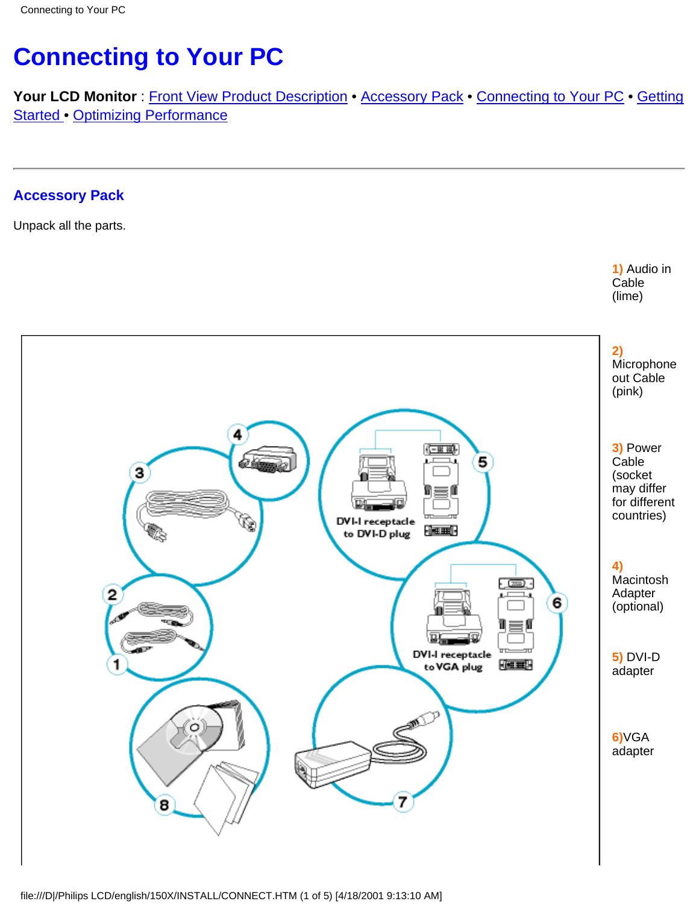# Connecting to Your PC

**Your LCD Monitor** : Front View Product Description • Accessory Pack • Connecting to Your PC • Getting Started • Optimizing Performance

---

## Accessory Pack

Unpack all the parts.

1) Audio in Cable (lime)

2) Microphone out Cable (pink)

3) Power Cable (socket may differ for different countries)

4) Macintosh Adapter (optional)

5) DVI-D adapter

6) VGA adapter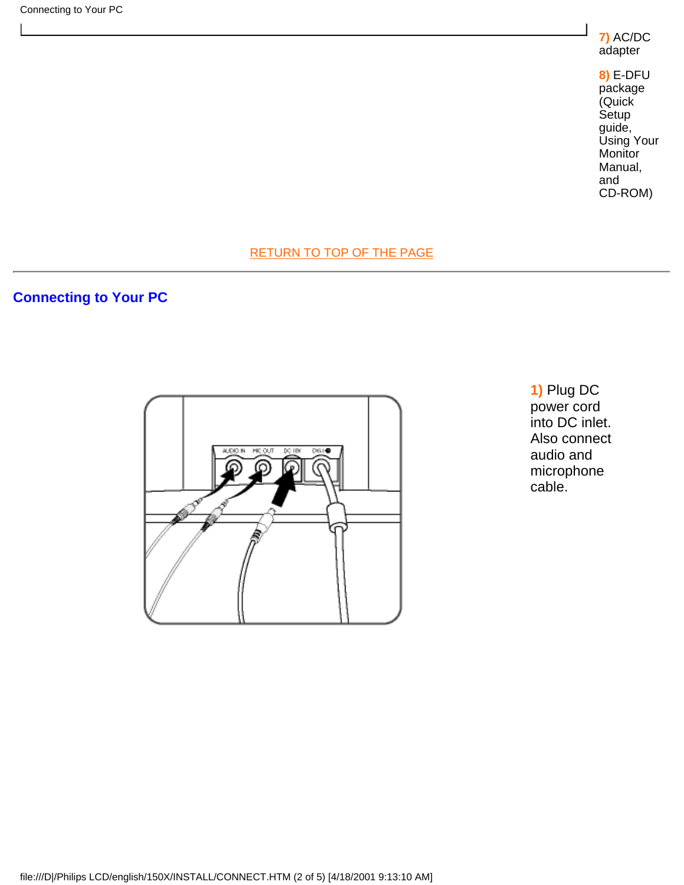**7)** AC/DC adapter

**8)** E-DFU package (Quick Setup guide, Using Your Monitor Manual, and CD-ROM)

RETURN TO TOP OF THE PAGE

---

## Connecting to Your PC

**1)** Plug DC power cord into DC inlet. Also connect audio and microphone cable.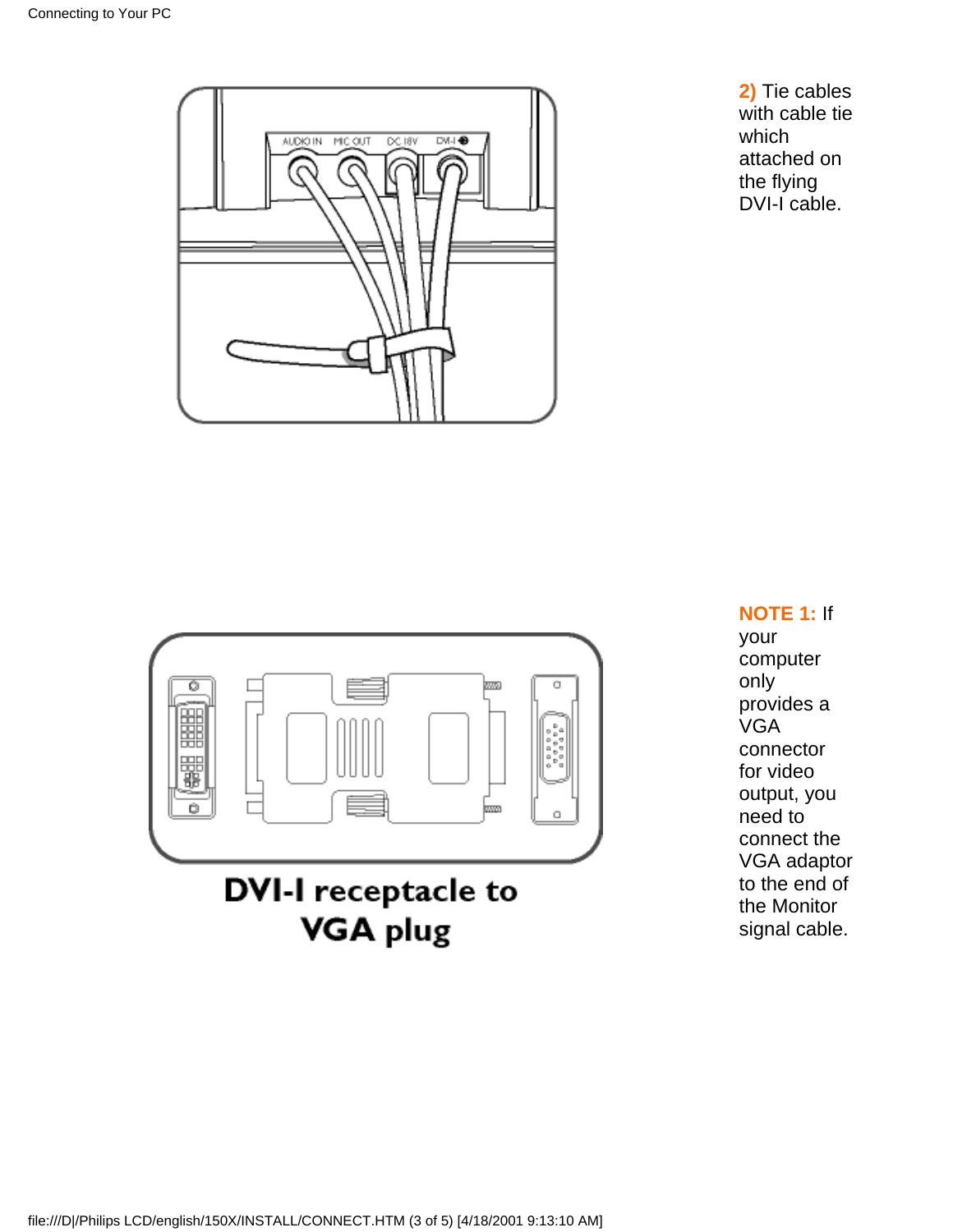**2)** Tie cables with cable tie which attached on the flying DVI-I cable.

DVI-I receptacle to VGA plug

**NOTE 1:** If your computer only provides a VGA connector for video output, you need to connect the VGA adaptor to the end of the Monitor signal cable.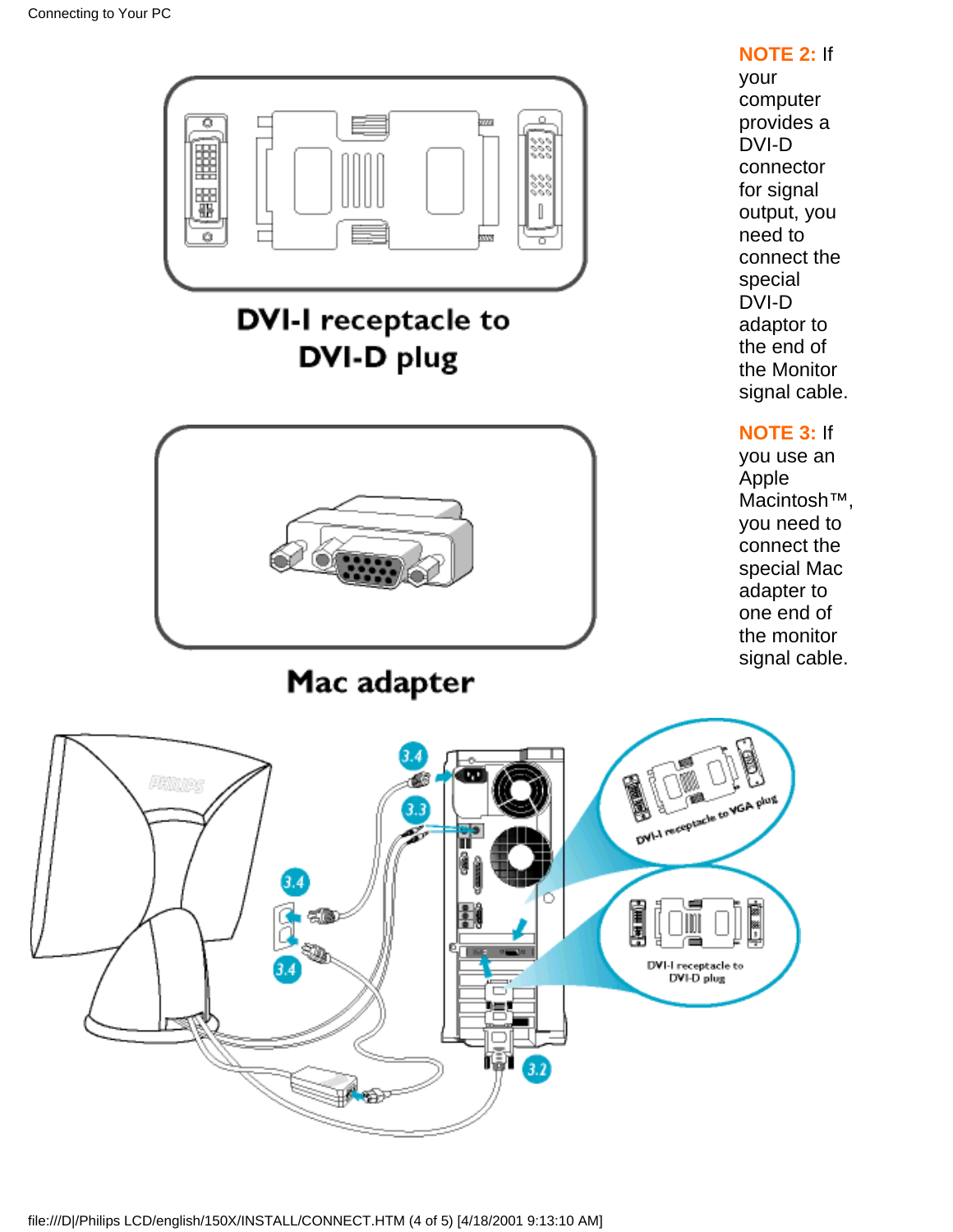DVI-I receptacle to DVI-D plug

**NOTE 2:** If your computer provides a DVI-D connector for signal output, you need to connect the special DVI-D adaptor to the end of the Monitor signal cable.

Mac adapter

**NOTE 3:** If you use an Apple Macintosh™, you need to connect the special Mac adapter to one end of the monitor signal cable.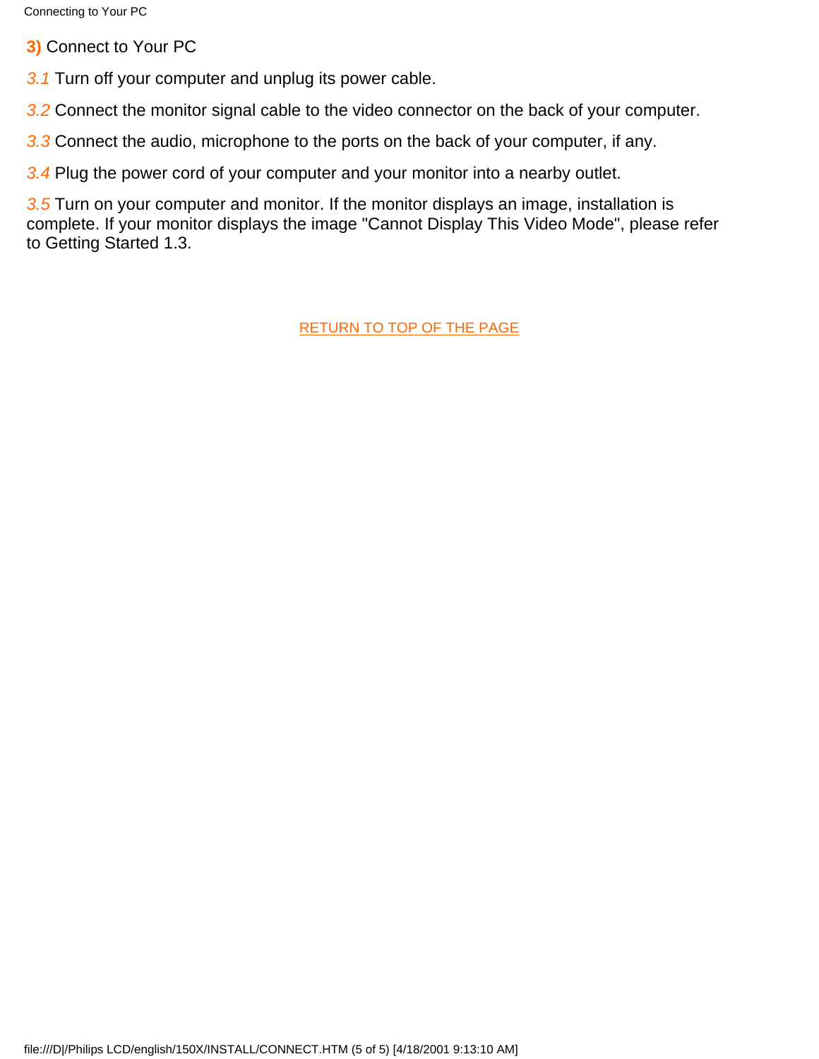**3)** Connect to Your PC

*3.1* Turn off your computer and unplug its power cable.

*3.2* Connect the monitor signal cable to the video connector on the back of your computer.

*3.3* Connect the audio, microphone to the ports on the back of your computer, if any.

*3.4* Plug the power cord of your computer and your monitor into a nearby outlet.

*3.5* Turn on your computer and monitor. If the monitor displays an image, installation is complete. If your monitor displays the image "Cannot Display This Video Mode", please refer to Getting Started 1.3.

RETURN TO TOP OF THE PAGE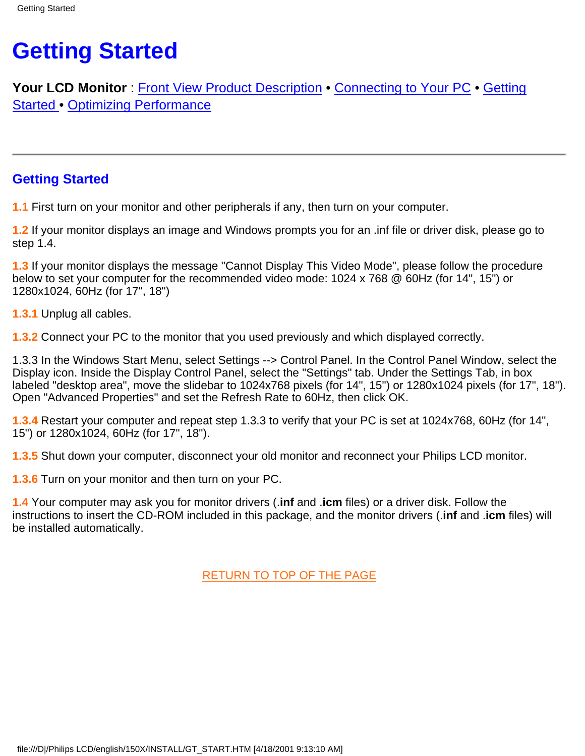# Getting Started

**Your LCD Monitor** : Front View Product Description • Connecting to Your PC • Getting Started • Optimizing Performance

---

## Getting Started

**1.1** First turn on your monitor and other peripherals if any, then turn on your computer.

**1.2** If your monitor displays an image and Windows prompts you for an .inf file or driver disk, please go to step 1.4.

**1.3** If your monitor displays the message "Cannot Display This Video Mode", please follow the procedure below to set your computer for the recommended video mode: 1024 x 768 @ 60Hz (for 14", 15") or 1280x1024, 60Hz (for 17", 18")

**1.3.1** Unplug all cables.

**1.3.2** Connect your PC to the monitor that you used previously and which displayed correctly.

1.3.3 In the Windows Start Menu, select Settings --> Control Panel. In the Control Panel Window, select the Display icon. Inside the Display Control Panel, select the "Settings" tab. Under the Settings Tab, in box labeled "desktop area", move the slidebar to 1024x768 pixels (for 14", 15") or 1280x1024 pixels (for 17", 18"). Open "Advanced Properties" and set the Refresh Rate to 60Hz, then click OK.

**1.3.4** Restart your computer and repeat step 1.3.3 to verify that your PC is set at 1024x768, 60Hz (for 14", 15") or 1280x1024, 60Hz (for 17", 18").

**1.3.5** Shut down your computer, disconnect your old monitor and reconnect your Philips LCD monitor.

**1.3.6** Turn on your monitor and then turn on your PC.

**1.4** Your computer may ask you for monitor drivers (**.inf** and **.icm** files) or a driver disk. Follow the instructions to insert the CD-ROM included in this package, and the monitor drivers (**.inf** and **.icm** files) will be installed automatically.

RETURN TO TOP OF THE PAGE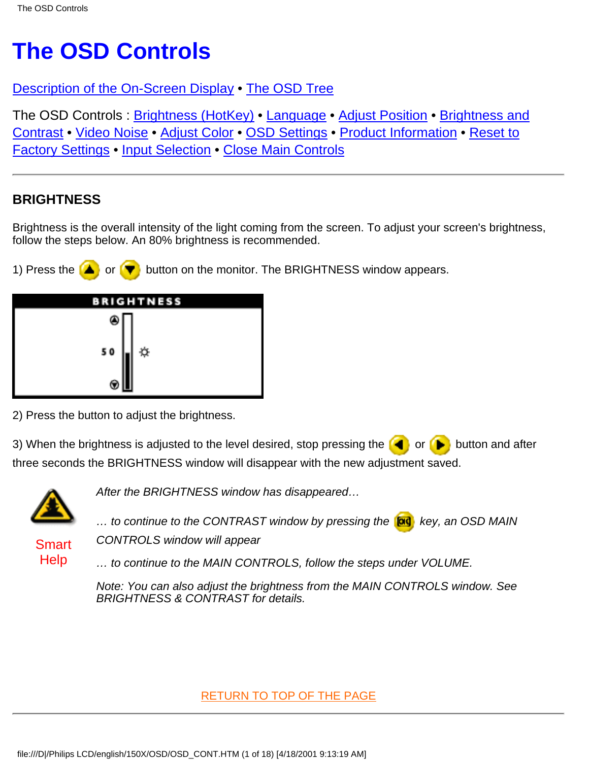# The OSD Controls

Description of the On-Screen Display • The OSD Tree

The OSD Controls : Brightness (HotKey) • Language • Adjust Position • Brightness and Contrast • Video Noise • Adjust Color • OSD Settings • Product Information • Reset to Factory Settings • Input Selection • Close Main Controls

---

### BRIGHTNESS

Brightness is the overall intensity of the light coming from the screen. To adjust your screen's brightness, follow the steps below. An 80% brightness is recommended.

1) Press the or button on the monitor. The BRIGHTNESS window appears.

2) Press the button to adjust the brightness.

3) When the brightness is adjusted to the level desired, stop pressing the or button and after three seconds the BRIGHTNESS window will disappear with the new adjustment saved.

Smart Help

*After the BRIGHTNESS window has disappeared…*

*… to continue to the CONTRAST window by pressing the key, an OSD MAIN CONTROLS window will appear*

*… to continue to the MAIN CONTROLS, follow the steps under VOLUME.*

*Note: You can also adjust the brightness from the MAIN CONTROLS window. See BRIGHTNESS & CONTRAST for details.*

RETURN TO TOP OF THE PAGE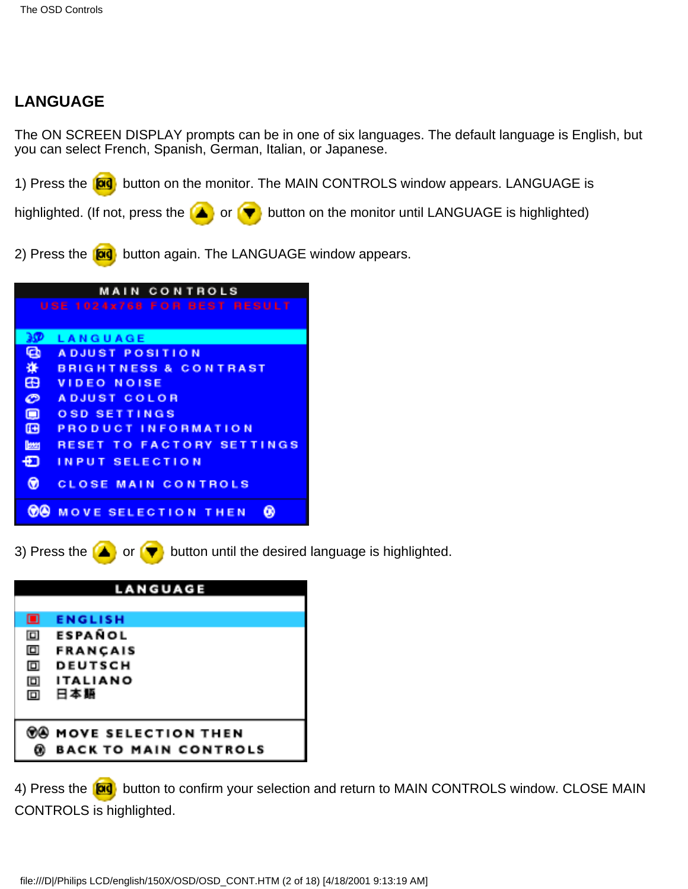## LANGUAGE

The ON SCREEN DISPLAY prompts can be in one of six languages. The default language is English, but you can select French, Spanish, German, Italian, or Japanese.

1) Press the OK button on the monitor. The MAIN CONTROLS window appears. LANGUAGE is highlighted. (If not, press the ▲ or ▼ button on the monitor until LANGUAGE is highlighted)

2) Press the OK button again. The LANGUAGE window appears.

MAIN CONTROLS
USE 1024x768 FOR BEST RESULT

- LANGUAGE
- ADJUST POSITION
- BRIGHTNESS & CONTRAST
- VIDEO NOISE
- ADJUST COLOR
- OSD SETTINGS
- PRODUCT INFORMATION
- RESET TO FACTORY SETTINGS
- INPUT SELECTION
- CLOSE MAIN CONTROLS

MOVE SELECTION THEN

3) Press the ▲ or ▼ button until the desired language is highlighted.

LANGUAGE

- ENGLISH
- ESPAÑOL
- FRANÇAIS
- DEUTSCH
- ITALIANO
- 日本語

MOVE SELECTION THEN
BACK TO MAIN CONTROLS

4) Press the OK button to confirm your selection and return to MAIN CONTROLS window. CLOSE MAIN CONTROLS is highlighted.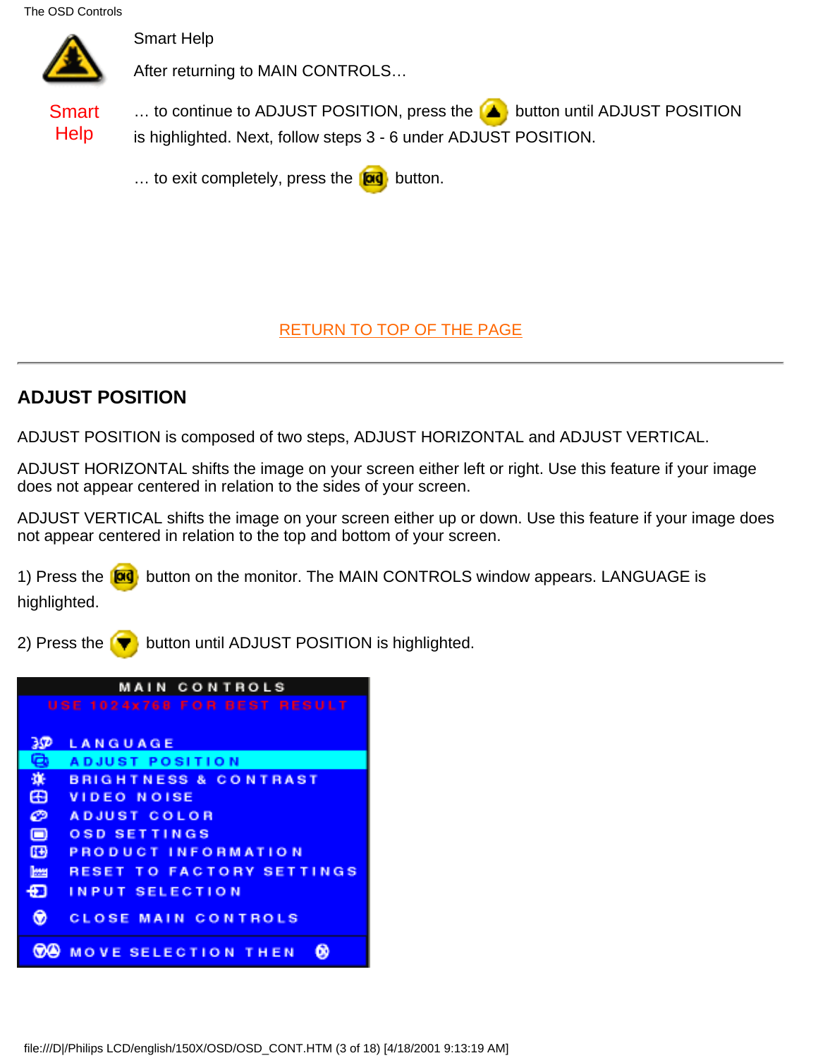Smart Help

Smart Help

After returning to MAIN CONTROLS…

… to continue to ADJUST POSITION, press the button until ADJUST POSITION is highlighted. Next, follow steps 3 - 6 under ADJUST POSITION.

… to exit completely, press the button.

RETURN TO TOP OF THE PAGE

---

## ADJUST POSITION

ADJUST POSITION is composed of two steps, ADJUST HORIZONTAL and ADJUST VERTICAL.

ADJUST HORIZONTAL shifts the image on your screen either left or right. Use this feature if your image does not appear centered in relation to the sides of your screen.

ADJUST VERTICAL shifts the image on your screen either up or down. Use this feature if your image does not appear centered in relation to the top and bottom of your screen.

1) Press the button on the monitor. The MAIN CONTROLS window appears. LANGUAGE is highlighted.

2) Press the button until ADJUST POSITION is highlighted.

MAIN CONTROLS
USE 1024x768 FOR BEST RESULT
LANGUAGE
ADJUST POSITION
BRIGHTNESS & CONTRAST
VIDEO NOISE
ADJUST COLOR
OSD SETTINGS
PRODUCT INFORMATION
RESET TO FACTORY SETTINGS
INPUT SELECTION
CLOSE MAIN CONTROLS
MOVE SELECTION THEN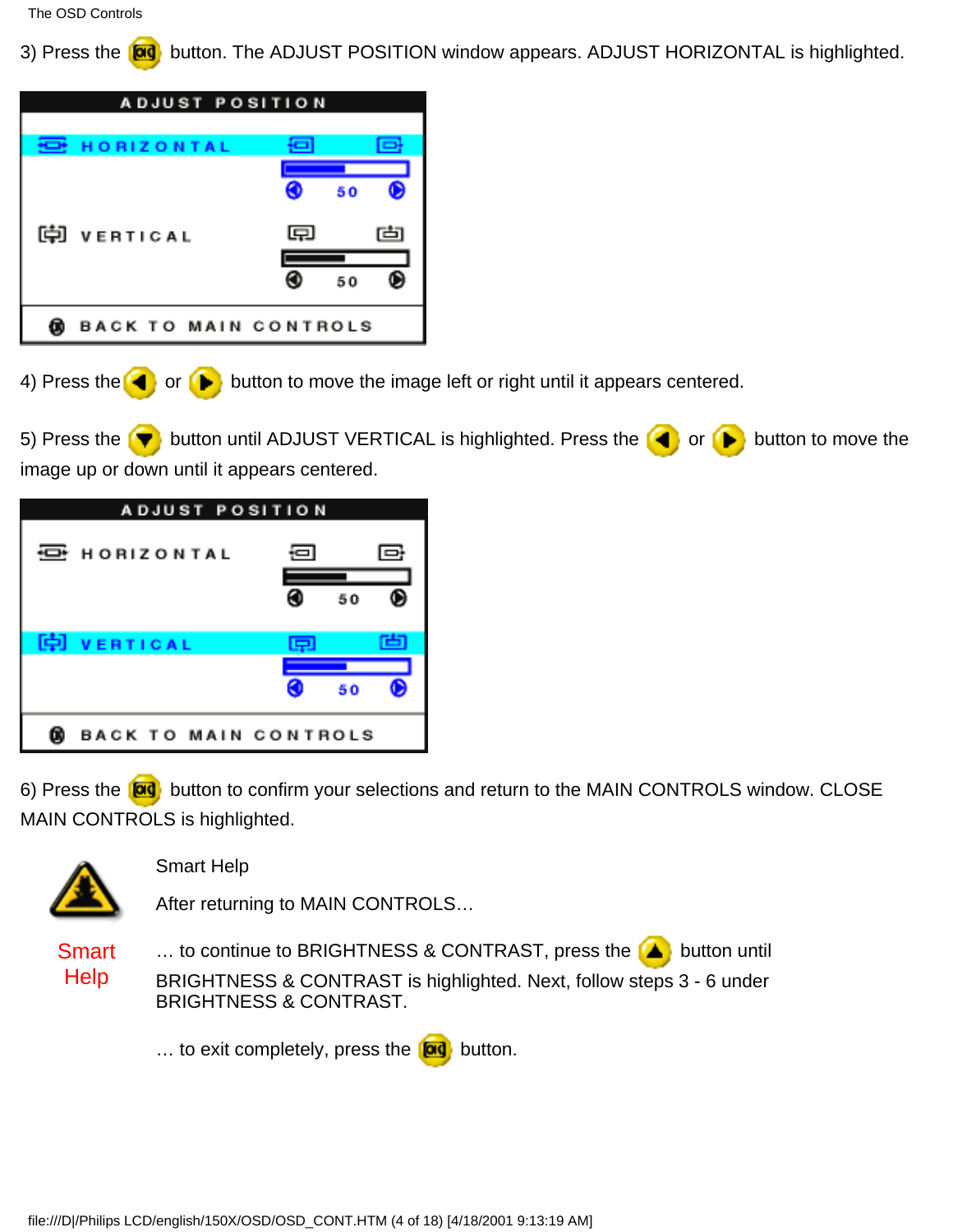3) Press the button. The ADJUST POSITION window appears. ADJUST HORIZONTAL is highlighted.

ADJUST POSITION

HORIZONTAL 50

VERTICAL 50

BACK TO MAIN CONTROLS

4) Press the or button to move the image left or right until it appears centered.

5) Press the button until ADJUST VERTICAL is highlighted. Press the or button to move the image up or down until it appears centered.

ADJUST POSITION

HORIZONTAL 50

VERTICAL 50

BACK TO MAIN CONTROLS

6) Press the button to confirm your selections and return to the MAIN CONTROLS window. CLOSE MAIN CONTROLS is highlighted.

Smart Help

Smart Help

After returning to MAIN CONTROLS…

… to continue to BRIGHTNESS & CONTRAST, press the button until BRIGHTNESS & CONTRAST is highlighted. Next, follow steps 3 - 6 under BRIGHTNESS & CONTRAST.

… to exit completely, press the button.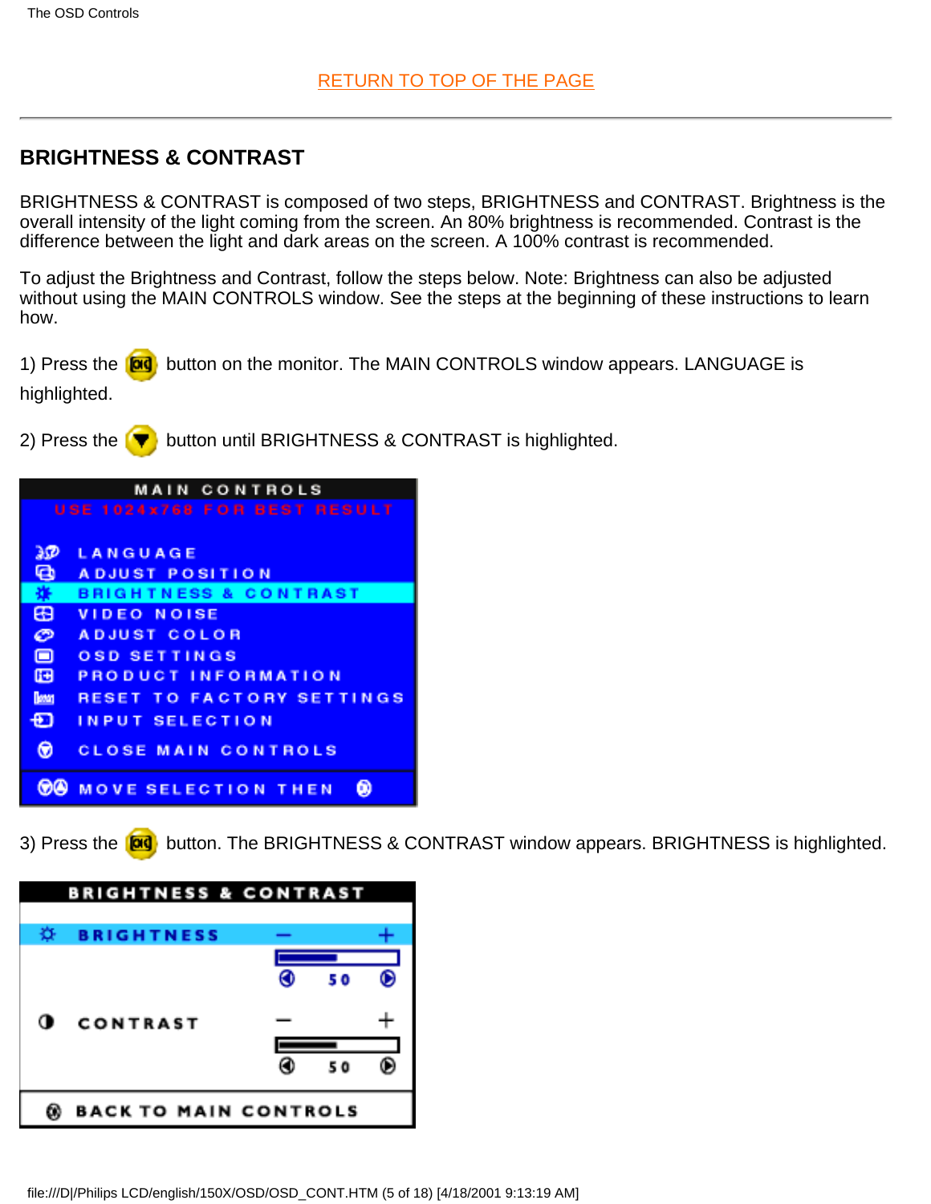RETURN TO TOP OF THE PAGE

---

## BRIGHTNESS & CONTRAST

BRIGHTNESS & CONTRAST is composed of two steps, BRIGHTNESS and CONTRAST. Brightness is the overall intensity of the light coming from the screen. An 80% brightness is recommended. Contrast is the difference between the light and dark areas on the screen. A 100% contrast is recommended.

To adjust the Brightness and Contrast, follow the steps below. Note: Brightness can also be adjusted without using the MAIN CONTROLS window. See the steps at the beginning of these instructions to learn how.

1) Press the button on the monitor. The MAIN CONTROLS window appears. LANGUAGE is highlighted.

2) Press the button until BRIGHTNESS & CONTRAST is highlighted.

3) Press the button. The BRIGHTNESS & CONTRAST window appears. BRIGHTNESS is highlighted.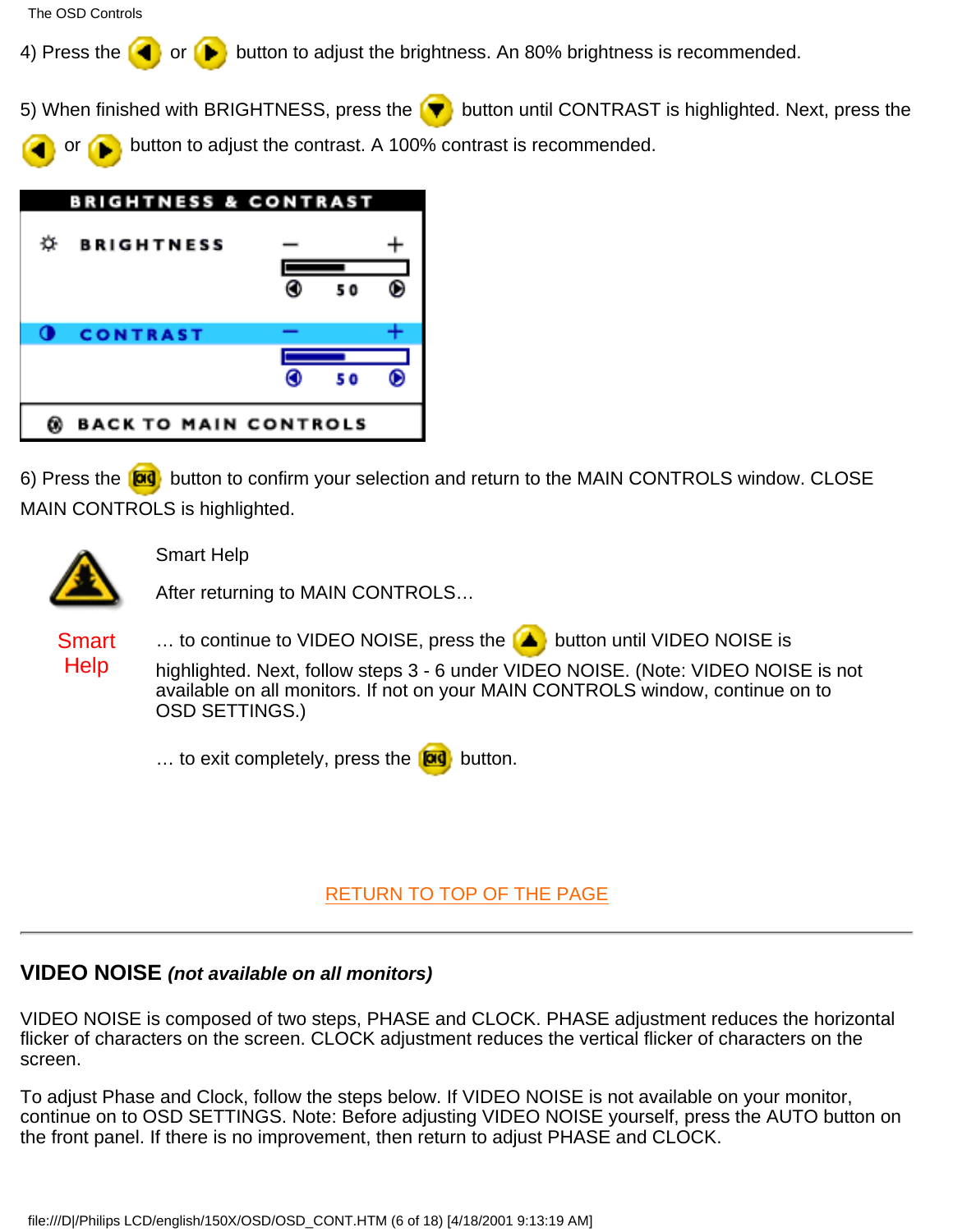4) Press the or button to adjust the brightness. An 80% brightness is recommended.

5) When finished with BRIGHTNESS, press the button until CONTRAST is highlighted. Next, press the or button to adjust the contrast. A 100% contrast is recommended.

6) Press the button to confirm your selection and return to the MAIN CONTROLS window. CLOSE MAIN CONTROLS is highlighted.

Smart Help

Smart Help

After returning to MAIN CONTROLS…

… to continue to VIDEO NOISE, press the button until VIDEO NOISE is highlighted. Next, follow steps 3 - 6 under VIDEO NOISE. (Note: VIDEO NOISE is not available on all monitors. If not on your MAIN CONTROLS window, continue on to OSD SETTINGS.)

… to exit completely, press the button.

RETURN TO TOP OF THE PAGE

---

## VIDEO NOISE *(not available on all monitors)*

VIDEO NOISE is composed of two steps, PHASE and CLOCK. PHASE adjustment reduces the horizontal flicker of characters on the screen. CLOCK adjustment reduces the vertical flicker of characters on the screen.

To adjust Phase and Clock, follow the steps below. If VIDEO NOISE is not available on your monitor, continue on to OSD SETTINGS. Note: Before adjusting VIDEO NOISE yourself, press the AUTO button on the front panel. If there is no improvement, then return to adjust PHASE and CLOCK.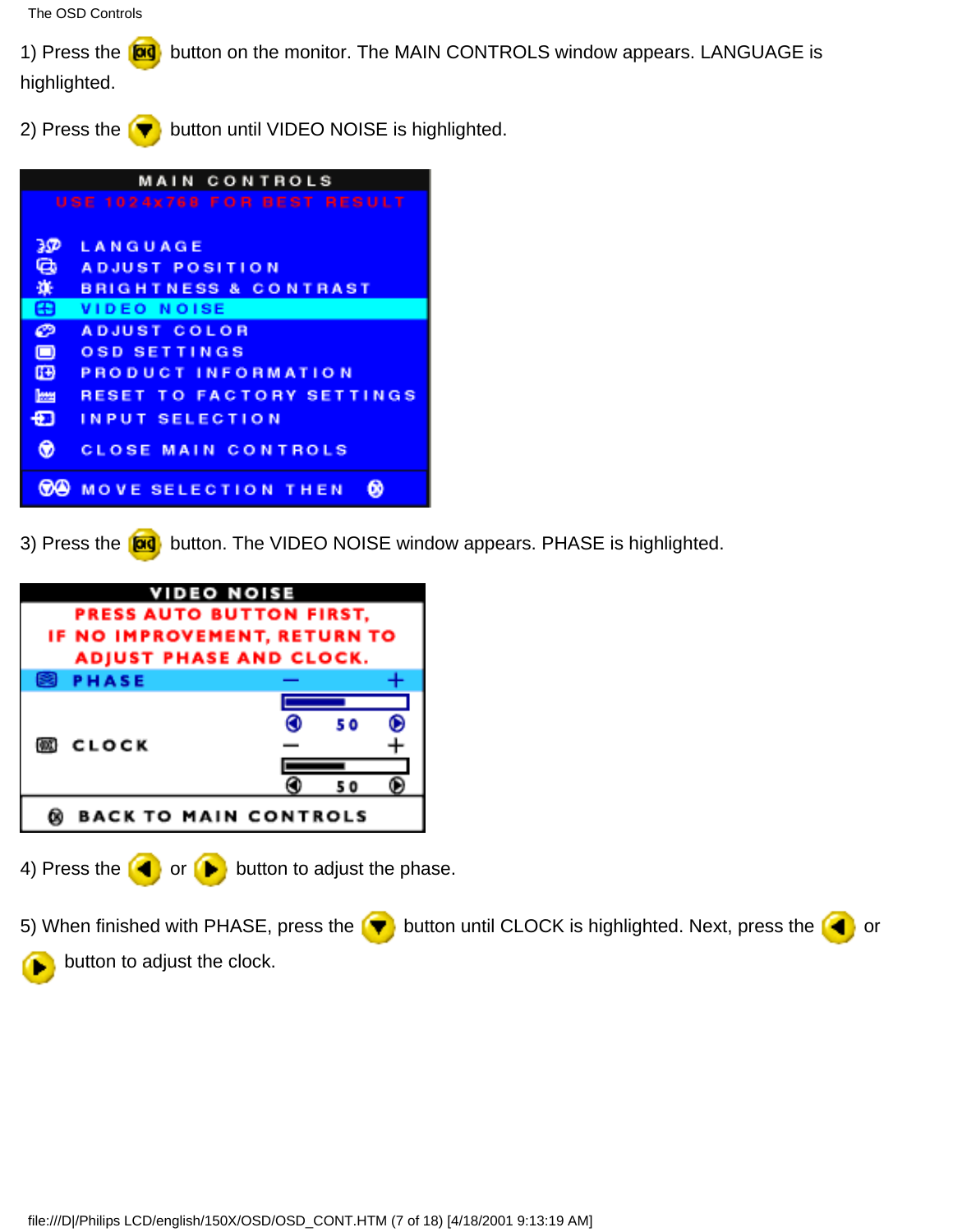1) Press the button on the monitor. The MAIN CONTROLS window appears. LANGUAGE is highlighted.

2) Press the button until VIDEO NOISE is highlighted.

MAIN CONTROLS

USE 1024x768 FOR BEST RESULT

- LANGUAGE
- ADJUST POSITION
- BRIGHTNESS & CONTRAST
- VIDEO NOISE
- ADJUST COLOR
- OSD SETTINGS
- PRODUCT INFORMATION
- RESET TO FACTORY SETTINGS
- INPUT SELECTION
- CLOSE MAIN CONTROLS

MOVE SELECTION THEN

3) Press the button. The VIDEO NOISE window appears. PHASE is highlighted.

VIDEO NOISE

PRESS AUTO BUTTON FIRST, IF NO IMPROVEMENT, RETURN TO ADJUST PHASE AND CLOCK.

- PHASE — + 50
- CLOCK — + 50

BACK TO MAIN CONTROLS

4) Press the or button to adjust the phase.

5) When finished with PHASE, press the button until CLOCK is highlighted. Next, press the or button to adjust the clock.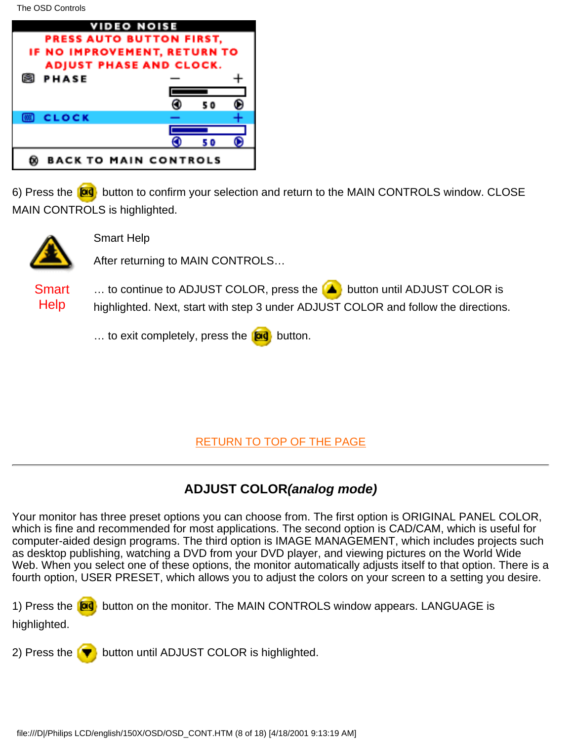6) Press the button to confirm your selection and return to the MAIN CONTROLS window. CLOSE MAIN CONTROLS is highlighted.

Smart Help

Smart Help

After returning to MAIN CONTROLS…

… to continue to ADJUST COLOR, press the button until ADJUST COLOR is highlighted. Next, start with step 3 under ADJUST COLOR and follow the directions.

… to exit completely, press the button.

RETURN TO TOP OF THE PAGE

---

## ADJUST COLOR*(analog mode)*

Your monitor has three preset options you can choose from. The first option is ORIGINAL PANEL COLOR, which is fine and recommended for most applications. The second option is CAD/CAM, which is useful for computer-aided design programs. The third option is IMAGE MANAGEMENT, which includes projects such as desktop publishing, watching a DVD from your DVD player, and viewing pictures on the World Wide Web. When you select one of these options, the monitor automatically adjusts itself to that option. There is a fourth option, USER PRESET, which allows you to adjust the colors on your screen to a setting you desire.

1) Press the button on the monitor. The MAIN CONTROLS window appears. LANGUAGE is highlighted.

2) Press the button until ADJUST COLOR is highlighted.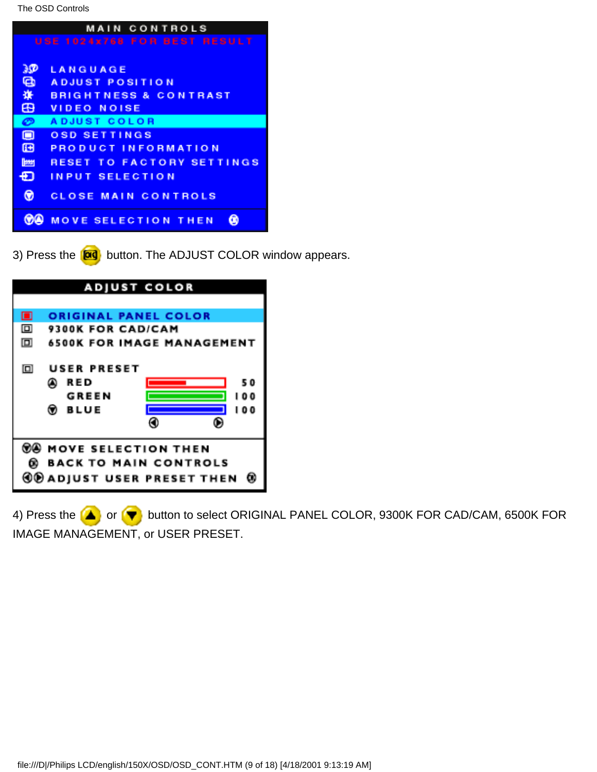3) Press the button. The ADJUST COLOR window appears.

4) Press the or button to select ORIGINAL PANEL COLOR, 9300K FOR CAD/CAM, 6500K FOR IMAGE MANAGEMENT, or USER PRESET.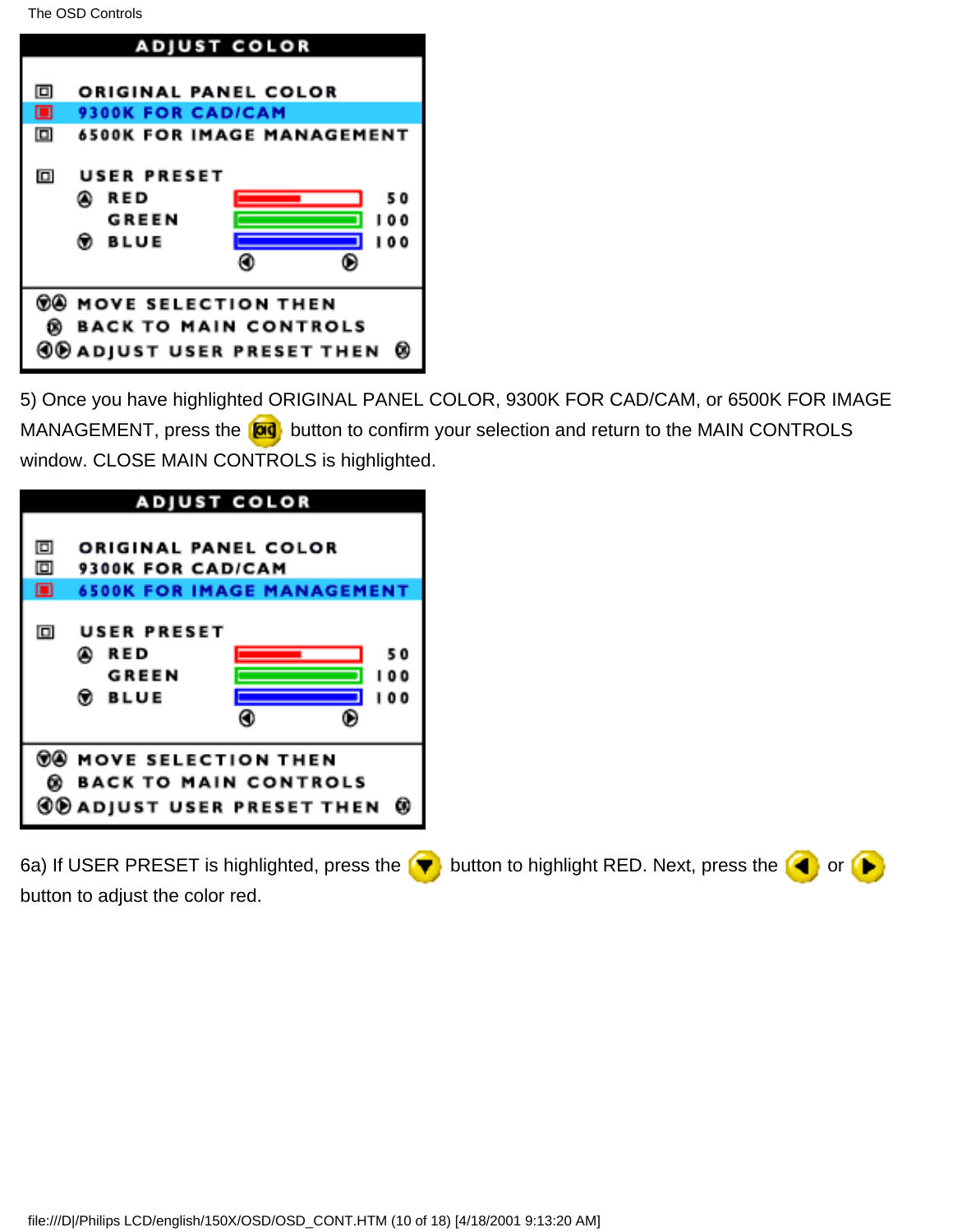**ADJUST COLOR**

- ORIGINAL PANEL COLOR
- 9300K FOR CAD/CAM
- 6500K FOR IMAGE MANAGEMENT

USER PRESET

| | | |
|---|---|---|
| RED | | 50 |
| GREEN | | 100 |
| BLUE | | 100 |

MOVE SELECTION THEN BACK TO MAIN CONTROLS

ADJUST USER PRESET THEN

5) Once you have highlighted ORIGINAL PANEL COLOR, 9300K FOR CAD/CAM, or 6500K FOR IMAGE MANAGEMENT, press the OK button to confirm your selection and return to the MAIN CONTROLS window. CLOSE MAIN CONTROLS is highlighted.

**ADJUST COLOR**

- ORIGINAL PANEL COLOR
- 9300K FOR CAD/CAM
- 6500K FOR IMAGE MANAGEMENT

USER PRESET

| | | |
|---|---|---|
| RED | | 50 |
| GREEN | | 100 |
| BLUE | | 100 |

MOVE SELECTION THEN BACK TO MAIN CONTROLS

ADJUST USER PRESET THEN

6a) If USER PRESET is highlighted, press the button to highlight RED. Next, press the or button to adjust the color red.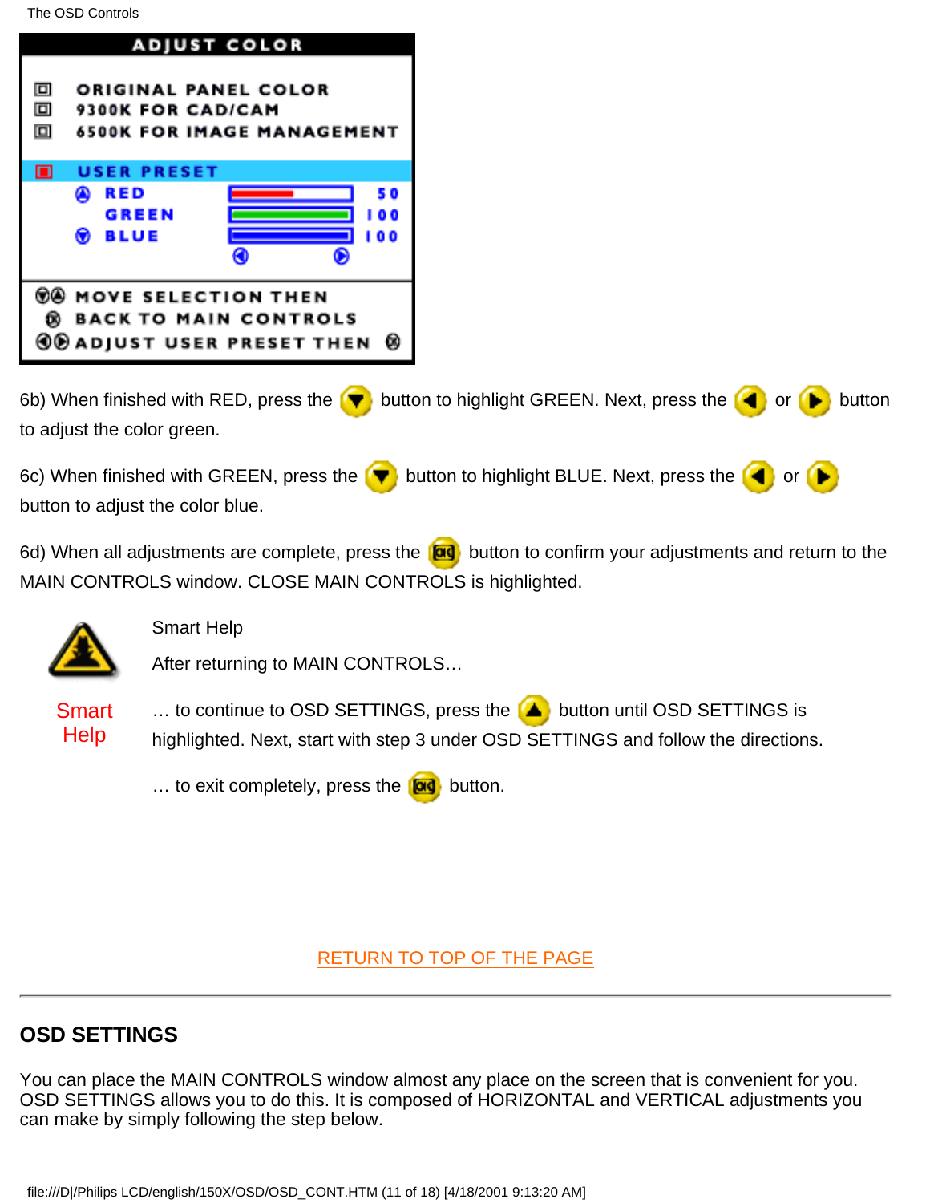6b) When finished with RED, press the button to highlight GREEN. Next, press the or button to adjust the color green.

6c) When finished with GREEN, press the button to highlight BLUE. Next, press the or button to adjust the color blue.

6d) When all adjustments are complete, press the button to confirm your adjustments and return to the MAIN CONTROLS window. CLOSE MAIN CONTROLS is highlighted.

Smart Help

Smart Help

After returning to MAIN CONTROLS…

… to continue to OSD SETTINGS, press the button until OSD SETTINGS is highlighted. Next, start with step 3 under OSD SETTINGS and follow the directions.

… to exit completely, press the button.

RETURN TO TOP OF THE PAGE

---

## OSD SETTINGS

You can place the MAIN CONTROLS window almost any place on the screen that is convenient for you. OSD SETTINGS allows you to do this. It is composed of HORIZONTAL and VERTICAL adjustments you can make by simply following the step below.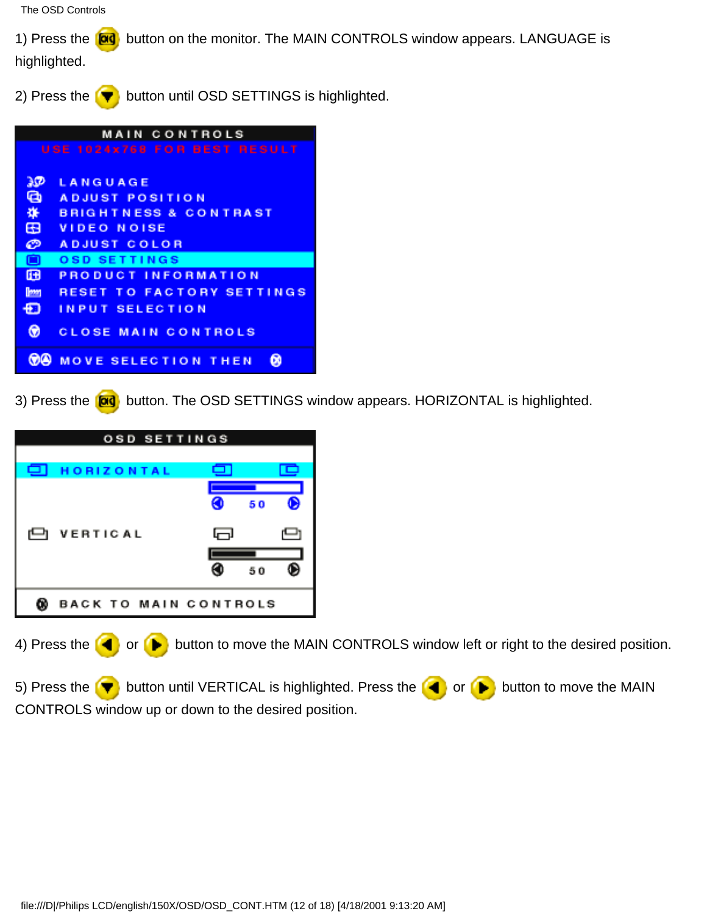1) Press the OK button on the monitor. The MAIN CONTROLS window appears. LANGUAGE is highlighted.

2) Press the ▼ button until OSD SETTINGS is highlighted.

MAIN CONTROLS
USE 1024x768 FOR BEST RESULT

- LANGUAGE
- ADJUST POSITION
- BRIGHTNESS & CONTRAST
- VIDEO NOISE
- ADJUST COLOR
- OSD SETTINGS
- PRODUCT INFORMATION
- RESET TO FACTORY SETTINGS
- INPUT SELECTION
- CLOSE MAIN CONTROLS

MOVE SELECTION THEN

3) Press the OK button. The OSD SETTINGS window appears. HORIZONTAL is highlighted.

OSD SETTINGS

- HORIZONTAL 50
- VERTICAL 50

BACK TO MAIN CONTROLS

4) Press the ◄ or ► button to move the MAIN CONTROLS window left or right to the desired position.

5) Press the ▼ button until VERTICAL is highlighted. Press the ◄ or ► button to move the MAIN CONTROLS window up or down to the desired position.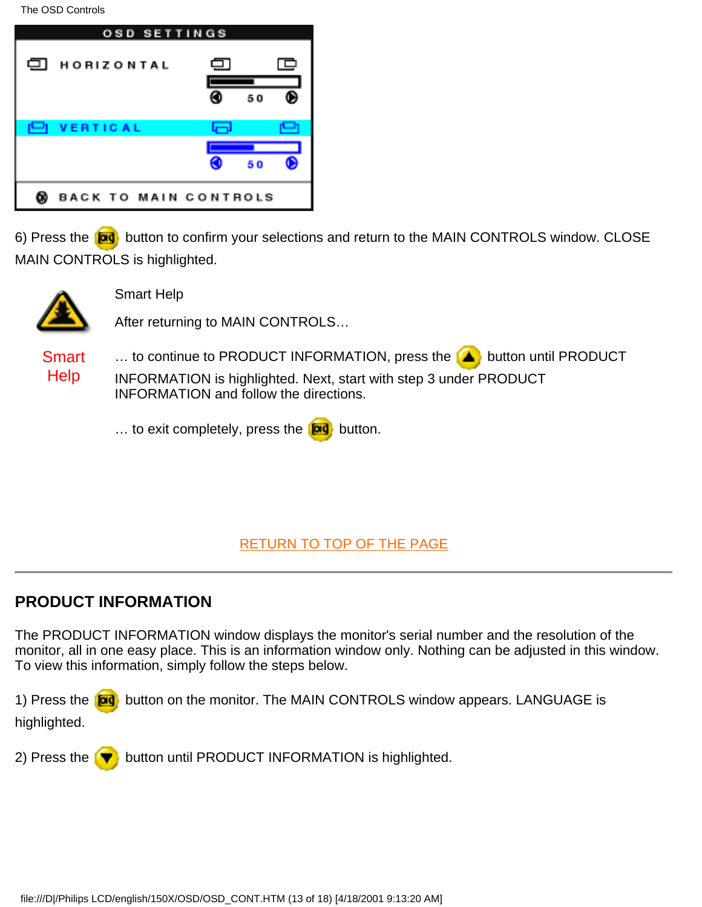6) Press the button to confirm your selections and return to the MAIN CONTROLS window. CLOSE MAIN CONTROLS is highlighted.

Smart Help

Smart Help

After returning to MAIN CONTROLS…

… to continue to PRODUCT INFORMATION, press the button until PRODUCT INFORMATION is highlighted. Next, start with step 3 under PRODUCT INFORMATION and follow the directions.

… to exit completely, press the button.

RETURN TO TOP OF THE PAGE

---

## PRODUCT INFORMATION

The PRODUCT INFORMATION window displays the monitor's serial number and the resolution of the monitor, all in one easy place. This is an information window only. Nothing can be adjusted in this window. To view this information, simply follow the steps below.

1) Press the button on the monitor. The MAIN CONTROLS window appears. LANGUAGE is highlighted.

2) Press the button until PRODUCT INFORMATION is highlighted.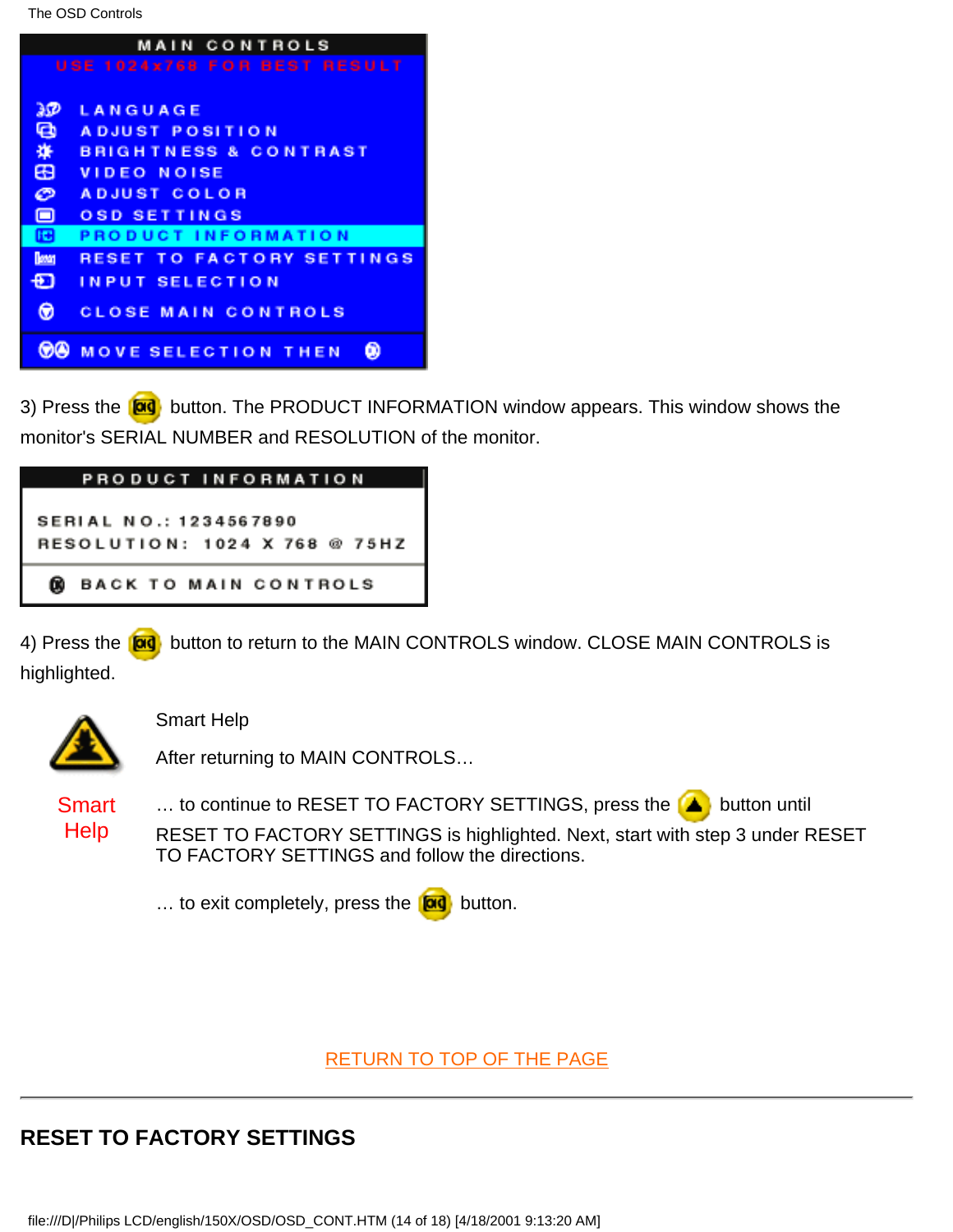MAIN CONTROLS

USE 1024x768 FOR BEST RESULT

- LANGUAGE
- ADJUST POSITION
- BRIGHTNESS & CONTRAST
- VIDEO NOISE
- ADJUST COLOR
- OSD SETTINGS
- PRODUCT INFORMATION
- RESET TO FACTORY SETTINGS
- INPUT SELECTION
- CLOSE MAIN CONTROLS

MOVE SELECTION THEN

3) Press the button. The PRODUCT INFORMATION window appears. This window shows the monitor's SERIAL NUMBER and RESOLUTION of the monitor.

PRODUCT INFORMATION

SERIAL NO.: 1234567890
RESOLUTION: 1024 X 768 @ 75HZ

BACK TO MAIN CONTROLS

4) Press the button to return to the MAIN CONTROLS window. CLOSE MAIN CONTROLS is highlighted.

Smart Help

Smart Help

After returning to MAIN CONTROLS…

… to continue to RESET TO FACTORY SETTINGS, press the button until RESET TO FACTORY SETTINGS is highlighted. Next, start with step 3 under RESET TO FACTORY SETTINGS and follow the directions.

… to exit completely, press the button.

RETURN TO TOP OF THE PAGE

---

## RESET TO FACTORY SETTINGS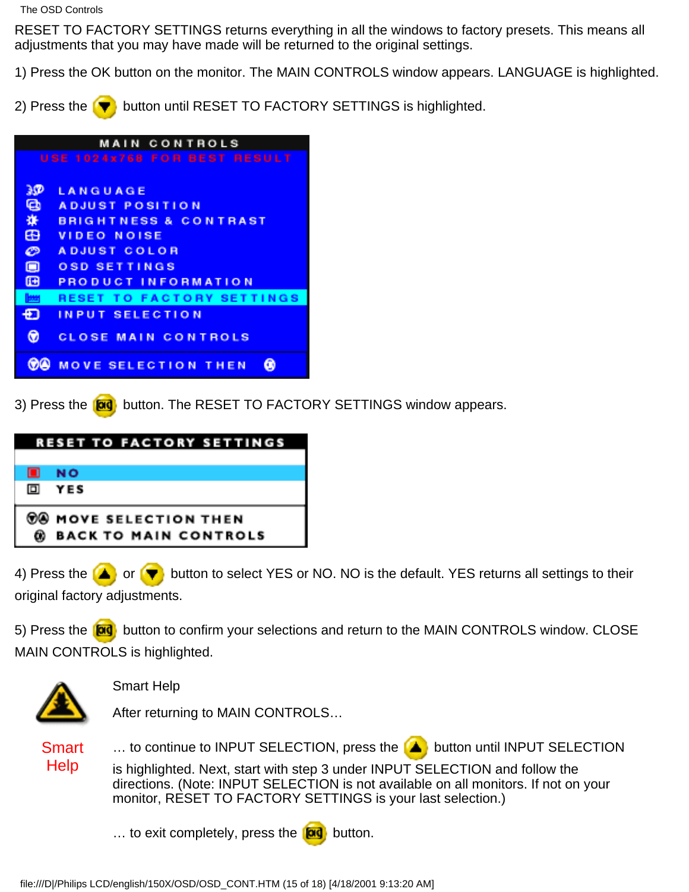RESET TO FACTORY SETTINGS returns everything in all the windows to factory presets. This means all adjustments that you may have made will be returned to the original settings.

1) Press the OK button on the monitor. The MAIN CONTROLS window appears. LANGUAGE is highlighted.

2) Press the button until RESET TO FACTORY SETTINGS is highlighted.

3) Press the button. The RESET TO FACTORY SETTINGS window appears.

4) Press the or button to select YES or NO. NO is the default. YES returns all settings to their original factory adjustments.

5) Press the button to confirm your selections and return to the MAIN CONTROLS window. CLOSE MAIN CONTROLS is highlighted.

Smart Help

Smart Help

After returning to MAIN CONTROLS…

… to continue to INPUT SELECTION, press the button until INPUT SELECTION is highlighted. Next, start with step 3 under INPUT SELECTION and follow the directions. (Note: INPUT SELECTION is not available on all monitors. If not on your monitor, RESET TO FACTORY SETTINGS is your last selection.)

… to exit completely, press the button.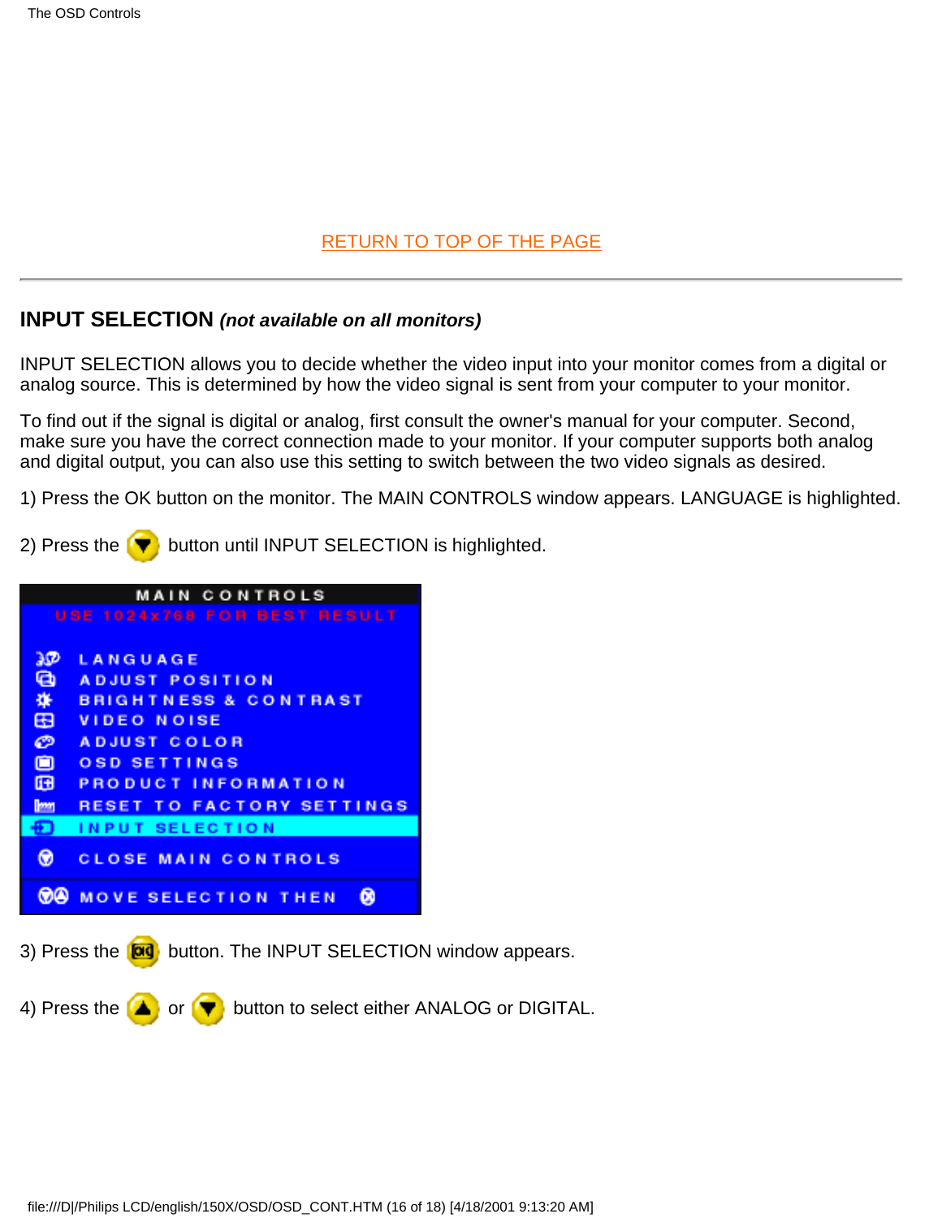RETURN TO TOP OF THE PAGE

---

## INPUT SELECTION *(not available on all monitors)*

INPUT SELECTION allows you to decide whether the video input into your monitor comes from a digital or analog source. This is determined by how the video signal is sent from your computer to your monitor.

To find out if the signal is digital or analog, first consult the owner's manual for your computer. Second, make sure you have the correct connection made to your monitor. If your computer supports both analog and digital output, you can also use this setting to switch between the two video signals as desired.

1) Press the OK button on the monitor. The MAIN CONTROLS window appears. LANGUAGE is highlighted.

2) Press the ▼ button until INPUT SELECTION is highlighted.

MAIN CONTROLS
USE 1024x768 FOR BEST RESULT

- LANGUAGE
- ADJUST POSITION
- BRIGHTNESS & CONTRAST
- VIDEO NOISE
- ADJUST COLOR
- OSD SETTINGS
- PRODUCT INFORMATION
- RESET TO FACTORY SETTINGS
- INPUT SELECTION
- CLOSE MAIN CONTROLS

MOVE SELECTION THEN

3) Press the OK button. The INPUT SELECTION window appears.

4) Press the ▲ or ▼ button to select either ANALOG or DIGITAL.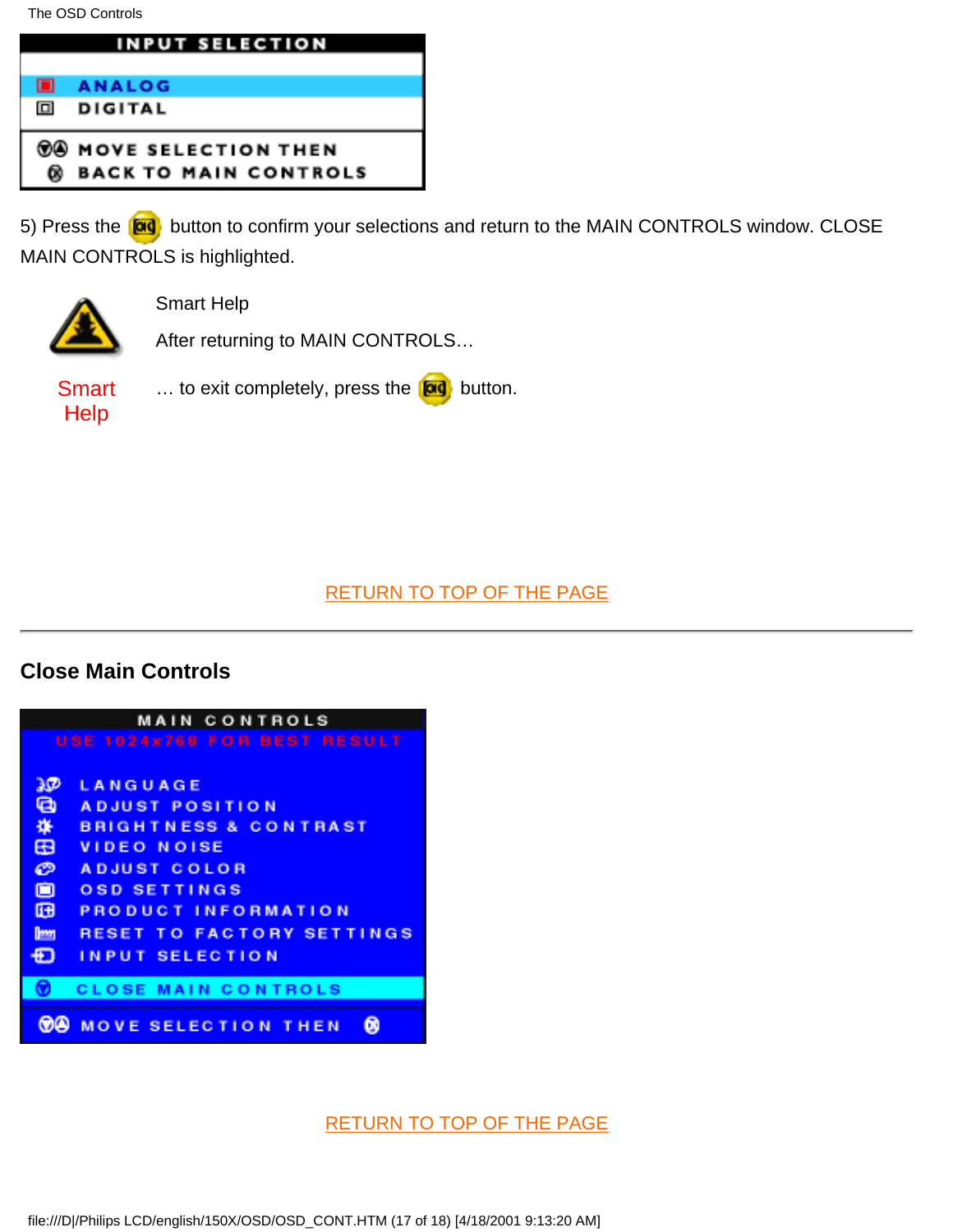INPUT SELECTION

ANALOG

DIGITAL

MOVE SELECTION THEN

BACK TO MAIN CONTROLS

5) Press the button to confirm your selections and return to the MAIN CONTROLS window. CLOSE MAIN CONTROLS is highlighted.

Smart Help

Smart Help

After returning to MAIN CONTROLS…

… to exit completely, press the button.

RETURN TO TOP OF THE PAGE

---

## Close Main Controls

MAIN CONTROLS

USE 1024x768 FOR BEST RESULT

LANGUAGE

ADJUST POSITION

BRIGHTNESS & CONTRAST

VIDEO NOISE

ADJUST COLOR

OSD SETTINGS

PRODUCT INFORMATION

RESET TO FACTORY SETTINGS

INPUT SELECTION

CLOSE MAIN CONTROLS

MOVE SELECTION THEN

RETURN TO TOP OF THE PAGE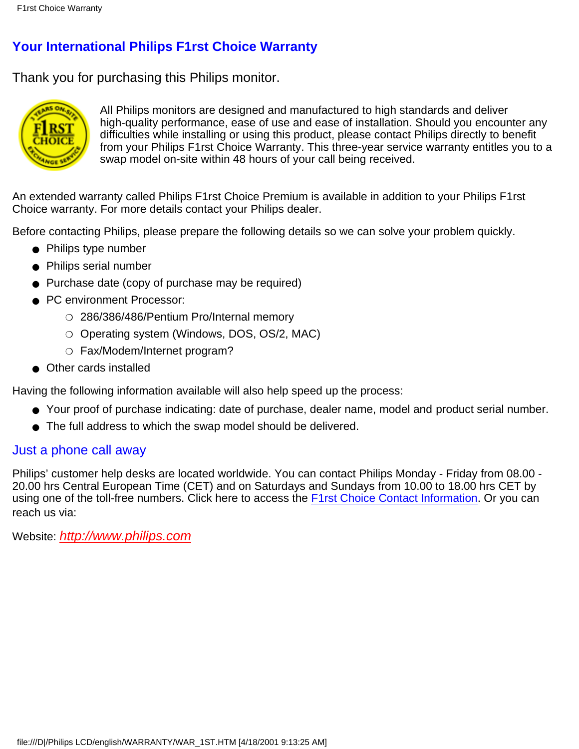## Your International Philips F1rst Choice Warranty

Thank you for purchasing this Philips monitor.

All Philips monitors are designed and manufactured to high standards and deliver high-quality performance, ease of use and ease of installation. Should you encounter any difficulties while installing or using this product, please contact Philips directly to benefit from your Philips F1rst Choice Warranty. This three-year service warranty entitles you to a swap model on-site within 48 hours of your call being received.

An extended warranty called Philips F1rst Choice Premium is available in addition to your Philips F1rst Choice warranty. For more details contact your Philips dealer.

Before contacting Philips, please prepare the following details so we can solve your problem quickly.

- Philips type number
- Philips serial number
- Purchase date (copy of purchase may be required)
- PC environment Processor:
  - 286/386/486/Pentium Pro/Internal memory
  - Operating system (Windows, DOS, OS/2, MAC)
  - Fax/Modem/Internet program?
- Other cards installed

Having the following information available will also help speed up the process:

- Your proof of purchase indicating: date of purchase, dealer name, model and product serial number.
- The full address to which the swap model should be delivered.

### Just a phone call away

Philips' customer help desks are located worldwide. You can contact Philips Monday - Friday from 08.00 - 20.00 hrs Central European Time (CET) and on Saturdays and Sundays from 10.00 to 18.00 hrs CET by using one of the toll-free numbers. Click here to access the F1rst Choice Contact Information. Or you can reach us via:

Website: *http://www.philips.com*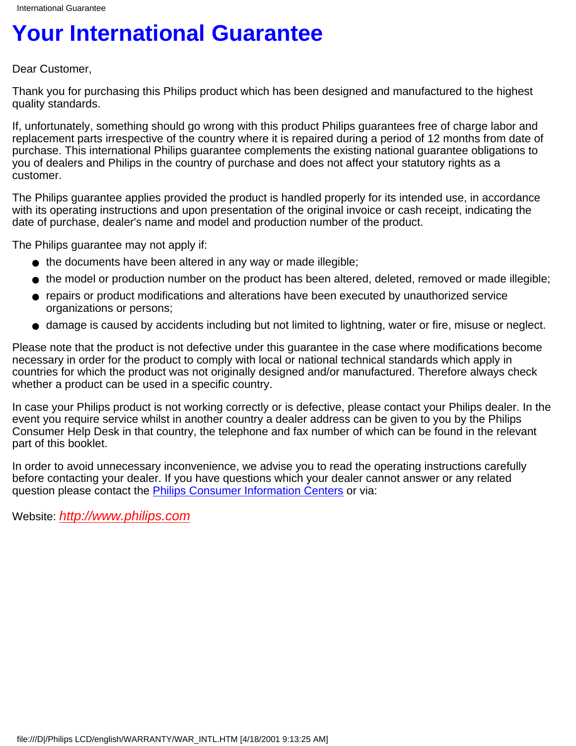# Your International Guarantee

Dear Customer,

Thank you for purchasing this Philips product which has been designed and manufactured to the highest quality standards.

If, unfortunately, something should go wrong with this product Philips guarantees free of charge labor and replacement parts irrespective of the country where it is repaired during a period of 12 months from date of purchase. This international Philips guarantee complements the existing national guarantee obligations to you of dealers and Philips in the country of purchase and does not affect your statutory rights as a customer.

The Philips guarantee applies provided the product is handled properly for its intended use, in accordance with its operating instructions and upon presentation of the original invoice or cash receipt, indicating the date of purchase, dealer's name and model and production number of the product.

The Philips guarantee may not apply if:

- the documents have been altered in any way or made illegible;
- the model or production number on the product has been altered, deleted, removed or made illegible;
- repairs or product modifications and alterations have been executed by unauthorized service organizations or persons;
- damage is caused by accidents including but not limited to lightning, water or fire, misuse or neglect.

Please note that the product is not defective under this guarantee in the case where modifications become necessary in order for the product to comply with local or national technical standards which apply in countries for which the product was not originally designed and/or manufactured. Therefore always check whether a product can be used in a specific country.

In case your Philips product is not working correctly or is defective, please contact your Philips dealer. In the event you require service whilst in another country a dealer address can be given to you by the Philips Consumer Help Desk in that country, the telephone and fax number of which can be found in the relevant part of this booklet.

In order to avoid unnecessary inconvenience, we advise you to read the operating instructions carefully before contacting your dealer. If you have questions which your dealer cannot answer or any related question please contact the Philips Consumer Information Centers or via:

Website: *http://www.philips.com*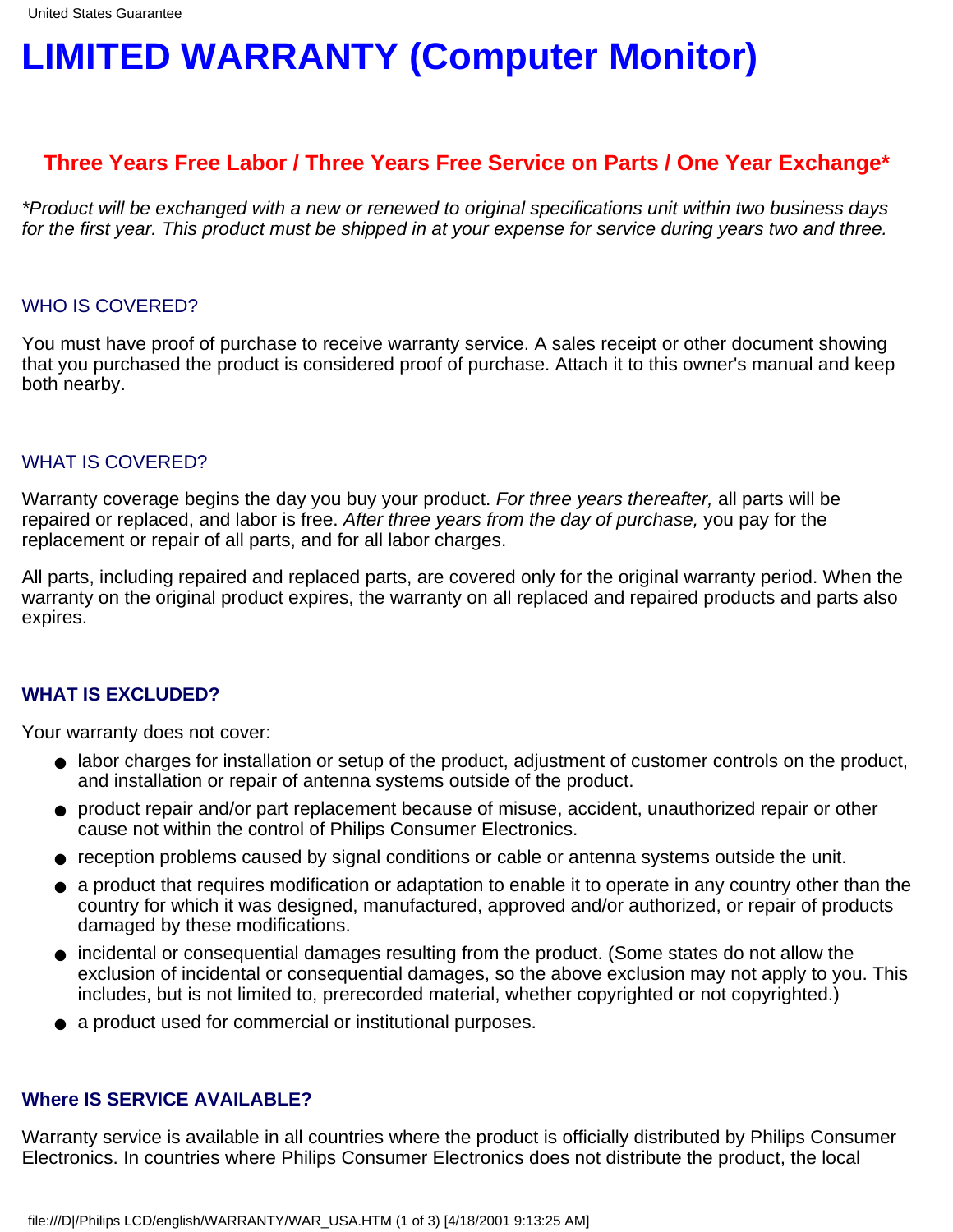# LIMITED WARRANTY (Computer Monitor)

### Three Years Free Labor / Three Years Free Service on Parts / One Year Exchange*

*\*Product will be exchanged with a new or renewed to original specifications unit within two business days for the first year. This product must be shipped in at your expense for service during years two and three.*

### WHO IS COVERED?

You must have proof of purchase to receive warranty service. A sales receipt or other document showing that you purchased the product is considered proof of purchase. Attach it to this owner's manual and keep both nearby.

### WHAT IS COVERED?

Warranty coverage begins the day you buy your product. *For three years thereafter,* all parts will be repaired or replaced, and labor is free. *After three years from the day of purchase,* you pay for the replacement or repair of all parts, and for all labor charges.

All parts, including repaired and replaced parts, are covered only for the original warranty period. When the warranty on the original product expires, the warranty on all replaced and repaired products and parts also expires.

### WHAT IS EXCLUDED?

Your warranty does not cover:

- labor charges for installation or setup of the product, adjustment of customer controls on the product, and installation or repair of antenna systems outside of the product.
- product repair and/or part replacement because of misuse, accident, unauthorized repair or other cause not within the control of Philips Consumer Electronics.
- reception problems caused by signal conditions or cable or antenna systems outside the unit.
- a product that requires modification or adaptation to enable it to operate in any country other than the country for which it was designed, manufactured, approved and/or authorized, or repair of products damaged by these modifications.
- incidental or consequential damages resulting from the product. (Some states do not allow the exclusion of incidental or consequential damages, so the above exclusion may not apply to you. This includes, but is not limited to, prerecorded material, whether copyrighted or not copyrighted.)
- a product used for commercial or institutional purposes.

### Where IS SERVICE AVAILABLE?

Warranty service is available in all countries where the product is officially distributed by Philips Consumer Electronics. In countries where Philips Consumer Electronics does not distribute the product, the local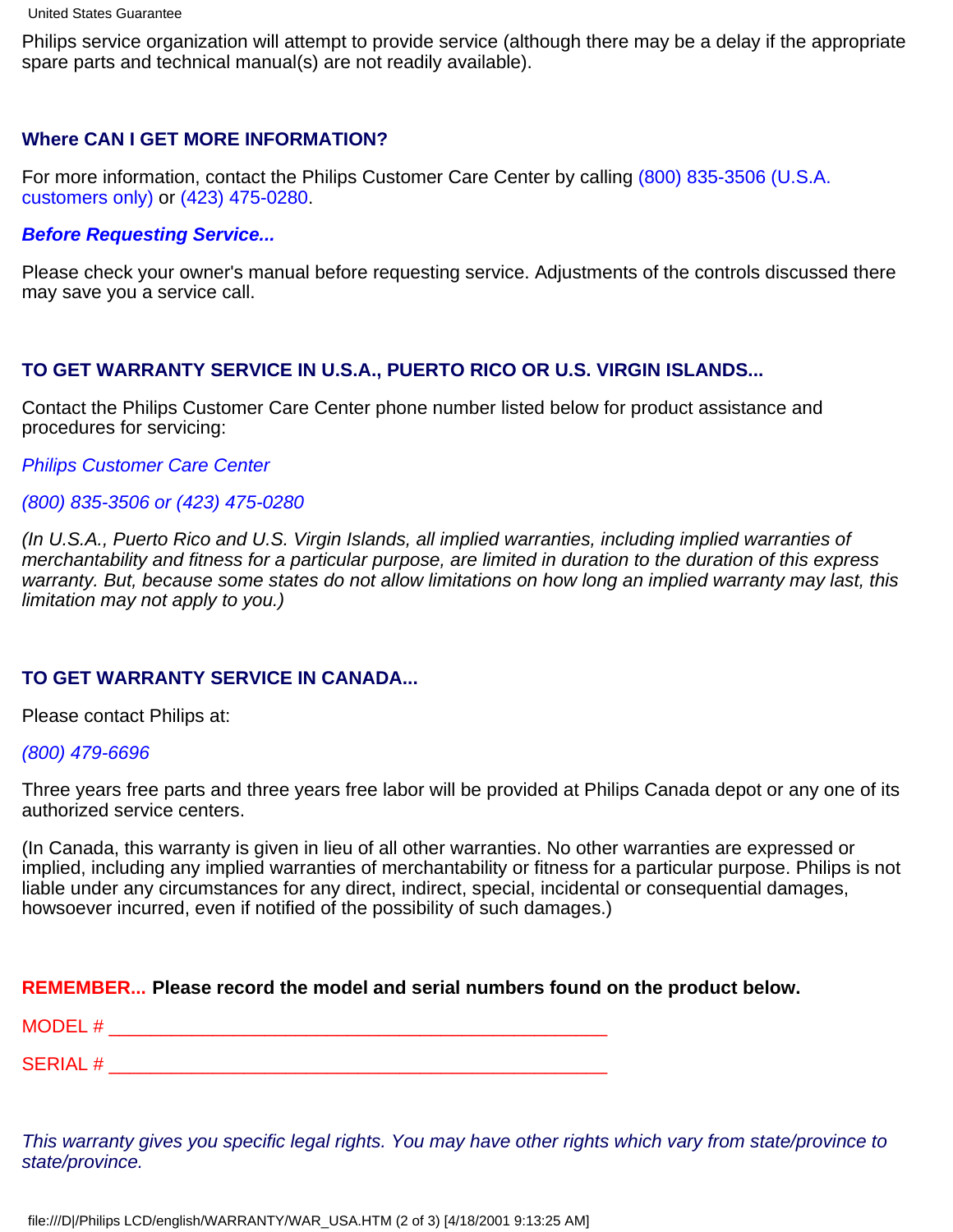Philips service organization will attempt to provide service (although there may be a delay if the appropriate spare parts and technical manual(s) are not readily available).

### Where CAN I GET MORE INFORMATION?

For more information, contact the Philips Customer Care Center by calling (800) 835-3506 (U.S.A. customers only) or (423) 475-0280.

***Before Requesting Service...***

Please check your owner's manual before requesting service. Adjustments of the controls discussed there may save you a service call.

### TO GET WARRANTY SERVICE IN U.S.A., PUERTO RICO OR U.S. VIRGIN ISLANDS...

Contact the Philips Customer Care Center phone number listed below for product assistance and procedures for servicing:

*Philips Customer Care Center*

*(800) 835-3506 or (423) 475-0280*

*(In U.S.A., Puerto Rico and U.S. Virgin Islands, all implied warranties, including implied warranties of merchantability and fitness for a particular purpose, are limited in duration to the duration of this express warranty. But, because some states do not allow limitations on how long an implied warranty may last, this limitation may not apply to you.)*

### TO GET WARRANTY SERVICE IN CANADA...

Please contact Philips at:

*(800) 479-6696*

Three years free parts and three years free labor will be provided at Philips Canada depot or any one of its authorized service centers.

(In Canada, this warranty is given in lieu of all other warranties. No other warranties are expressed or implied, including any implied warranties of merchantability or fitness for a particular purpose. Philips is not liable under any circumstances for any direct, indirect, special, incidental or consequential damages, howsoever incurred, even if notified of the possibility of such damages.)

**REMEMBER... Please record the model and serial numbers found on the product below.**

MODEL # ________________________________________________

SERIAL # ________________________________________________

*This warranty gives you specific legal rights. You may have other rights which vary from state/province to state/province.*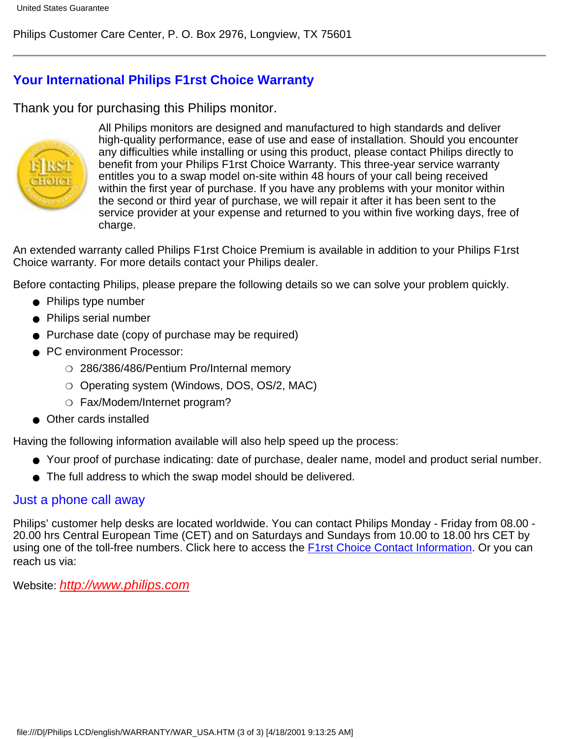Philips Customer Care Center, P. O. Box 2976, Longview, TX 75601

---

## Your International Philips F1rst Choice Warranty

Thank you for purchasing this Philips monitor.

All Philips monitors are designed and manufactured to high standards and deliver high-quality performance, ease of use and ease of installation. Should you encounter any difficulties while installing or using this product, please contact Philips directly to benefit from your Philips F1rst Choice Warranty. This three-year service warranty entitles you to a swap model on-site within 48 hours of your call being received within the first year of purchase. If you have any problems with your monitor within the second or third year of purchase, we will repair it after it has been sent to the service provider at your expense and returned to you within five working days, free of charge.

An extended warranty called Philips F1rst Choice Premium is available in addition to your Philips F1rst Choice warranty. For more details contact your Philips dealer.

Before contacting Philips, please prepare the following details so we can solve your problem quickly.

- Philips type number
- Philips serial number
- Purchase date (copy of purchase may be required)
- PC environment Processor:
  - 286/386/486/Pentium Pro/Internal memory
  - Operating system (Windows, DOS, OS/2, MAC)
  - Fax/Modem/Internet program?
- Other cards installed

Having the following information available will also help speed up the process:

- Your proof of purchase indicating: date of purchase, dealer name, model and product serial number.
- The full address to which the swap model should be delivered.

### Just a phone call away

Philips' customer help desks are located worldwide. You can contact Philips Monday - Friday from 08.00 - 20.00 hrs Central European Time (CET) and on Saturdays and Sundays from 10.00 to 18.00 hrs CET by using one of the toll-free numbers. Click here to access the F1rst Choice Contact Information. Or you can reach us via:

Website: *http://www.philips.com*